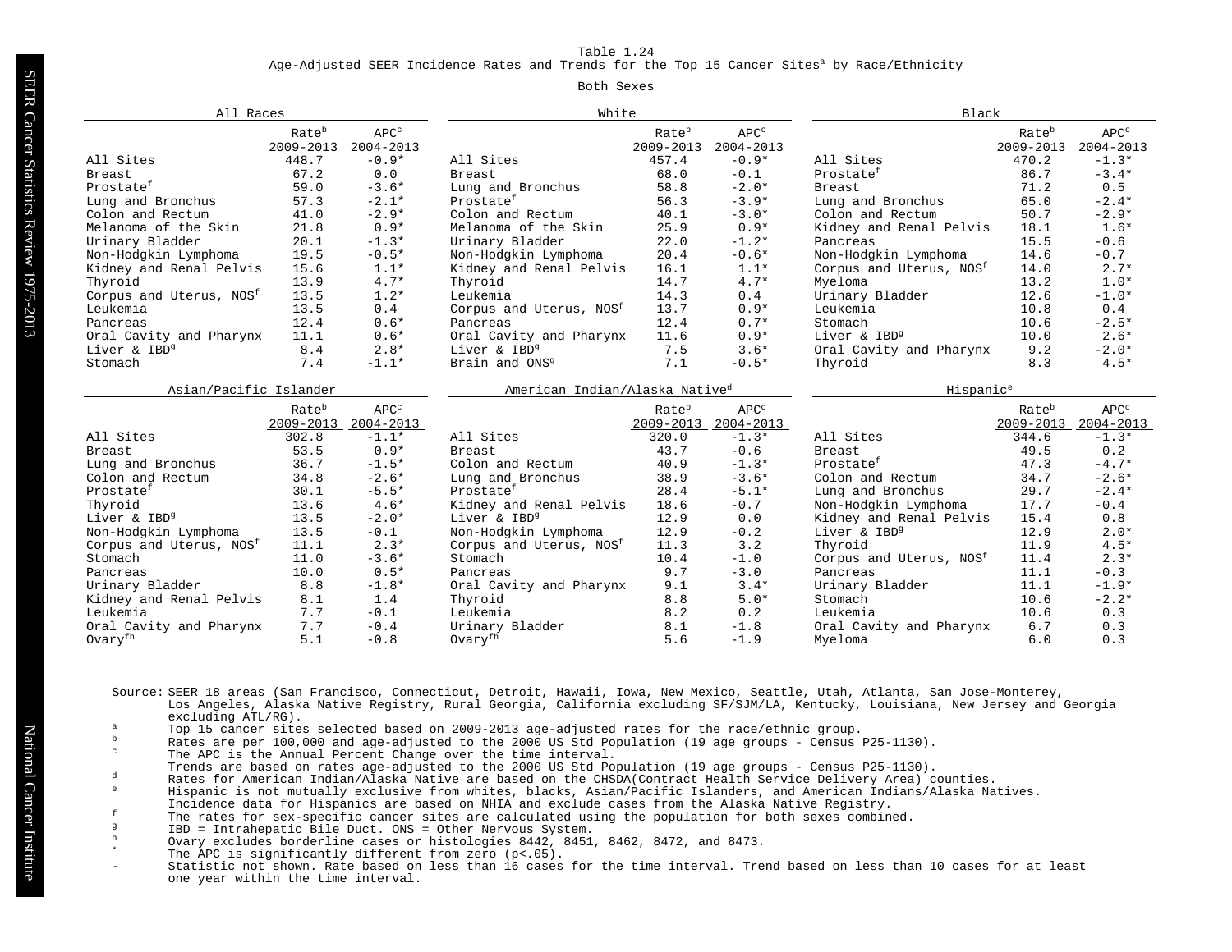Table 1.24

Age-Adjusted SEER Incidence Rates and Trends for the Top 15 Cancer Sites[a] by Race/Ethnicity

Both Sexes

| All Races | Rate[b] 2009-2013 | APC[c] 2004-2013 | White | Rate[b] 2009-2013 | APC[c] 2004-2013 | Black | Rate[b] 2009-2013 | APC[c] 2004-2013 |
|---|---|---|---|---|---|---|---|---|
| All Sites | 448.7 | -0.9* | All Sites | 457.4 | -0.9* | All Sites | 470.2 | -1.3* |
| Breast | 67.2 | 0.0 | Breast | 68.0 | -0.1 | Prostate[f] | 86.7 | -3.4* |
| Prostate[f] | 59.0 | -3.6* | Lung and Bronchus | 58.8 | -2.0* | Breast | 71.2 | 0.5 |
| Lung and Bronchus | 57.3 | -2.1* | Prostate[f] | 56.3 | -3.9* | Lung and Bronchus | 65.0 | -2.4* |
| Colon and Rectum | 41.0 | -2.9* | Colon and Rectum | 40.1 | -3.0* | Colon and Rectum | 50.7 | -2.9* |
| Melanoma of the Skin | 21.8 | 0.9* | Melanoma of the Skin | 25.9 | 0.9* | Kidney and Renal Pelvis | 18.1 | 1.6* |
| Urinary Bladder | 20.1 | -1.3* | Urinary Bladder | 22.0 | -1.2* | Pancreas | 15.5 | -0.6 |
| Non-Hodgkin Lymphoma | 19.5 | -0.5* | Non-Hodgkin Lymphoma | 20.4 | -0.6* | Non-Hodgkin Lymphoma | 14.6 | -0.7 |
| Kidney and Renal Pelvis | 15.6 | 1.1* | Kidney and Renal Pelvis | 16.1 | 1.1* | Corpus and Uterus, NOS[f] | 14.0 | 2.7* |
| Thyroid | 13.9 | 4.7* | Thyroid | 14.7 | 4.7* | Myeloma | 13.2 | 1.0* |
| Corpus and Uterus, NOS[f] | 13.5 | 1.2* | Leukemia | 14.3 | 0.4 | Urinary Bladder | 12.6 | -1.0* |
| Leukemia | 13.5 | 0.4 | Corpus and Uterus, NOS[f] | 13.7 | 0.9* | Leukemia | 10.8 | 0.4 |
| Pancreas | 12.4 | 0.6* | Pancreas | 12.4 | 0.7* | Stomach | 10.6 | -2.5* |
| Oral Cavity and Pharynx | 11.1 | 0.6* | Oral Cavity and Pharynx | 11.6 | 0.9* | Liver & IBD[g] | 10.0 | 2.6* |
| Liver & IBD[g] | 8.4 | 2.8* | Liver & IBD[g] | 7.5 | 3.6* | Oral Cavity and Pharynx | 9.2 | -2.0* |
| Stomach | 7.4 | -1.1* | Brain and ONS[g] | 7.1 | -0.5* | Thyroid | 8.3 | 4.5* |

| Asian/Pacific Islander | Rate[b] 2009-2013 | APC[c] 2004-2013 | American Indian/Alaska Native[d] | Rate[b] 2009-2013 | APC[c] 2004-2013 | Hispanic[e] | Rate[b] 2009-2013 | APC[c] 2004-2013 |
|---|---|---|---|---|---|---|---|---|
| All Sites | 302.8 | -1.1* | All Sites | 320.0 | -1.3* | All Sites | 344.6 | -1.3* |
| Breast | 53.5 | 0.9* | Breast | 43.7 | -0.6 | Breast | 49.5 | 0.2 |
| Lung and Bronchus | 36.7 | -1.5* | Colon and Rectum | 40.9 | -1.3* | Prostate[f] | 47.3 | -4.7* |
| Colon and Rectum | 34.8 | -2.6* | Lung and Bronchus | 38.9 | -3.6* | Colon and Rectum | 34.7 | -2.6* |
| Prostate[f] | 30.1 | -5.5* | Prostate[f] | 28.4 | -5.1* | Lung and Bronchus | 29.7 | -2.4* |
| Thyroid | 13.6 | 4.6* | Kidney and Renal Pelvis | 18.6 | -0.7 | Non-Hodgkin Lymphoma | 17.7 | -0.4 |
| Liver & IBD[g] | 13.5 | -2.0* | Liver & IBD[g] | 12.9 | 0.0 | Kidney and Renal Pelvis | 15.4 | 0.8 |
| Non-Hodgkin Lymphoma | 13.5 | -0.1 | Non-Hodgkin Lymphoma | 12.9 | -0.2 | Liver & IBD[g] | 12.9 | 2.0* |
| Corpus and Uterus, NOS[f] | 11.1 | 2.3* | Corpus and Uterus, NOS[f] | 11.3 | 3.2 | Thyroid | 11.9 | 4.5* |
| Stomach | 11.0 | -3.6* | Stomach | 10.4 | -1.0 | Corpus and Uterus, NOS[f] | 11.4 | 2.3* |
| Pancreas | 10.0 | 0.5* | Pancreas | 9.7 | -3.0 | Pancreas | 11.1 | -0.3 |
| Urinary Bladder | 8.8 | -1.8* | Oral Cavity and Pharynx | 9.1 | 3.4* | Urinary Bladder | 11.1 | -1.9* |
| Kidney and Renal Pelvis | 8.1 | 1.4 | Thyroid | 8.8 | 5.0* | Stomach | 10.6 | -2.2* |
| Leukemia | 7.7 | -0.1 | Leukemia | 8.2 | 0.2 | Leukemia | 10.6 | 0.3 |
| Oral Cavity and Pharynx | 7.7 | -0.4 | Urinary Bladder | 8.1 | -1.8 | Oral Cavity and Pharynx | 6.7 | 0.3 |
| Ovary[fh] | 5.1 | -0.8 | Ovary[fh] | 5.6 | -1.9 | Myeloma | 6.0 | 0.3 |

Source: SEER 18 areas (San Francisco, Connecticut, Detroit, Hawaii, Iowa, New Mexico, Seattle, Utah, Atlanta, San Jose-Monterey, Los Angeles, Alaska Native Registry, Rural Georgia, California excluding SF/SJM/LA, Kentucky, Louisiana, New Jersey and Georgia excluding ATL/RG).

[a] Top 15 cancer sites selected based on 2009-2013 age-adjusted rates for the race/ethnic group.
[b] Rates are per 100,000 and age-adjusted to the 2000 US Std Population (19 age groups - Census P25-1130).
[c] The APC is the Annual Percent Change over the time interval. Trends are based on rates age-adjusted to the 2000 US Std Population (19 age groups - Census P25-1130).
[d] Rates for American Indian/Alaska Native are based on the CHSDA(Contract Health Service Delivery Area) counties.
[e] Hispanic is not mutually exclusive from whites, blacks, Asian/Pacific Islanders, and American Indians/Alaska Natives. Incidence data for Hispanics are based on NHIA and exclude cases from the Alaska Native Registry.
[f] The rates for sex-specific cancer sites are calculated using the population for both sexes combined.
[g] IBD = Intrahepatic Bile Duct. ONS = Other Nervous System.
[h] Ovary excludes borderline cases or histologies 8442, 8451, 8462, 8472, and 8473.
\* The APC is significantly different from zero ($p<.05$).
\- Statistic not shown. Rate based on less than 16 cases for the time interval. Trend based on less than 10 cases for at least one year within the time interval.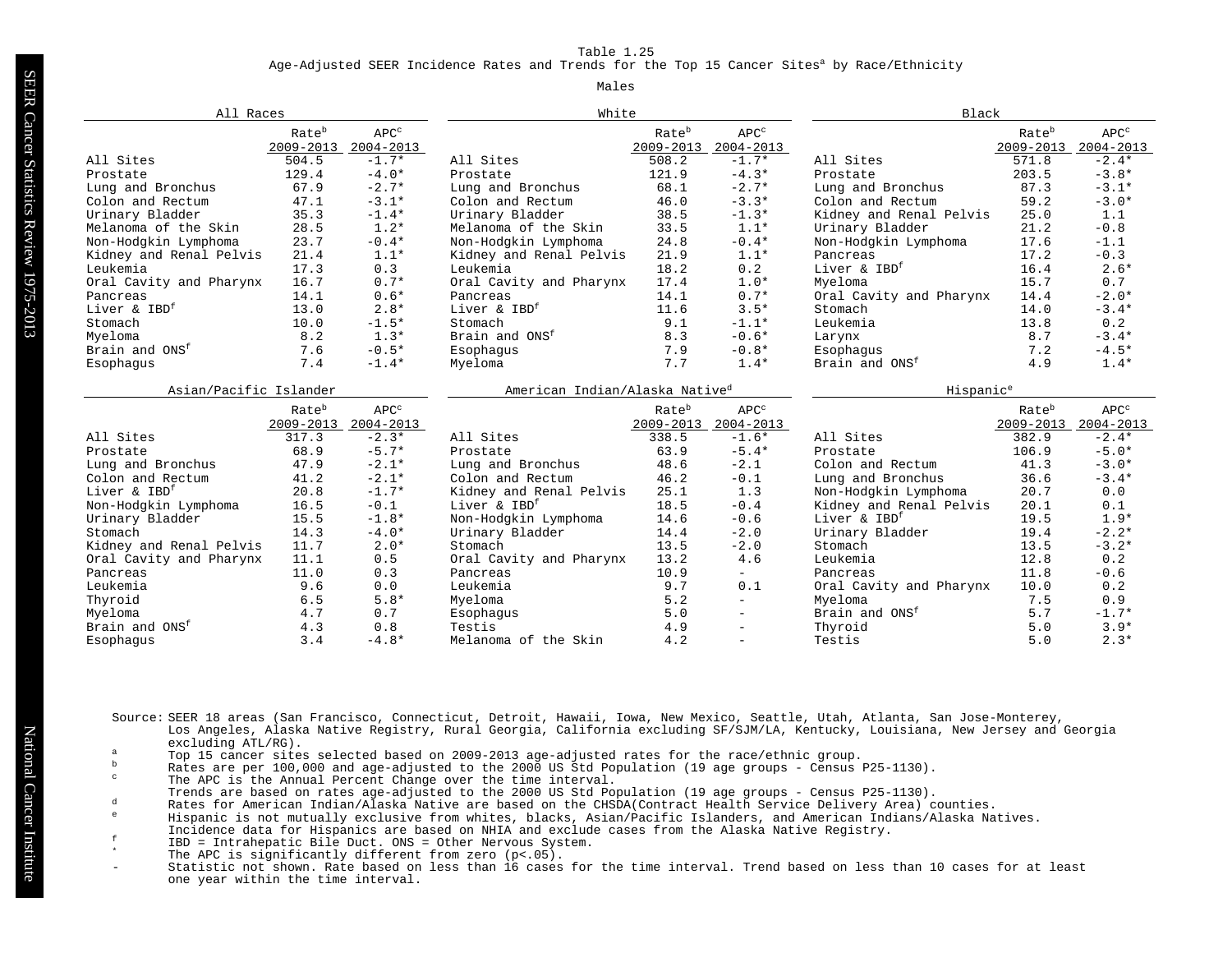Table 1.25

Age-Adjusted SEER Incidence Rates and Trends for the Top 15 Cancer Sites[a] by Race/Ethnicity

Males

**All Races**

| | Rate[b] 2009-2013 | APC[c] 2004-2013 |
|---|---|---|
| All Sites | 504.5 | -1.7* |
| Prostate | 129.4 | -4.0* |
| Lung and Bronchus | 67.9 | -2.7* |
| Colon and Rectum | 47.1 | -3.1* |
| Urinary Bladder | 35.3 | -1.4* |
| Melanoma of the Skin | 28.5 | 1.2* |
| Non-Hodgkin Lymphoma | 23.7 | -0.4* |
| Kidney and Renal Pelvis | 21.4 | 1.1* |
| Leukemia | 17.3 | 0.3 |
| Oral Cavity and Pharynx | 16.7 | 0.7* |
| Pancreas | 14.1 | 0.6* |
| Liver & IBD[f] | 13.0 | 2.8* |
| Stomach | 10.0 | -1.5* |
| Myeloma | 8.2 | 1.3* |
| Brain and ONS[f] | 7.6 | -0.5* |
| Esophagus | 7.4 | -1.4* |

**White**

| | Rate[b] 2009-2013 | APC[c] 2004-2013 |
|---|---|---|
| All Sites | 508.2 | -1.7* |
| Prostate | 121.9 | -4.3* |
| Lung and Bronchus | 68.1 | -2.7* |
| Colon and Rectum | 46.0 | -3.3* |
| Urinary Bladder | 38.5 | -1.3* |
| Melanoma of the Skin | 33.5 | 1.1* |
| Non-Hodgkin Lymphoma | 24.8 | -0.4* |
| Kidney and Renal Pelvis | 21.9 | 1.1* |
| Leukemia | 18.2 | 0.2 |
| Oral Cavity and Pharynx | 17.4 | 1.0* |
| Pancreas | 14.1 | 0.7* |
| Liver & IBD[f] | 11.6 | 3.5* |
| Stomach | 9.1 | -1.1* |
| Brain and ONS[f] | 8.3 | -0.6* |
| Esophagus | 7.9 | -0.8* |
| Myeloma | 7.7 | 1.4* |

**Black**

| | Rate[b] 2009-2013 | APC[c] 2004-2013 |
|---|---|---|
| All Sites | 571.8 | -2.4* |
| Prostate | 203.5 | -3.8* |
| Lung and Bronchus | 87.3 | -3.1* |
| Colon and Rectum | 59.2 | -3.0* |
| Kidney and Renal Pelvis | 25.0 | 1.1 |
| Urinary Bladder | 21.2 | -0.8 |
| Non-Hodgkin Lymphoma | 17.6 | -1.1 |
| Pancreas | 17.2 | -0.3 |
| Liver & IBD[f] | 16.4 | 2.6* |
| Myeloma | 15.7 | 0.7 |
| Oral Cavity and Pharynx | 14.4 | -2.0* |
| Stomach | 14.0 | -3.4* |
| Leukemia | 13.8 | 0.2 |
| Larynx | 8.7 | -3.4* |
| Esophagus | 7.2 | -4.5* |
| Brain and ONS[f] | 4.9 | 1.4* |

**Asian/Pacific Islander**

| | Rate[b] 2009-2013 | APC[c] 2004-2013 |
|---|---|---|
| All Sites | 317.3 | -2.3* |
| Prostate | 68.9 | -5.7* |
| Lung and Bronchus | 47.9 | -2.1* |
| Colon and Rectum | 41.2 | -2.1* |
| Liver & IBD[f] | 20.8 | -1.7* |
| Non-Hodgkin Lymphoma | 16.5 | -0.1 |
| Urinary Bladder | 15.5 | -1.8* |
| Stomach | 14.3 | -4.0* |
| Kidney and Renal Pelvis | 11.7 | 2.0* |
| Oral Cavity and Pharynx | 11.1 | 0.5 |
| Pancreas | 11.0 | 0.3 |
| Leukemia | 9.6 | 0.0 |
| Thyroid | 6.5 | 5.8* |
| Myeloma | 4.7 | 0.7 |
| Brain and ONS[f] | 4.3 | 0.8 |
| Esophagus | 3.4 | -4.8* |

**American Indian/Alaska Native[d]**

| | Rate[b] 2009-2013 | APC[c] 2004-2013 |
|---|---|---|
| All Sites | 338.5 | -1.6* |
| Prostate | 63.9 | -5.4* |
| Lung and Bronchus | 48.6 | -2.1 |
| Colon and Rectum | 46.2 | -0.1 |
| Kidney and Renal Pelvis | 25.1 | 1.3 |
| Liver & IBD[f] | 18.5 | -0.4 |
| Non-Hodgkin Lymphoma | 14.6 | -0.6 |
| Urinary Bladder | 14.4 | -2.0 |
| Stomach | 13.5 | -2.0 |
| Oral Cavity and Pharynx | 13.2 | 4.6 |
| Pancreas | 10.9 | - |
| Leukemia | 9.7 | 0.1 |
| Myeloma | 5.2 | - |
| Esophagus | 5.0 | - |
| Testis | 4.9 | - |
| Melanoma of the Skin | 4.2 | - |

**Hispanic[e]**

| | Rate[b] 2009-2013 | APC[c] 2004-2013 |
|---|---|---|
| All Sites | 382.9 | -2.4* |
| Prostate | 106.9 | -5.0* |
| Colon and Rectum | 41.3 | -3.0* |
| Lung and Bronchus | 36.6 | -3.4* |
| Non-Hodgkin Lymphoma | 20.7 | 0.0 |
| Kidney and Renal Pelvis | 20.1 | 0.1 |
| Liver & IBD[f] | 19.5 | 1.9* |
| Urinary Bladder | 19.4 | -2.2* |
| Stomach | 13.5 | -3.2* |
| Leukemia | 12.8 | 0.2 |
| Pancreas | 11.8 | -0.6 |
| Oral Cavity and Pharynx | 10.0 | 0.2 |
| Myeloma | 7.5 | 0.9 |
| Brain and ONS[f] | 5.7 | -1.7* |
| Thyroid | 5.0 | 3.9* |
| Testis | 5.0 | 2.3* |

Source: SEER 18 areas (San Francisco, Connecticut, Detroit, Hawaii, Iowa, New Mexico, Seattle, Utah, Atlanta, San Jose-Monterey, Los Angeles, Alaska Native Registry, Rural Georgia, California excluding SF/SJM/LA, Kentucky, Louisiana, New Jersey and Georgia excluding ATL/RG).

[a] Top 15 cancer sites selected based on 2009-2013 age-adjusted rates for the race/ethnic group.

[b] Rates are per 100,000 and age-adjusted to the 2000 US Std Population (19 age groups - Census P25-1130).

[c] The APC is the Annual Percent Change over the time interval.
Trends are based on rates age-adjusted to the 2000 US Std Population (19 age groups - Census P25-1130).

[d] Rates for American Indian/Alaska Native are based on the CHSDA(Contract Health Service Delivery Area) counties.

[e] Hispanic is not mutually exclusive from whites, blacks, Asian/Pacific Islanders, and American Indians/Alaska Natives.
Incidence data for Hispanics are based on NHIA and exclude cases from the Alaska Native Registry.

[f] IBD = Intrahepatic Bile Duct. ONS = Other Nervous System.

\* The APC is significantly different from zero (p<.05).

\- Statistic not shown. Rate based on less than 16 cases for the time interval. Trend based on less than 10 cases for at least one year within the time interval.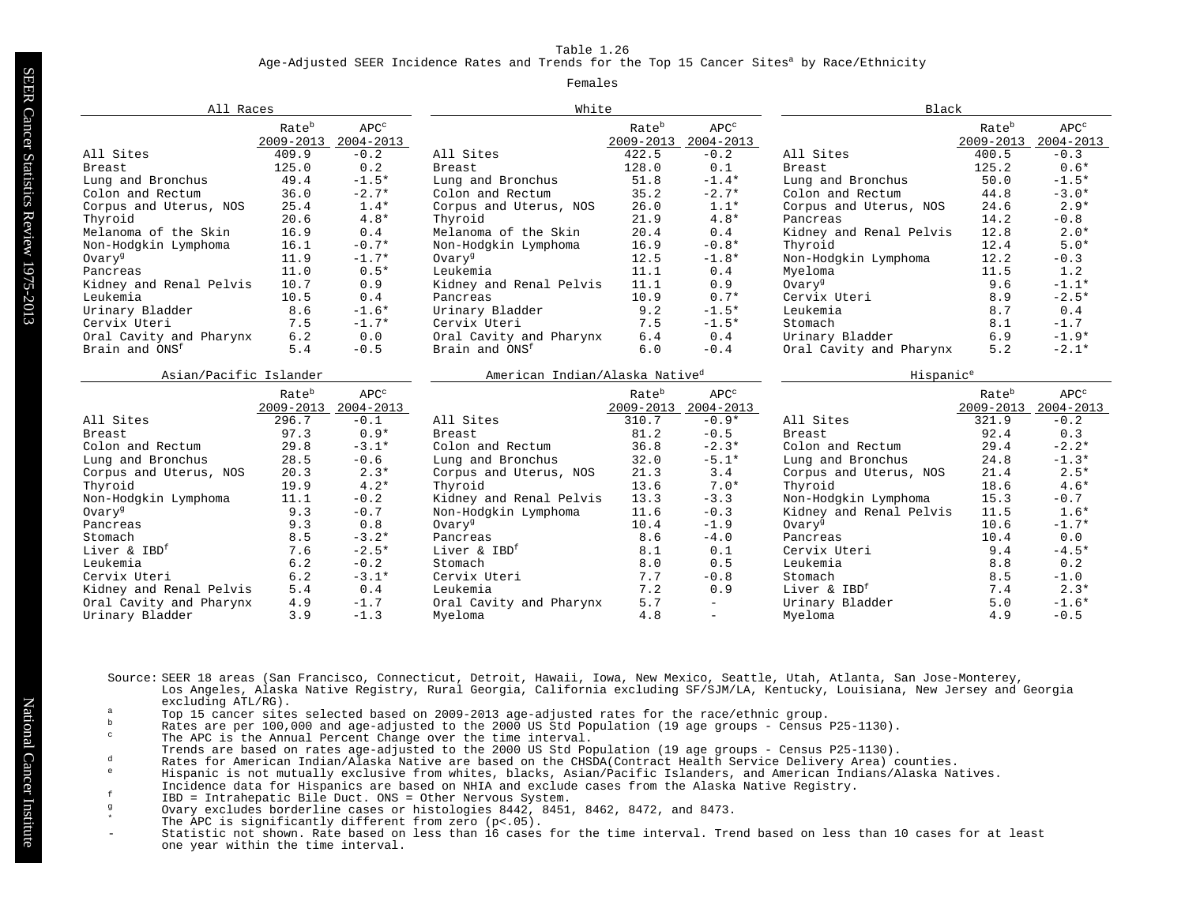# Table 1.26

## Age-Adjusted SEER Incidence Rates and Trends for the Top 15 Cancer Sites[a] by Race/Ethnicity

### Females

| All Races | Rate[b] 2009-2013 | APC[c] 2004-2013 |
|---|---|---|
| All Sites | 409.9 | -0.2 |
| Breast | 125.0 | 0.2 |
| Lung and Bronchus | 49.4 | -1.5* |
| Colon and Rectum | 36.0 | -2.7* |
| Corpus and Uterus, NOS | 25.4 | 1.4* |
| Thyroid | 20.6 | 4.8* |
| Melanoma of the Skin | 16.9 | 0.4 |
| Non-Hodgkin Lymphoma | 16.1 | -0.7* |
| Ovary[g] | 11.9 | -1.7* |
| Pancreas | 11.0 | 0.5* |
| Kidney and Renal Pelvis | 10.7 | 0.9 |
| Leukemia | 10.5 | 0.4 |
| Urinary Bladder | 8.6 | -1.6* |
| Cervix Uteri | 7.5 | -1.7* |
| Oral Cavity and Pharynx | 6.2 | 0.0 |
| Brain and ONS[f] | 5.4 | -0.5 |

| White | Rate[b] 2009-2013 | APC[c] 2004-2013 |
|---|---|---|
| All Sites | 422.5 | -0.2 |
| Breast | 128.0 | 0.1 |
| Lung and Bronchus | 51.8 | -1.4* |
| Colon and Rectum | 35.2 | -2.7* |
| Corpus and Uterus, NOS | 26.0 | 1.1* |
| Thyroid | 21.9 | 4.8* |
| Melanoma of the Skin | 20.4 | 0.4 |
| Non-Hodgkin Lymphoma | 16.9 | -0.8* |
| Ovary[g] | 12.5 | -1.8* |
| Leukemia | 11.1 | 0.4 |
| Kidney and Renal Pelvis | 11.1 | 0.9 |
| Pancreas | 10.9 | 0.7* |
| Urinary Bladder | 9.2 | -1.5* |
| Cervix Uteri | 7.5 | -1.5* |
| Oral Cavity and Pharynx | 6.4 | 0.4 |
| Brain and ONS[f] | 6.0 | -0.4 |

| Black | Rate[b] 2009-2013 | APC[c] 2004-2013 |
|---|---|---|
| All Sites | 400.5 | -0.3 |
| Breast | 125.2 | 0.6* |
| Lung and Bronchus | 50.0 | -1.5* |
| Colon and Rectum | 44.8 | -3.0* |
| Corpus and Uterus, NOS | 24.6 | 2.9* |
| Pancreas | 14.2 | -0.8 |
| Kidney and Renal Pelvis | 12.8 | 2.0* |
| Thyroid | 12.4 | 5.0* |
| Non-Hodgkin Lymphoma | 12.2 | -0.3 |
| Myeloma | 11.5 | 1.2 |
| Ovary[g] | 9.6 | -1.1* |
| Cervix Uteri | 8.9 | -2.5* |
| Leukemia | 8.7 | 0.4 |
| Stomach | 8.1 | -1.7 |
| Urinary Bladder | 6.9 | -1.9* |
| Oral Cavity and Pharynx | 5.2 | -2.1* |

| Asian/Pacific Islander | Rate[b] 2009-2013 | APC[c] 2004-2013 |
|---|---|---|
| All Sites | 296.7 | -0.1 |
| Breast | 97.3 | 0.9* |
| Colon and Rectum | 29.8 | -3.1* |
| Lung and Bronchus | 28.5 | -0.6 |
| Corpus and Uterus, NOS | 20.3 | 2.3* |
| Thyroid | 19.9 | 4.2* |
| Non-Hodgkin Lymphoma | 11.1 | -0.2 |
| Ovary[g] | 9.3 | -0.7 |
| Pancreas | 9.3 | 0.8 |
| Stomach | 8.5 | -3.2* |
| Liver & IBD[f] | 7.6 | -2.5* |
| Leukemia | 6.2 | -0.2 |
| Cervix Uteri | 6.2 | -3.1* |
| Kidney and Renal Pelvis | 5.4 | 0.4 |
| Oral Cavity and Pharynx | 4.9 | -1.7 |
| Urinary Bladder | 3.9 | -1.3 |

| American Indian/Alaska Native[d] | Rate[b] 2009-2013 | APC[c] 2004-2013 |
|---|---|---|
| All Sites | 310.7 | -0.9* |
| Breast | 81.2 | -0.5 |
| Colon and Rectum | 36.8 | -2.3* |
| Lung and Bronchus | 32.0 | -5.1* |
| Corpus and Uterus, NOS | 21.3 | 3.4 |
| Thyroid | 13.6 | 7.0* |
| Kidney and Renal Pelvis | 13.3 | -3.3 |
| Non-Hodgkin Lymphoma | 11.6 | -0.3 |
| Ovary[g] | 10.4 | -1.9 |
| Pancreas | 8.6 | -4.0 |
| Liver & IBD[f] | 8.1 | 0.1 |
| Stomach | 8.0 | 0.5 |
| Cervix Uteri | 7.7 | -0.8 |
| Leukemia | 7.2 | 0.9 |
| Oral Cavity and Pharynx | 5.7 | - |
| Myeloma | 4.8 | - |

| Hispanic[e] | Rate[b] 2009-2013 | APC[c] 2004-2013 |
|---|---|---|
| All Sites | 321.9 | -0.2 |
| Breast | 92.4 | 0.3 |
| Colon and Rectum | 29.4 | -2.2* |
| Lung and Bronchus | 24.8 | -1.3* |
| Corpus and Uterus, NOS | 21.4 | 2.5* |
| Thyroid | 18.6 | 4.6* |
| Non-Hodgkin Lymphoma | 15.3 | -0.7 |
| Kidney and Renal Pelvis | 11.5 | 1.6* |
| Ovary[g] | 10.6 | -1.7* |
| Pancreas | 10.4 | 0.0 |
| Cervix Uteri | 9.4 | -4.5* |
| Leukemia | 8.8 | 0.2 |
| Stomach | 8.5 | -1.0 |
| Liver & IBD[f] | 7.4 | 2.3* |
| Urinary Bladder | 5.0 | -1.6* |
| Myeloma | 4.9 | -0.5 |

Source: SEER 18 areas (San Francisco, Connecticut, Detroit, Hawaii, Iowa, New Mexico, Seattle, Utah, Atlanta, San Jose-Monterey, Los Angeles, Alaska Native Registry, Rural Georgia, California excluding SF/SJM/LA, Kentucky, Louisiana, New Jersey and Georgia excluding ATL/RG).

[a] Top 15 cancer sites selected based on 2009-2013 age-adjusted rates for the race/ethnic group.
[b] Rates are per 100,000 and age-adjusted to the 2000 US Std Population (19 age groups - Census P25-1130).
[c] The APC is the Annual Percent Change over the time interval. Trends are based on rates age-adjusted to the 2000 US Std Population (19 age groups - Census P25-1130).
[d] Rates for American Indian/Alaska Native are based on the CHSDA(Contract Health Service Delivery Area) counties.
[e] Hispanic is not mutually exclusive from whites, blacks, Asian/Pacific Islanders, and American Indians/Alaska Natives. Incidence data for Hispanics are based on NHIA and exclude cases from the Alaska Native Registry.
[f] IBD = Intrahepatic Bile Duct. ONS = Other Nervous System.
[g] Ovary excludes borderline cases or histologies 8442, 8451, 8462, 8472, and 8473.
\* The APC is significantly different from zero (p<.05).
\- Statistic not shown. Rate based on less than 16 cases for the time interval. Trend based on less than 10 cases for at least one year within the time interval.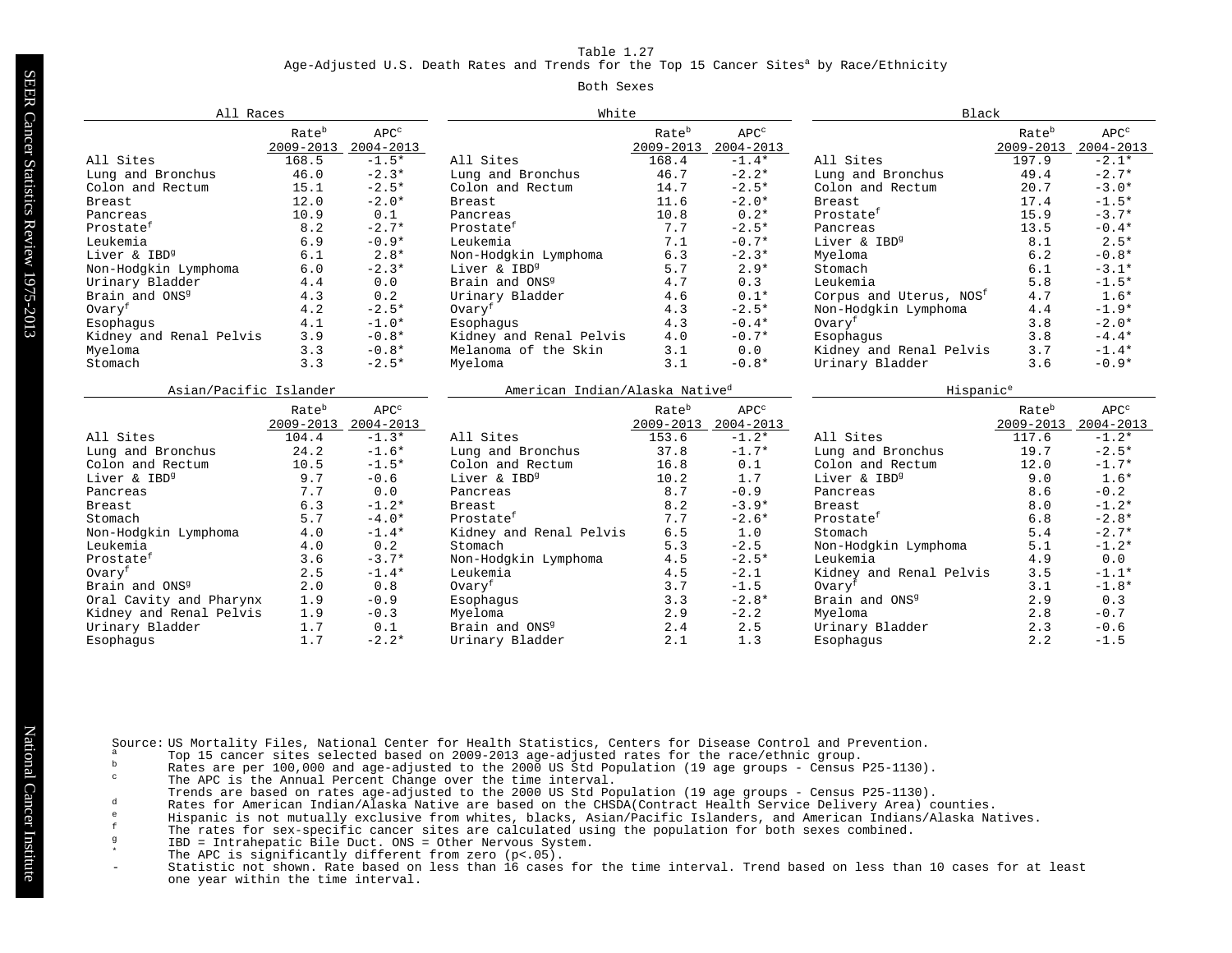Table 1.27

Age-Adjusted U.S. Death Rates and Trends for the Top 15 Cancer Sites[a] by Race/Ethnicity

Both Sexes

| All Races | Rate[b] 2009-2013 | APC[c] 2004-2013 |
|---|---|---|
| All Sites | 168.5 | -1.5* |
| Lung and Bronchus | 46.0 | -2.3* |
| Colon and Rectum | 15.1 | -2.5* |
| Breast | 12.0 | -2.0* |
| Pancreas | 10.9 | 0.1 |
| Prostate[f] | 8.2 | -2.7* |
| Leukemia | 6.9 | -0.9* |
| Liver & IBD[g] | 6.1 | 2.8* |
| Non-Hodgkin Lymphoma | 6.0 | -2.3* |
| Urinary Bladder | 4.4 | 0.0 |
| Brain and ONS[g] | 4.3 | 0.2 |
| Ovary[f] | 4.2 | -2.5* |
| Esophagus | 4.1 | -1.0* |
| Kidney and Renal Pelvis | 3.9 | -0.8* |
| Myeloma | 3.3 | -0.8* |
| Stomach | 3.3 | -2.5* |

| White | Rate[b] 2009-2013 | APC[c] 2004-2013 |
|---|---|---|
| All Sites | 168.4 | -1.4* |
| Lung and Bronchus | 46.7 | -2.2* |
| Colon and Rectum | 14.7 | -2.5* |
| Breast | 11.6 | -2.0* |
| Pancreas | 10.8 | 0.2* |
| Prostate[f] | 7.7 | -2.5* |
| Leukemia | 7.1 | -0.7* |
| Non-Hodgkin Lymphoma | 6.3 | -2.3* |
| Liver & IBD[g] | 5.7 | 2.9* |
| Brain and ONS[g] | 4.7 | 0.3 |
| Urinary Bladder | 4.6 | 0.1* |
| Ovary[f] | 4.3 | -2.5* |
| Esophagus | 4.3 | -0.4* |
| Kidney and Renal Pelvis | 4.0 | -0.7* |
| Melanoma of the Skin | 3.1 | 0.0 |
| Myeloma | 3.1 | -0.8* |

| Black | Rate[b] 2009-2013 | APC[c] 2004-2013 |
|---|---|---|
| All Sites | 197.9 | -2.1* |
| Lung and Bronchus | 49.4 | -2.7* |
| Colon and Rectum | 20.7 | -3.0* |
| Breast | 17.4 | -1.5* |
| Prostate[f] | 15.9 | -3.7* |
| Pancreas | 13.5 | -0.4* |
| Liver & IBD[g] | 8.1 | 2.5* |
| Myeloma | 6.2 | -0.8* |
| Stomach | 6.1 | -3.1* |
| Leukemia | 5.8 | -1.5* |
| Corpus and Uterus, NOS[f] | 4.7 | 1.6* |
| Non-Hodgkin Lymphoma | 4.4 | -1.9* |
| Ovary[f] | 3.8 | -2.0* |
| Esophagus | 3.8 | -4.4* |
| Kidney and Renal Pelvis | 3.7 | -1.4* |
| Urinary Bladder | 3.6 | -0.9* |

| Asian/Pacific Islander | Rate[b] 2009-2013 | APC[c] 2004-2013 |
|---|---|---|
| All Sites | 104.4 | -1.3* |
| Lung and Bronchus | 24.2 | -1.6* |
| Colon and Rectum | 10.5 | -1.5* |
| Liver & IBD[g] | 9.7 | -0.6 |
| Pancreas | 7.7 | 0.0 |
| Breast | 6.3 | -1.2* |
| Stomach | 5.7 | -4.0* |
| Non-Hodgkin Lymphoma | 4.0 | -1.4* |
| Leukemia | 4.0 | 0.2 |
| Prostate[f] | 3.6 | -3.7* |
| Ovary[f] | 2.5 | -1.4* |
| Brain and ONS[g] | 2.0 | 0.8 |
| Oral Cavity and Pharynx | 1.9 | -0.9 |
| Kidney and Renal Pelvis | 1.9 | -0.3 |
| Urinary Bladder | 1.7 | 0.1 |
| Esophagus | 1.7 | -2.2* |

| American Indian/Alaska Native[d] | Rate[b] 2009-2013 | APC[c] 2004-2013 |
|---|---|---|
| All Sites | 153.6 | -1.2* |
| Lung and Bronchus | 37.8 | -1.7* |
| Colon and Rectum | 16.8 | 0.1 |
| Liver & IBD[g] | 10.2 | 1.7 |
| Pancreas | 8.7 | -0.9 |
| Breast | 8.2 | -3.9* |
| Prostate[f] | 7.7 | -2.6* |
| Kidney and Renal Pelvis | 6.5 | 1.0 |
| Stomach | 5.3 | -2.5 |
| Non-Hodgkin Lymphoma | 4.5 | -2.5* |
| Leukemia | 4.5 | -2.1 |
| Ovary[f] | 3.7 | -1.5 |
| Esophagus | 3.3 | -2.8* |
| Myeloma | 2.9 | -2.2 |
| Brain and ONS[g] | 2.4 | 2.5 |
| Urinary Bladder | 2.1 | 1.3 |

| Hispanic[e] | Rate[b] 2009-2013 | APC[c] 2004-2013 |
|---|---|---|
| All Sites | 117.6 | -1.2* |
| Lung and Bronchus | 19.7 | -2.5* |
| Colon and Rectum | 12.0 | -1.7* |
| Liver & IBD[g] | 9.0 | 1.6* |
| Pancreas | 8.6 | -0.2 |
| Breast | 8.0 | -1.2* |
| Prostate[f] | 6.8 | -2.8* |
| Stomach | 5.4 | -2.7* |
| Non-Hodgkin Lymphoma | 5.1 | -1.2* |
| Leukemia | 4.9 | 0.0 |
| Kidney and Renal Pelvis | 3.5 | -1.1* |
| Ovary[f] | 3.1 | -1.8* |
| Brain and ONS[g] | 2.9 | 0.3 |
| Myeloma | 2.8 | -0.7 |
| Urinary Bladder | 2.3 | -0.6 |
| Esophagus | 2.2 | -1.5 |

Source: US Mortality Files, National Center for Health Statistics, Centers for Disease Control and Prevention.

[a] Top 15 cancer sites selected based on 2009-2013 age-adjusted rates for the race/ethnic group.

[b] Rates are per 100,000 and age-adjusted to the 2000 US Std Population (19 age groups - Census P25-1130).

[c] The APC is the Annual Percent Change over the time interval.
Trends are based on rates age-adjusted to the 2000 US Std Population (19 age groups - Census P25-1130).

[d] Rates for American Indian/Alaska Native are based on the CHSDA(Contract Health Service Delivery Area) counties.

[e] Hispanic is not mutually exclusive from whites, blacks, Asian/Pacific Islanders, and American Indians/Alaska Natives.

[f] The rates for sex-specific cancer sites are calculated using the population for both sexes combined.

[g] IBD = Intrahepatic Bile Duct. ONS = Other Nervous System.

[*] The APC is significantly different from zero (p<.05).

\- Statistic not shown. Rate based on less than 16 cases for the time interval. Trend based on less than 10 cases for at least one year within the time interval.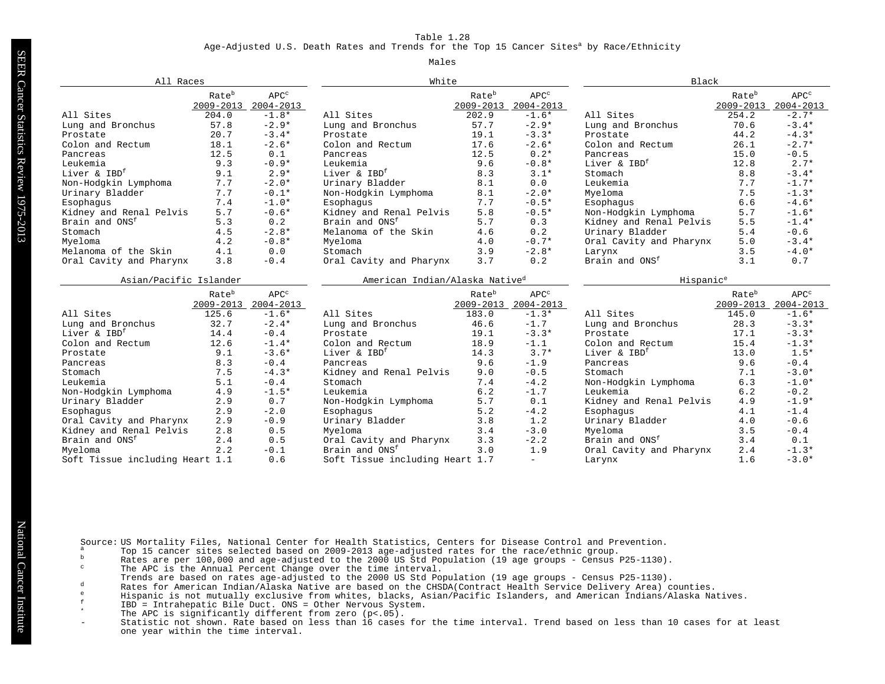Table 1.28

Age-Adjusted U.S. Death Rates and Trends for the Top 15 Cancer Sites[a] by Race/Ethnicity

Males

| All Races | Rate[b] 2009-2013 | APC[c] 2004-2013 |
|---|---|---|
| All Sites | 204.0 | -1.8* |
| Lung and Bronchus | 57.8 | -2.9* |
| Prostate | 20.7 | -3.4* |
| Colon and Rectum | 18.1 | -2.6* |
| Pancreas | 12.5 | 0.1 |
| Leukemia | 9.3 | -0.9* |
| Liver & IBD[f] | 9.1 | 2.9* |
| Non-Hodgkin Lymphoma | 7.7 | -2.0* |
| Urinary Bladder | 7.7 | -0.1* |
| Esophagus | 7.4 | -1.0* |
| Kidney and Renal Pelvis | 5.7 | -0.6* |
| Brain and ONS[f] | 5.3 | 0.2 |
| Stomach | 4.5 | -2.8* |
| Myeloma | 4.2 | -0.8* |
| Melanoma of the Skin | 4.1 | 0.0 |
| Oral Cavity and Pharynx | 3.8 | -0.4 |

| White | Rate[b] 2009-2013 | APC[c] 2004-2013 |
|---|---|---|
| All Sites | 202.9 | -1.6* |
| Lung and Bronchus | 57.7 | -2.9* |
| Prostate | 19.1 | -3.3* |
| Colon and Rectum | 17.6 | -2.6* |
| Pancreas | 12.5 | 0.2* |
| Leukemia | 9.6 | -0.8* |
| Liver & IBD[f] | 8.3 | 3.1* |
| Urinary Bladder | 8.1 | 0.0 |
| Non-Hodgkin Lymphoma | 8.1 | -2.0* |
| Esophagus | 7.7 | -0.5* |
| Kidney and Renal Pelvis | 5.8 | -0.5* |
| Brain and ONS[f] | 5.7 | 0.3 |
| Melanoma of the Skin | 4.6 | 0.2 |
| Myeloma | 4.0 | -0.7* |
| Stomach | 3.9 | -2.8* |
| Oral Cavity and Pharynx | 3.7 | 0.2 |

| Black | Rate[b] 2009-2013 | APC[c] 2004-2013 |
|---|---|---|
| All Sites | 254.2 | -2.7* |
| Lung and Bronchus | 70.6 | -3.4* |
| Prostate | 44.2 | -4.3* |
| Colon and Rectum | 26.1 | -2.7* |
| Pancreas | 15.0 | -0.5 |
| Liver & IBD[f] | 12.8 | 2.7* |
| Stomach | 8.8 | -3.4* |
| Leukemia | 7.7 | -1.7* |
| Myeloma | 7.5 | -1.3* |
| Esophagus | 6.6 | -4.6* |
| Non-Hodgkin Lymphoma | 5.7 | -1.6* |
| Kidney and Renal Pelvis | 5.5 | -1.4* |
| Urinary Bladder | 5.4 | -0.6 |
| Oral Cavity and Pharynx | 5.0 | -3.4* |
| Larynx | 3.5 | -4.0* |
| Brain and ONS[f] | 3.1 | 0.7 |

| Asian/Pacific Islander | Rate[b] 2009-2013 | APC[c] 2004-2013 |
|---|---|---|
| All Sites | 125.6 | -1.6* |
| Lung and Bronchus | 32.7 | -2.4* |
| Liver & IBD[f] | 14.4 | -0.4 |
| Colon and Rectum | 12.6 | -1.4* |
| Prostate | 9.1 | -3.6* |
| Pancreas | 8.3 | -0.4 |
| Stomach | 7.5 | -4.3* |
| Leukemia | 5.1 | -0.4 |
| Non-Hodgkin Lymphoma | 4.9 | -1.5* |
| Urinary Bladder | 2.9 | 0.7 |
| Esophagus | 2.9 | -2.0 |
| Oral Cavity and Pharynx | 2.9 | -0.9 |
| Kidney and Renal Pelvis | 2.8 | 0.5 |
| Brain and ONS[f] | 2.4 | 0.5 |
| Myeloma | 2.2 | -0.1 |
| Soft Tissue including Heart | 1.1 | 0.6 |

| American Indian/Alaska Native[d] | Rate[b] 2009-2013 | APC[c] 2004-2013 |
|---|---|---|
| All Sites | 183.0 | -1.3* |
| Lung and Bronchus | 46.6 | -1.7 |
| Prostate | 19.1 | -3.3* |
| Colon and Rectum | 18.9 | -1.1 |
| Liver & IBD[f] | 14.3 | 3.7* |
| Pancreas | 9.6 | -1.9 |
| Kidney and Renal Pelvis | 9.0 | -0.5 |
| Stomach | 7.4 | -4.2 |
| Leukemia | 6.2 | -1.7 |
| Non-Hodgkin Lymphoma | 5.7 | 0.1 |
| Esophagus | 5.2 | -4.2 |
| Urinary Bladder | 3.8 | 1.2 |
| Myeloma | 3.4 | -3.0 |
| Oral Cavity and Pharynx | 3.3 | -2.2 |
| Brain and ONS[f] | 3.0 | 1.9 |
| Soft Tissue including Heart | 1.7 | - |

| Hispanic[e] | Rate[b] 2009-2013 | APC[c] 2004-2013 |
|---|---|---|
| All Sites | 145.0 | -1.6* |
| Lung and Bronchus | 28.3 | -3.3* |
| Prostate | 17.1 | -3.3* |
| Colon and Rectum | 15.4 | -1.3* |
| Liver & IBD[f] | 13.0 | 1.5* |
| Pancreas | 9.6 | -0.4 |
| Stomach | 7.1 | -3.0* |
| Non-Hodgkin Lymphoma | 6.3 | -1.0* |
| Leukemia | 6.2 | -0.2 |
| Kidney and Renal Pelvis | 4.9 | -1.9* |
| Esophagus | 4.1 | -1.4 |
| Urinary Bladder | 4.0 | -0.6 |
| Myeloma | 3.5 | -0.4 |
| Brain and ONS[f] | 3.4 | 0.1 |
| Oral Cavity and Pharynx | 2.4 | -1.3* |
| Larynx | 1.6 | -3.0* |

Source: US Mortality Files, National Center for Health Statistics, Centers for Disease Control and Prevention.

[a] Top 15 cancer sites selected based on 2009-2013 age-adjusted rates for the race/ethnic group.

[b] Rates are per 100,000 and age-adjusted to the 2000 US Std Population (19 age groups - Census P25-1130).

[c] The APC is the Annual Percent Change over the time interval.
Trends are based on rates age-adjusted to the 2000 US Std Population (19 age groups - Census P25-1130).

[d] Rates for American Indian/Alaska Native are based on the CHSDA(Contract Health Service Delivery Area) counties.

[e] Hispanic is not mutually exclusive from whites, blacks, Asian/Pacific Islanders, and American Indians/Alaska Natives.

[f] IBD = Intrahepatic Bile Duct. ONS = Other Nervous System.

\* The APC is significantly different from zero (p<.05).

\- Statistic not shown. Rate based on less than 16 cases for the time interval. Trend based on less than 10 cases for at least one year within the time interval.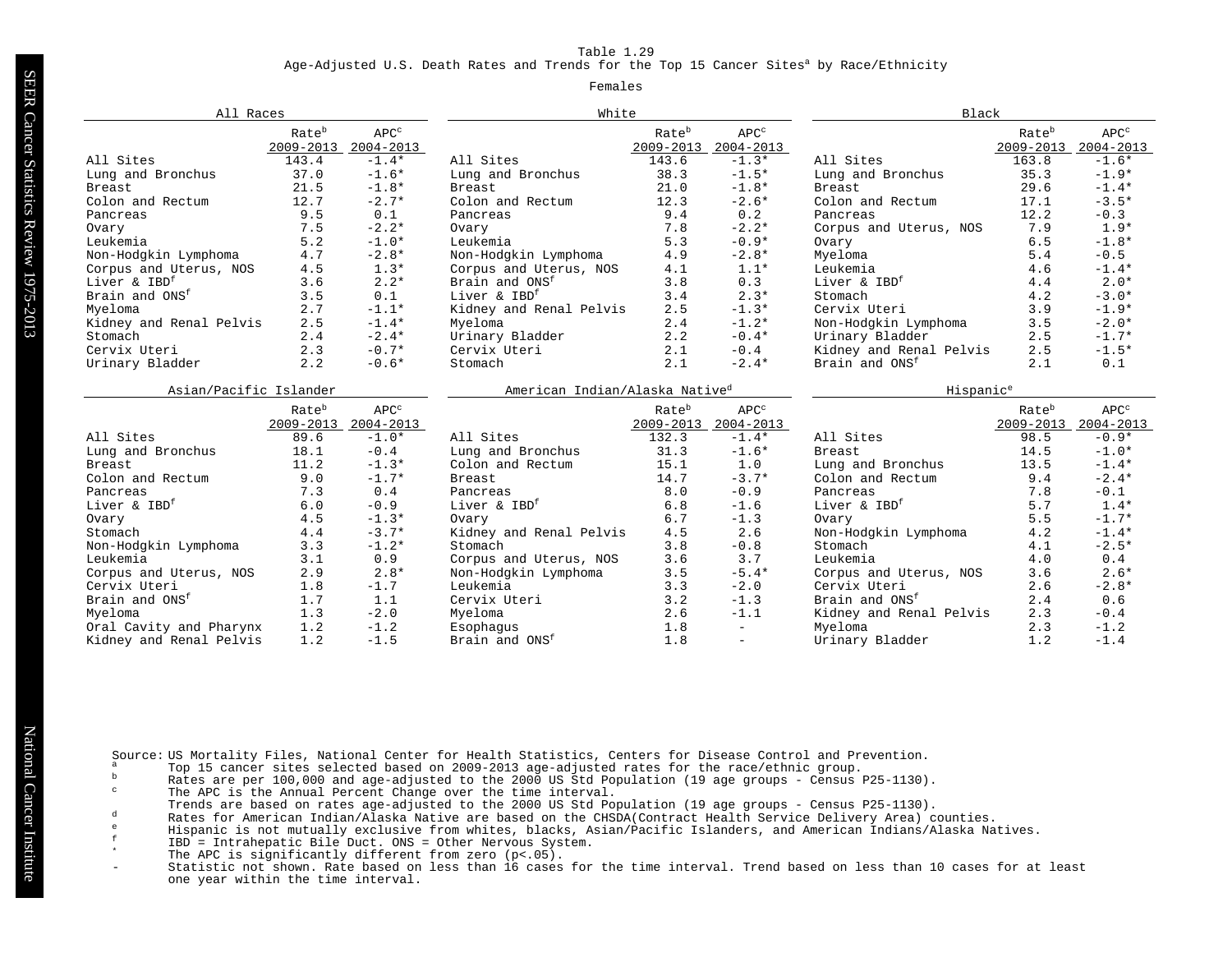Table 1.29

Age-Adjusted U.S. Death Rates and Trends for the Top 15 Cancer Sites[a] by Race/Ethnicity

Females

| All Races | Rate[b] 2009-2013 | APC[c] 2004-2013 |
|---|---|---|
| All Sites | 143.4 | -1.4* |
| Lung and Bronchus | 37.0 | -1.6* |
| Breast | 21.5 | -1.8* |
| Colon and Rectum | 12.7 | -2.7* |
| Pancreas | 9.5 | 0.1 |
| Ovary | 7.5 | -2.2* |
| Leukemia | 5.2 | -1.0* |
| Non-Hodgkin Lymphoma | 4.7 | -2.8* |
| Corpus and Uterus, NOS | 4.5 | 1.3* |
| Liver & IBD[f] | 3.6 | 2.2* |
| Brain and ONS[f] | 3.5 | 0.1 |
| Myeloma | 2.7 | -1.1* |
| Kidney and Renal Pelvis | 2.5 | -1.4* |
| Stomach | 2.4 | -2.4* |
| Cervix Uteri | 2.3 | -0.7* |
| Urinary Bladder | 2.2 | -0.6* |

| White | Rate[b] 2009-2013 | APC[c] 2004-2013 |
|---|---|---|
| All Sites | 143.6 | -1.3* |
| Lung and Bronchus | 38.3 | -1.5* |
| Breast | 21.0 | -1.8* |
| Colon and Rectum | 12.3 | -2.6* |
| Pancreas | 9.4 | 0.2 |
| Ovary | 7.8 | -2.2* |
| Leukemia | 5.3 | -0.9* |
| Non-Hodgkin Lymphoma | 4.9 | -2.8* |
| Corpus and Uterus, NOS | 4.1 | 1.1* |
| Brain and ONS[f] | 3.8 | 0.3 |
| Liver & IBD[f] | 3.4 | 2.3* |
| Kidney and Renal Pelvis | 2.5 | -1.3* |
| Myeloma | 2.4 | -1.2* |
| Urinary Bladder | 2.2 | -0.4* |
| Cervix Uteri | 2.1 | -0.4 |
| Stomach | 2.1 | -2.4* |

| Black | Rate[b] 2009-2013 | APC[c] 2004-2013 |
|---|---|---|
| All Sites | 163.8 | -1.6* |
| Lung and Bronchus | 35.3 | -1.9* |
| Breast | 29.6 | -1.4* |
| Colon and Rectum | 17.1 | -3.5* |
| Pancreas | 12.2 | -0.3 |
| Corpus and Uterus, NOS | 7.9 | 1.9* |
| Ovary | 6.5 | -1.8* |
| Myeloma | 5.4 | -0.5 |
| Leukemia | 4.6 | -1.4* |
| Liver & IBD[f] | 4.4 | 2.0* |
| Stomach | 4.2 | -3.0* |
| Cervix Uteri | 3.9 | -1.9* |
| Non-Hodgkin Lymphoma | 3.5 | -2.0* |
| Urinary Bladder | 2.5 | -1.7* |
| Kidney and Renal Pelvis | 2.5 | -1.5* |
| Brain and ONS[f] | 2.1 | 0.1 |

| Asian/Pacific Islander | Rate[b] 2009-2013 | APC[c] 2004-2013 |
|---|---|---|
| All Sites | 89.6 | -1.0* |
| Lung and Bronchus | 18.1 | -0.4 |
| Breast | 11.2 | -1.3* |
| Colon and Rectum | 9.0 | -1.7* |
| Pancreas | 7.3 | 0.4 |
| Liver & IBD[f] | 6.0 | -0.9 |
| Ovary | 4.5 | -1.3* |
| Stomach | 4.4 | -3.7* |
| Non-Hodgkin Lymphoma | 3.3 | -1.2* |
| Leukemia | 3.1 | 0.9 |
| Corpus and Uterus, NOS | 2.9 | 2.8* |
| Cervix Uteri | 1.8 | -1.7 |
| Brain and ONS[f] | 1.7 | 1.1 |
| Myeloma | 1.3 | -2.0 |
| Oral Cavity and Pharynx | 1.2 | -1.2 |
| Kidney and Renal Pelvis | 1.2 | -1.5 |

| American Indian/Alaska Native[d] | Rate[b] 2009-2013 | APC[c] 2004-2013 |
|---|---|---|
| All Sites | 132.3 | -1.4* |
| Lung and Bronchus | 31.3 | -1.6* |
| Colon and Rectum | 15.1 | 1.0 |
| Breast | 14.7 | -3.7* |
| Pancreas | 8.0 | -0.9 |
| Liver & IBD[f] | 6.8 | -1.6 |
| Ovary | 6.7 | -1.3 |
| Kidney and Renal Pelvis | 4.5 | 2.6 |
| Stomach | 3.8 | -0.8 |
| Corpus and Uterus, NOS | 3.6 | 3.7 |
| Non-Hodgkin Lymphoma | 3.5 | -5.4* |
| Leukemia | 3.3 | -2.0 |
| Cervix Uteri | 3.2 | -1.3 |
| Myeloma | 2.6 | -1.1 |
| Esophagus | 1.8 | - |
| Brain and ONS[f] | 1.8 | - |

| Hispanic[e] | Rate[b] 2009-2013 | APC[c] 2004-2013 |
|---|---|---|
| All Sites | 98.5 | -0.9* |
| Breast | 14.5 | -1.0* |
| Lung and Bronchus | 13.5 | -1.4* |
| Colon and Rectum | 9.4 | -2.4* |
| Pancreas | 7.8 | -0.1 |
| Liver & IBD[f] | 5.7 | 1.4* |
| Ovary | 5.5 | -1.7* |
| Non-Hodgkin Lymphoma | 4.2 | -1.4* |
| Stomach | 4.1 | -2.5* |
| Leukemia | 4.0 | 0.4 |
| Corpus and Uterus, NOS | 3.6 | 2.6* |
| Cervix Uteri | 2.6 | -2.8* |
| Brain and ONS[f] | 2.4 | 0.6 |
| Kidney and Renal Pelvis | 2.3 | -0.4 |
| Myeloma | 2.3 | -1.2 |
| Urinary Bladder | 1.2 | -1.4 |

Source: US Mortality Files, National Center for Health Statistics, Centers for Disease Control and Prevention.

[a] Top 15 cancer sites selected based on 2009-2013 age-adjusted rates for the race/ethnic group.

[b] Rates are per 100,000 and age-adjusted to the 2000 US Std Population (19 age groups - Census P25-1130).

[c] The APC is the Annual Percent Change over the time interval. Trends are based on rates age-adjusted to the 2000 US Std Population (19 age groups - Census P25-1130).

[d] Rates for American Indian/Alaska Native are based on the CHSDA(Contract Health Service Delivery Area) counties.

[e] Hispanic is not mutually exclusive from whites, blacks, Asian/Pacific Islanders, and American Indians/Alaska Natives.

[f] IBD = Intrahepatic Bile Duct. ONS = Other Nervous System.

\* The APC is significantly different from zero (p<.05).

\- Statistic not shown. Rate based on less than 16 cases for the time interval. Trend based on less than 10 cases for at least one year within the time interval.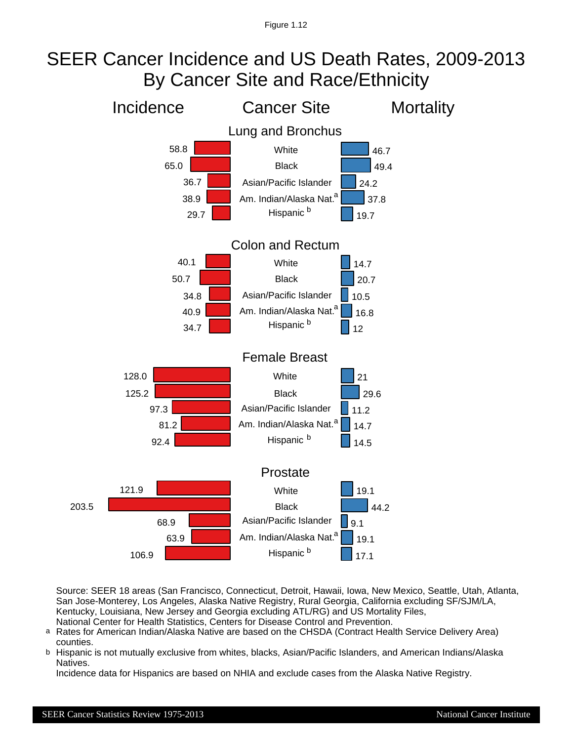Figure 1.12

# SEER Cancer Incidence and US Death Rates, 2009-2013
# By Cancer Site and Race/Ethnicity

Incidence

Cancer Site

Mortality

## Lung and Bronchus

58.8 White 46.7

65.0 Black 49.4

36.7 Asian/Pacific Islander 24.2

38.9 Am. Indian/Alaska Nat.[a] 37.8

29.7 Hispanic [b] 19.7

## Colon and Rectum

40.1 White 14.7

50.7 Black 20.7

34.8 Asian/Pacific Islander 10.5

40.9 Am. Indian/Alaska Nat.[a] 16.8

34.7 Hispanic [b] 12

## Female Breast

128.0 White 21

125.2 Black 29.6

97.3 Asian/Pacific Islander 11.2

81.2 Am. Indian/Alaska Nat.[a] 14.7

92.4 Hispanic [b] 14.5

## Prostate

121.9 White 19.1

203.5 Black 44.2

68.9 Asian/Pacific Islander 9.1

63.9 Am. Indian/Alaska Nat.[a] 19.1

106.9 Hispanic [b] 17.1

Source: SEER 18 areas (San Francisco, Connecticut, Detroit, Hawaii, Iowa, New Mexico, Seattle, Utah, Atlanta, San Jose-Monterey, Los Angeles, Alaska Native Registry, Rural Georgia, California excluding SF/SJM/LA, Kentucky, Louisiana, New Jersey and Georgia excluding ATL/RG) and US Mortality Files, National Center for Health Statistics, Centers for Disease Control and Prevention.

a Rates for American Indian/Alaska Native are based on the CHSDA (Contract Health Service Delivery Area) counties.

b Hispanic is not mutually exclusive from whites, blacks, Asian/Pacific Islanders, and American Indians/Alaska Natives.
Incidence data for Hispanics are based on NHIA and exclude cases from the Alaska Native Registry.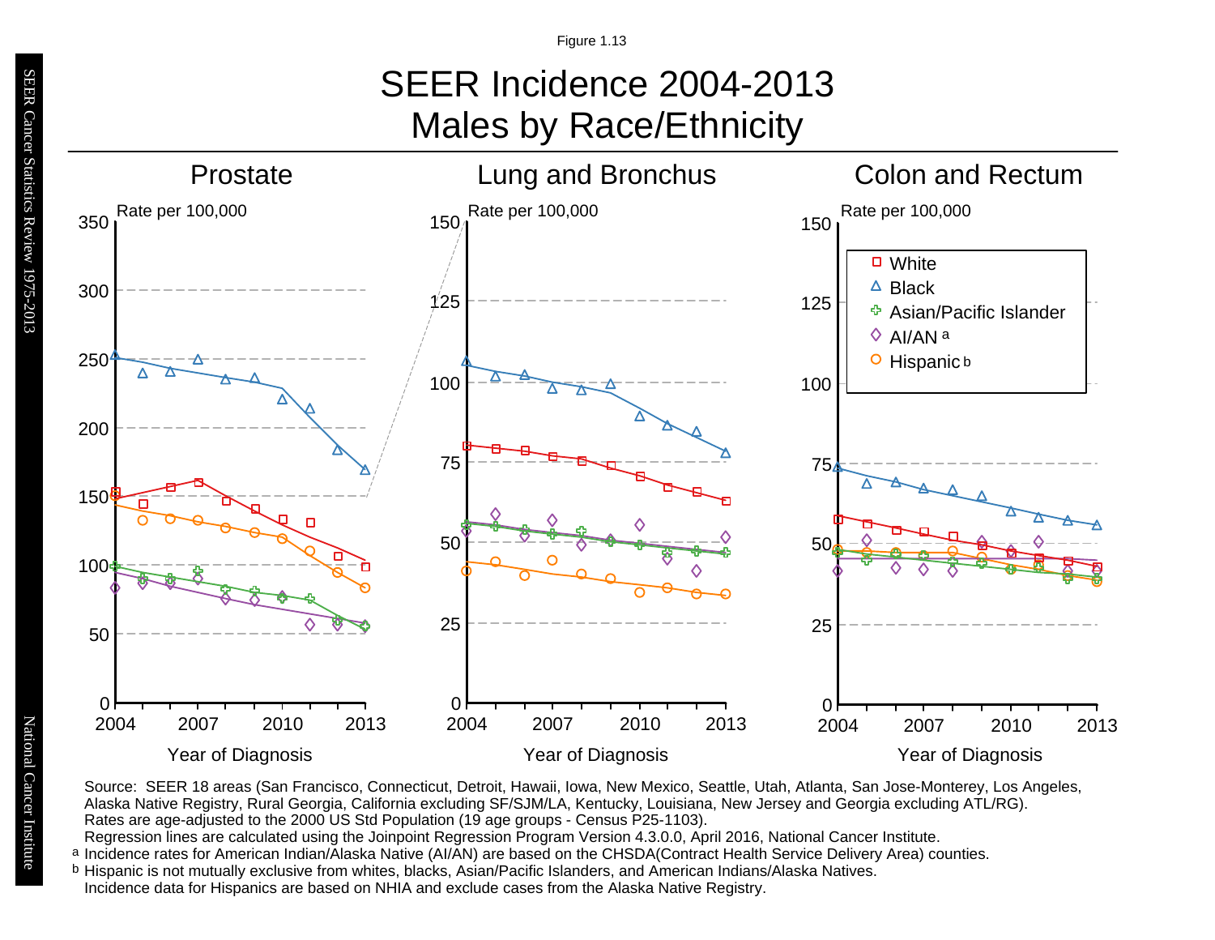Figure 1.13

# SEER Incidence 2004-2013
# Males by Race/Ethnicity

## Prostate

## Lung and Bronchus

## Colon and Rectum

Rate per 100,000

Year of Diagnosis

- White
- Black
- Asian/Pacific Islander
- AI/AN [a]
- Hispanic [b]

Source: SEER 18 areas (San Francisco, Connecticut, Detroit, Hawaii, Iowa, New Mexico, Seattle, Utah, Atlanta, San Jose-Monterey, Los Angeles, Alaska Native Registry, Rural Georgia, California excluding SF/SJM/LA, Kentucky, Louisiana, New Jersey and Georgia excluding ATL/RG).
Rates are age-adjusted to the 2000 US Std Population (19 age groups - Census P25-1103).
Regression lines are calculated using the Joinpoint Regression Program Version 4.3.0.0, April 2016, National Cancer Institute.

[a] Incidence rates for American Indian/Alaska Native (AI/AN) are based on the CHSDA(Contract Health Service Delivery Area) counties.

[b] Hispanic is not mutually exclusive from whites, blacks, Asian/Pacific Islanders, and American Indians/Alaska Natives. Incidence data for Hispanics are based on NHIA and exclude cases from the Alaska Native Registry.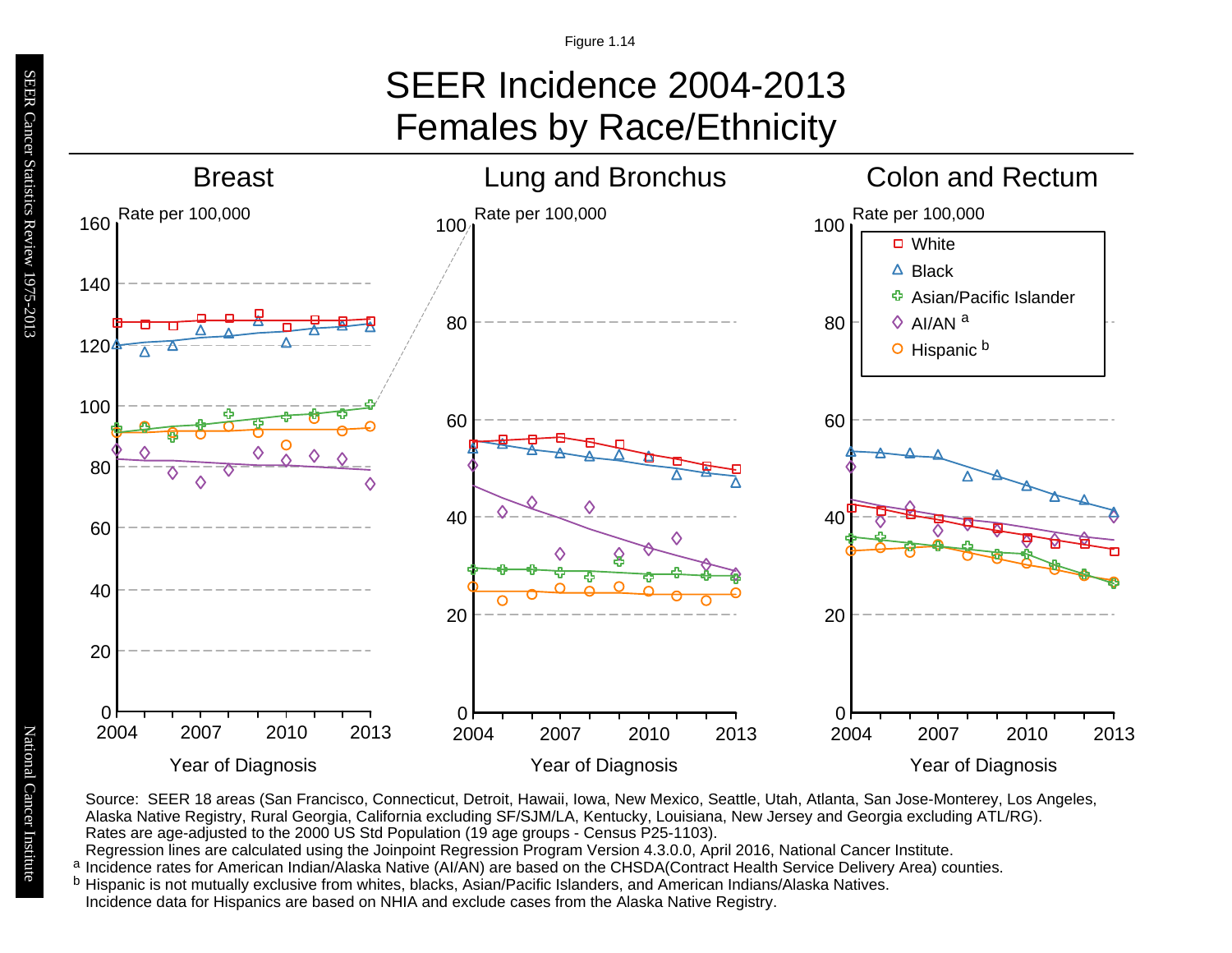Figure 1.14

# SEER Incidence 2004-2013
# Females by Race/Ethnicity

## Breast

Rate per 100,000

160
140
120
100
80
60
40
20
0

2004 2007 2010 2013

Year of Diagnosis

## Lung and Bronchus

Rate per 100,000

100
80
60
40
20
0

2004 2007 2010 2013

Year of Diagnosis

## Colon and Rectum

Rate per 100,000

100
80
60
40
20
0

2004 2007 2010 2013

Year of Diagnosis

White
Black
Asian/Pacific Islander
AI/AN [a]
Hispanic [b]

Source: SEER 18 areas (San Francisco, Connecticut, Detroit, Hawaii, Iowa, New Mexico, Seattle, Utah, Atlanta, San Jose-Monterey, Los Angeles, Alaska Native Registry, Rural Georgia, California excluding SF/SJM/LA, Kentucky, Louisiana, New Jersey and Georgia excluding ATL/RG).
Rates are age-adjusted to the 2000 US Std Population (19 age groups - Census P25-1103).
Regression lines are calculated using the Joinpoint Regression Program Version 4.3.0.0, April 2016, National Cancer Institute.

[a] Incidence rates for American Indian/Alaska Native (AI/AN) are based on the CHSDA(Contract Health Service Delivery Area) counties.

[b] Hispanic is not mutually exclusive from whites, blacks, Asian/Pacific Islanders, and American Indians/Alaska Natives. Incidence data for Hispanics are based on NHIA and exclude cases from the Alaska Native Registry.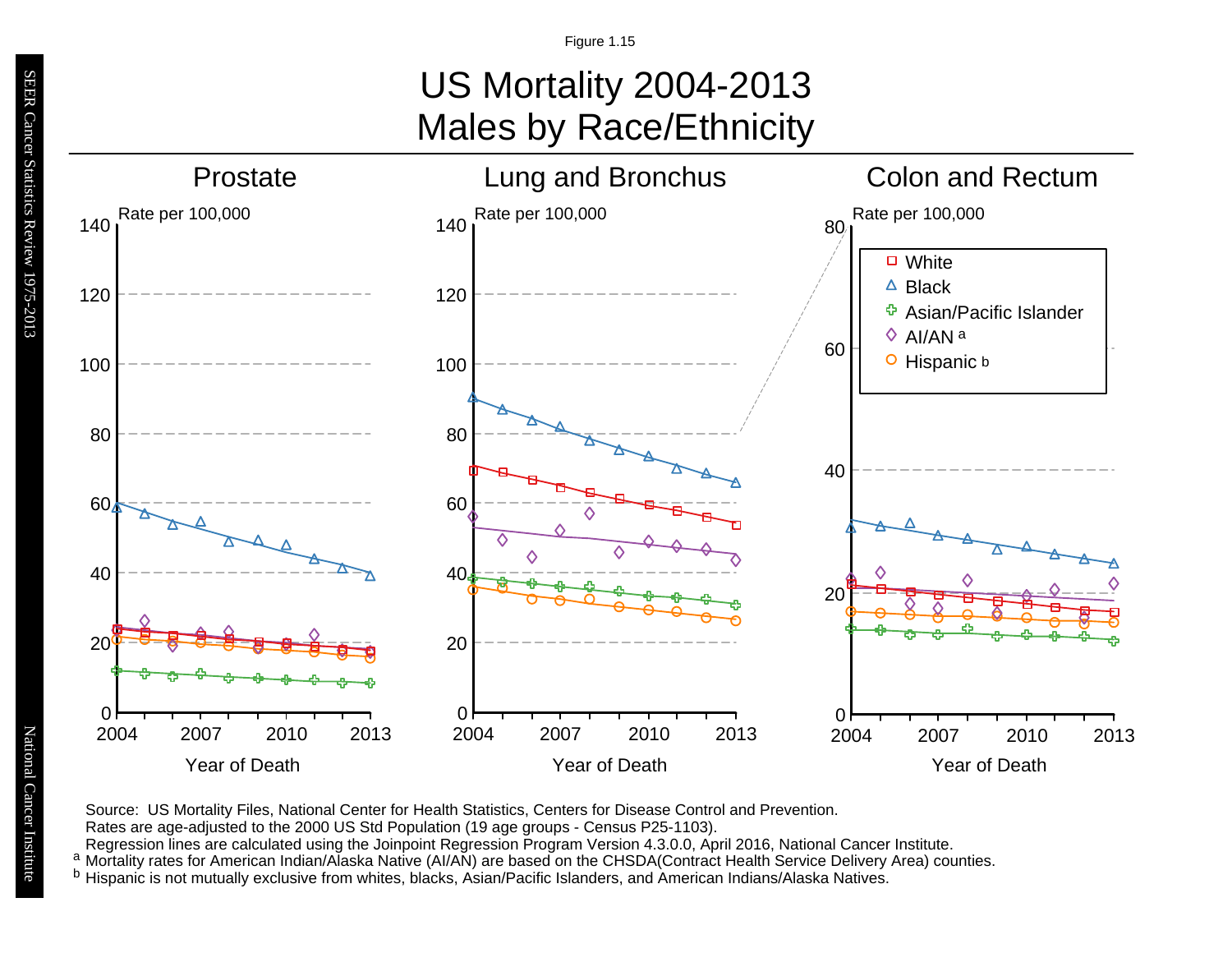Figure 1.15

# US Mortality 2004-2013
# Males by Race/Ethnicity

## Prostate

Rate per 100,000

140
120
100
80
60
40
20
0

2004 2007 2010 2013

Year of Death

## Lung and Bronchus

Rate per 100,000

140
120
100
80
60
40
20
0

2004 2007 2010 2013

Year of Death

## Colon and Rectum

Rate per 100,000

80
60
40
20
0

2004 2007 2010 2013

Year of Death

White
Black
Asian/Pacific Islander
AI/AN [a]
Hispanic [b]

Source: US Mortality Files, National Center for Health Statistics, Centers for Disease Control and Prevention.
Rates are age-adjusted to the 2000 US Std Population (19 age groups - Census P25-1103).
Regression lines are calculated using the Joinpoint Regression Program Version 4.3.0.0, April 2016, National Cancer Institute.
[a] Mortality rates for American Indian/Alaska Native (AI/AN) are based on the CHSDA(Contract Health Service Delivery Area) counties.
[b] Hispanic is not mutually exclusive from whites, blacks, Asian/Pacific Islanders, and American Indians/Alaska Natives.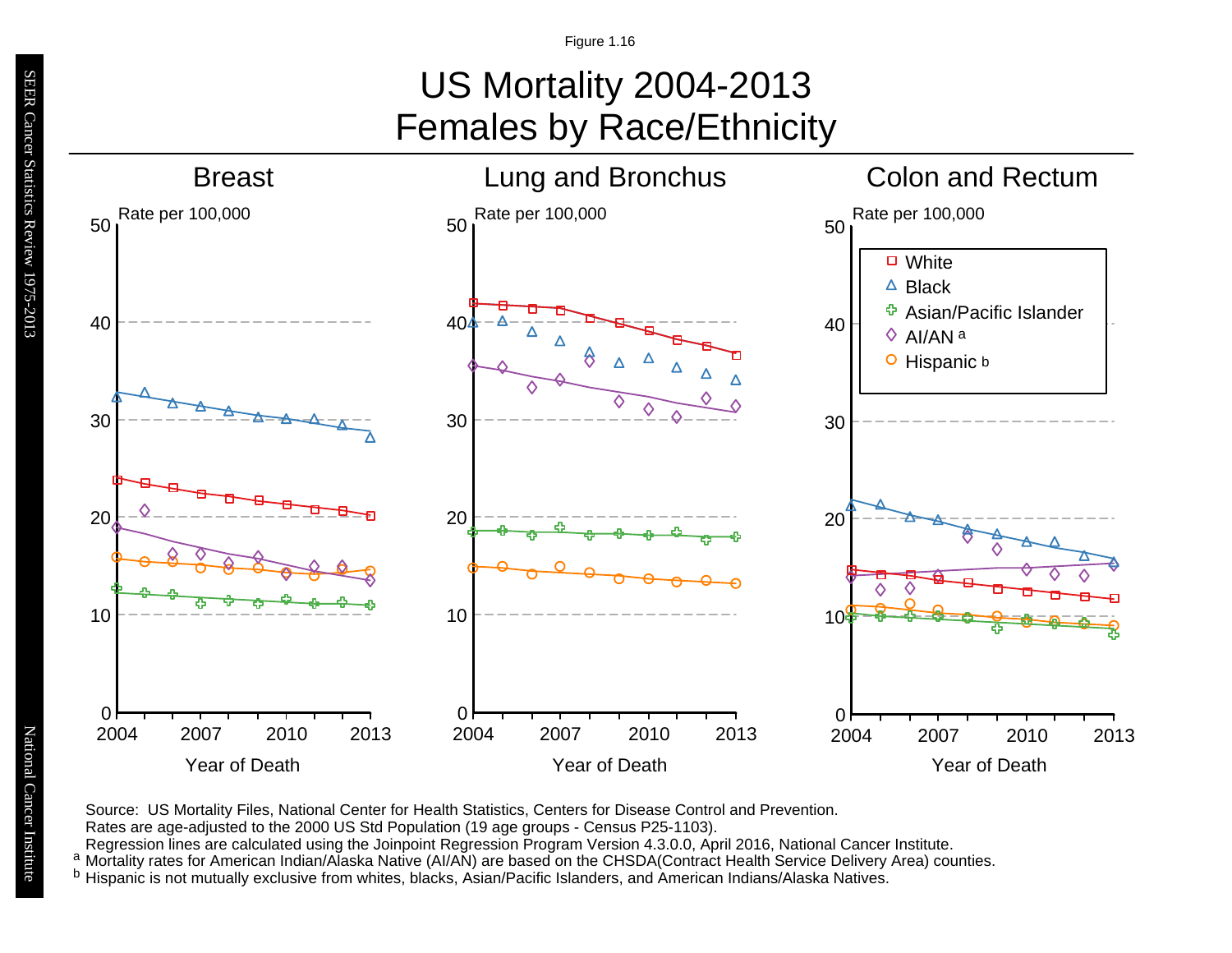Figure 1.16

# US Mortality 2004-2013
# Females by Race/Ethnicity

## Breast

Rate per 100,000

50
40
30
20
10
0

2004 2007 2010 2013

Year of Death

## Lung and Bronchus

Rate per 100,000

50
40
30
20
10
0

2004 2007 2010 2013

Year of Death

## Colon and Rectum

Rate per 100,000

50
40
30
20
10
0

2004 2007 2010 2013

Year of Death

White
Black
Asian/Pacific Islander
AI/AN [a]
Hispanic [b]

Source: US Mortality Files, National Center for Health Statistics, Centers for Disease Control and Prevention.
Rates are age-adjusted to the 2000 US Std Population (19 age groups - Census P25-1103).
Regression lines are calculated using the Joinpoint Regression Program Version 4.3.0.0, April 2016, National Cancer Institute.
[a] Mortality rates for American Indian/Alaska Native (AI/AN) are based on the CHSDA(Contract Health Service Delivery Area) counties.
[b] Hispanic is not mutually exclusive from whites, blacks, Asian/Pacific Islanders, and American Indians/Alaska Natives.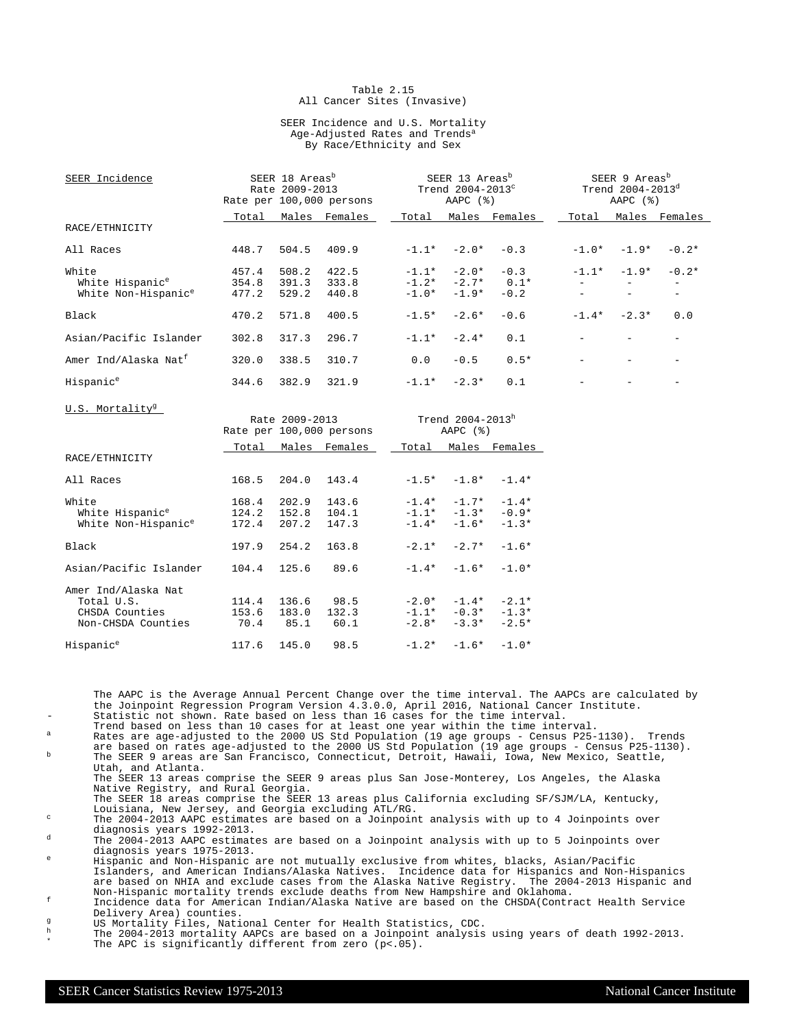Table 2.15
All Cancer Sites (Invasive)

SEER Incidence and U.S. Mortality
Age-Adjusted Rates and Trends[a]
By Race/Ethnicity and Sex

| SEER Incidence | SEER 18 Areas[b] Rate 2009-2013 Rate per 100,000 persons | | | SEER 13 Areas[b] Trend 2004-2013[c] AAPC (%) | | | SEER 9 Areas[b] Trend 2004-2013[d] AAPC (%) | | |
|---|---|---|---|---|---|---|---|---|---|
| RACE/ETHNICITY | Total | Males | Females | Total | Males | Females | Total | Males | Females |
| All Races | 448.7 | 504.5 | 409.9 | -1.1* | -2.0* | -0.3 | -1.0* | -1.9* | -0.2* |
| White | 457.4 | 508.2 | 422.5 | -1.1* | -2.0* | -0.3 | -1.1* | -1.9* | -0.2* |
| White Hispanic[e] | 354.8 | 391.3 | 333.8 | -1.2* | -2.7* | 0.1* | - | - | - |
| White Non-Hispanic[e] | 477.2 | 529.2 | 440.8 | -1.0* | -1.9* | -0.2 | - | - | - |
| Black | 470.2 | 571.8 | 400.5 | -1.5* | -2.6* | -0.6 | -1.4* | -2.3* | 0.0 |
| Asian/Pacific Islander | 302.8 | 317.3 | 296.7 | -1.1* | -2.4* | 0.1 | - | - | - |
| Amer Ind/Alaska Nat[f] | 320.0 | 338.5 | 310.7 | 0.0 | -0.5 | 0.5* | - | - | - |
| Hispanic[e] | 344.6 | 382.9 | 321.9 | -1.1* | -2.3* | 0.1 | - | - | - |

| U.S. Mortality[g] | Rate 2009-2013 Rate per 100,000 persons | | | Trend 2004-2013[h] AAPC (%) | | |
|---|---|---|---|---|---|---|
| RACE/ETHNICITY | Total | Males | Females | Total | Males | Females |
| All Races | 168.5 | 204.0 | 143.4 | -1.5* | -1.8* | -1.4* |
| White | 168.4 | 202.9 | 143.6 | -1.4* | -1.7* | -1.4* |
| White Hispanic[e] | 124.2 | 152.8 | 104.1 | -1.1* | -1.3* | -0.9* |
| White Non-Hispanic[e] | 172.4 | 207.2 | 147.3 | -1.4* | -1.6* | -1.3* |
| Black | 197.9 | 254.2 | 163.8 | -2.1* | -2.7* | -1.6* |
| Asian/Pacific Islander | 104.4 | 125.6 | 89.6 | -1.4* | -1.6* | -1.0* |
| Amer Ind/Alaska Nat | | | | | | |
| Total U.S. | 114.4 | 136.6 | 98.5 | -2.0* | -1.4* | -2.1* |
| CHSDA Counties | 153.6 | 183.0 | 132.3 | -1.1* | -0.3* | -1.3* |
| Non-CHSDA Counties | 70.4 | 85.1 | 60.1 | -2.8* | -3.3* | -2.5* |
| Hispanic[e] | 117.6 | 145.0 | 98.5 | -1.2* | -1.6* | -1.0* |

The AAPC is the Average Annual Percent Change over the time interval. The AAPCs are calculated by the Joinpoint Regression Program Version 4.3.0.0, April 2016, National Cancer Institute.

- Statistic not shown. Rate based on less than 16 cases for the time interval. Trend based on less than 10 cases for at least one year within the time interval.

[a] Rates are age-adjusted to the 2000 US Std Population (19 age groups - Census P25-1130). Trends are based on rates age-adjusted to the 2000 US Std Population (19 age groups - Census P25-1130).

[b] The SEER 9 areas are San Francisco, Connecticut, Detroit, Hawaii, Iowa, New Mexico, Seattle, Utah, and Atlanta. The SEER 13 areas comprise the SEER 9 areas plus San Jose-Monterey, Los Angeles, the Alaska Native Registry, and Rural Georgia. The SEER 18 areas comprise the SEER 13 areas plus California excluding SF/SJM/LA, Kentucky, Louisiana, New Jersey, and Georgia excluding ATL/RG.

[c] The 2004-2013 AAPC estimates are based on a Joinpoint analysis with up to 4 Joinpoints over diagnosis years 1992-2013.

[d] The 2004-2013 AAPC estimates are based on a Joinpoint analysis with up to 5 Joinpoints over diagnosis years 1975-2013.

[e] Hispanic and Non-Hispanic are not mutually exclusive from whites, blacks, Asian/Pacific Islanders, and American Indians/Alaska Natives. Incidence data for Hispanics and Non-Hispanics are based on NHIA and exclude cases from the Alaska Native Registry. The 2004-2013 Hispanic and Non-Hispanic mortality trends exclude deaths from New Hampshire and Oklahoma.

[f] Incidence data for American Indian/Alaska Native are based on the CHSDA(Contract Health Service Delivery Area) counties.

[g] US Mortality Files, National Center for Health Statistics, CDC.

[h] The 2004-2013 mortality AAPCs are based on a Joinpoint analysis using years of death 1992-2013.

\* The APC is significantly different from zero (p<.05).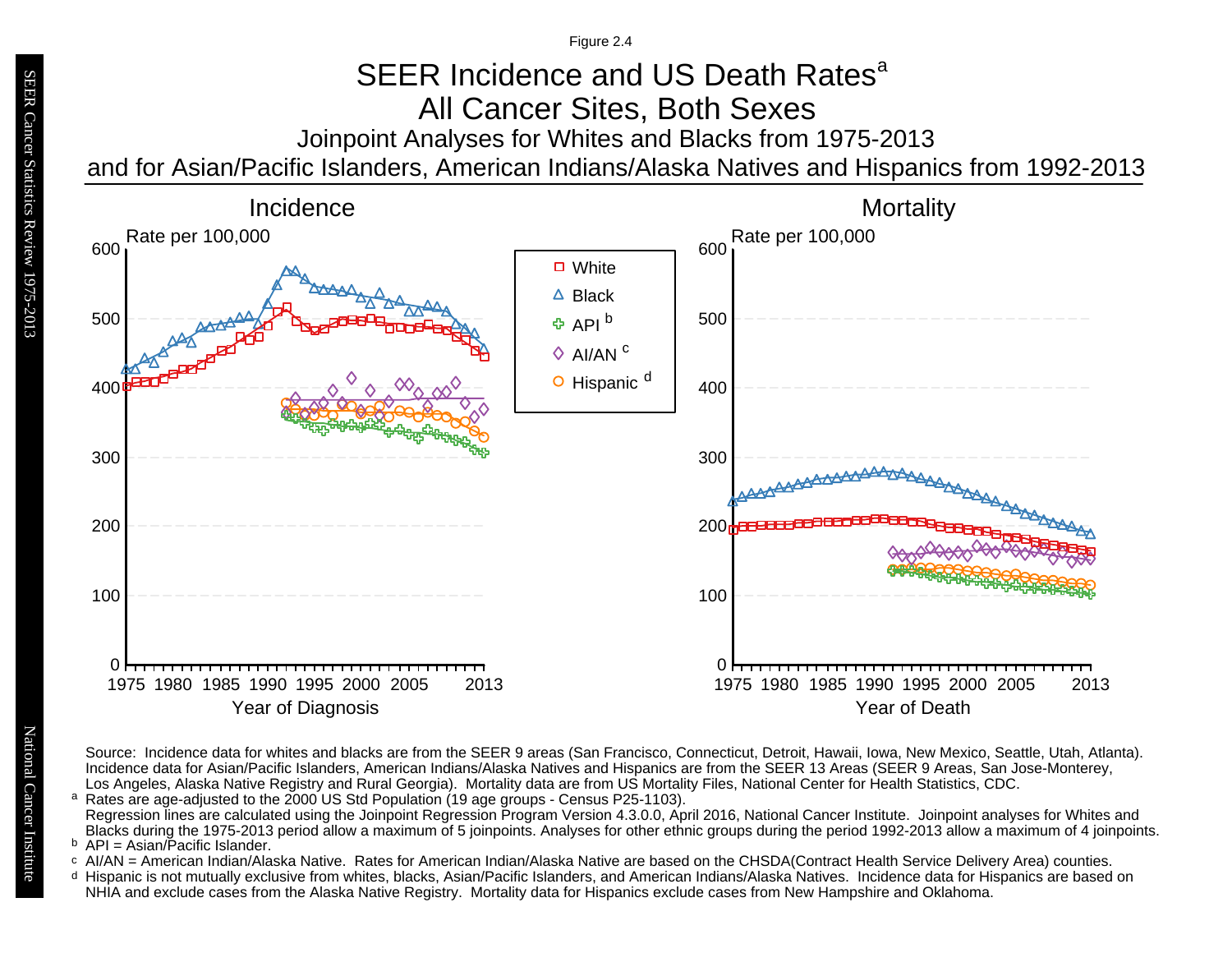Figure 2.4

# SEER Incidence and US Death Rates[a]

## All Cancer Sites, Both Sexes

### Joinpoint Analyses for Whites and Blacks from 1975-2013 and for Asian/Pacific Islanders, American Indians/Alaska Natives and Hispanics from 1992-2013

Incidence

Rate per 100,000

600
500
400
300
200
100
0

1975 1980 1985 1990 1995 2000 2005 2013

Year of Diagnosis

White
Black
API [b]
AI/AN [c]
Hispanic [d]

Mortality

Rate per 100,000

600
500
400
300
200
100
0

1975 1980 1985 1990 1995 2000 2005 2013

Year of Death

Source: Incidence data for whites and blacks are from the SEER 9 areas (San Francisco, Connecticut, Detroit, Hawaii, Iowa, New Mexico, Seattle, Utah, Atlanta). Incidence data for Asian/Pacific Islanders, American Indians/Alaska Natives and Hispanics are from the SEER 13 Areas (SEER 9 Areas, San Jose-Monterey, Los Angeles, Alaska Native Registry and Rural Georgia). Mortality data are from US Mortality Files, National Center for Health Statistics, CDC.

[a] Rates are age-adjusted to the 2000 US Std Population (19 age groups - Census P25-1103).
Regression lines are calculated using the Joinpoint Regression Program Version 4.3.0.0, April 2016, National Cancer Institute. Joinpoint analyses for Whites and Blacks during the 1975-2013 period allow a maximum of 5 joinpoints. Analyses for other ethnic groups during the period 1992-2013 allow a maximum of 4 joinpoints.

[b] API = Asian/Pacific Islander.

[c] AI/AN = American Indian/Alaska Native. Rates for American Indian/Alaska Native are based on the CHSDA(Contract Health Service Delivery Area) counties.

[d] Hispanic is not mutually exclusive from whites, blacks, Asian/Pacific Islanders, and American Indians/Alaska Natives. Incidence data for Hispanics are based on NHIA and exclude cases from the Alaska Native Registry. Mortality data for Hispanics exclude cases from New Hampshire and Oklahoma.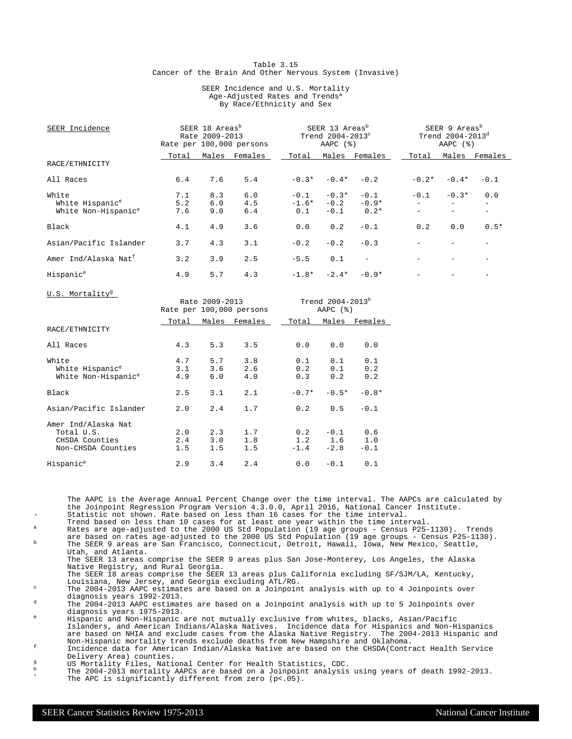# Table 3.15
## Cancer of the Brain And Other Nervous System (Invasive)

### SEER Incidence and U.S. Mortality
### Age-Adjusted Rates and Trends[a]
### By Race/Ethnicity and Sex

| SEER Incidence | SEER 18 Areas[b] Rate 2009-2013 Rate per 100,000 persons | | | SEER 13 Areas[b] Trend 2004-2013[c] AAPC (%) | | | SEER 9 Areas[b] Trend 2004-2013[d] AAPC (%) | | |
|---|---|---|---|---|---|---|---|---|---|
| RACE/ETHNICITY | Total | Males | Females | Total | Males | Females | Total | Males | Females |
| All Races | 6.4 | 7.6 | 5.4 | -0.3* | -0.4* | -0.2 | -0.2* | -0.4* | -0.1 |
| White | 7.1 | 8.3 | 6.0 | -0.1 | -0.3* | -0.1 | -0.1 | -0.3* | 0.0 |
| White Hispanic[e] | 5.2 | 6.0 | 4.5 | -1.6* | -0.2 | -0.9* | - | - | - |
| White Non-Hispanic[e] | 7.6 | 9.0 | 6.4 | 0.1 | -0.1 | 0.2* | - | - | - |
| Black | 4.1 | 4.9 | 3.6 | 0.0 | 0.2 | -0.1 | 0.2 | 0.0 | 0.5* |
| Asian/Pacific Islander | 3.7 | 4.3 | 3.1 | -0.2 | -0.2 | -0.3 | - | - | - |
| Amer Ind/Alaska Nat[f] | 3.2 | 3.9 | 2.5 | -5.5 | 0.1 | - | - | - | - |
| Hispanic[e] | 4.9 | 5.7 | 4.3 | -1.8* | -2.4* | -0.9* | - | - | - |

| U.S. Mortality[g] | Rate 2009-2013 Rate per 100,000 persons | | | Trend 2004-2013[h] AAPC (%) | | |
|---|---|---|---|---|---|---|
| RACE/ETHNICITY | Total | Males | Females | Total | Males | Females |
| All Races | 4.3 | 5.3 | 3.5 | 0.0 | 0.0 | 0.0 |
| White | 4.7 | 5.7 | 3.8 | 0.1 | 0.1 | 0.1 |
| White Hispanic[e] | 3.1 | 3.6 | 2.6 | 0.2 | 0.1 | 0.2 |
| White Non-Hispanic[e] | 4.9 | 6.0 | 4.0 | 0.3 | 0.2 | 0.2 |
| Black | 2.5 | 3.1 | 2.1 | -0.7* | -0.5* | -0.8* |
| Asian/Pacific Islander | 2.0 | 2.4 | 1.7 | 0.2 | 0.5 | -0.1 |
| Amer Ind/Alaska Nat | | | | | | |
| Total U.S. | 2.0 | 2.3 | 1.7 | 0.2 | -0.1 | 0.6 |
| CHSDA Counties | 2.4 | 3.0 | 1.8 | 1.2 | 1.6 | 1.0 |
| Non-CHSDA Counties | 1.5 | 1.5 | 1.5 | -1.4 | -2.8 | -0.1 |
| Hispanic[e] | 2.9 | 3.4 | 2.4 | 0.0 | -0.1 | 0.1 |

The AAPC is the Average Annual Percent Change over the time interval. The AAPCs are calculated by the Joinpoint Regression Program Version 4.3.0.0, April 2016, National Cancer Institute.

- \- Statistic not shown. Rate based on less than 16 cases for the time interval. Trend based on less than 10 cases for at least one year within the time interval.
- [a] Rates are age-adjusted to the 2000 US Std Population (19 age groups - Census P25-1130). Trends are based on rates age-adjusted to the 2000 US Std Population (19 age groups - Census P25-1130).
- [b] The SEER 9 areas are San Francisco, Connecticut, Detroit, Hawaii, Iowa, New Mexico, Seattle, Utah, and Atlanta. The SEER 13 areas comprise the SEER 9 areas plus San Jose-Monterey, Los Angeles, the Alaska Native Registry, and Rural Georgia. The SEER 18 areas comprise the SEER 13 areas plus California excluding SF/SJM/LA, Kentucky, Louisiana, New Jersey, and Georgia excluding ATL/RG.
- [c] The 2004-2013 AAPC estimates are based on a Joinpoint analysis with up to 4 Joinpoints over diagnosis years 1992-2013.
- [d] The 2004-2013 AAPC estimates are based on a Joinpoint analysis with up to 5 Joinpoints over diagnosis years 1975-2013.
- [e] Hispanic and Non-Hispanic are not mutually exclusive from whites, blacks, Asian/Pacific Islanders, and American Indians/Alaska Natives. Incidence data for Hispanics and Non-Hispanics are based on NHIA and exclude cases from the Alaska Native Registry. The 2004-2013 Hispanic and Non-Hispanic mortality trends exclude deaths from New Hampshire and Oklahoma.
- [f] Incidence data for American Indian/Alaska Native are based on the CHSDA(Contract Health Service Delivery Area) counties.
- [g] US Mortality Files, National Center for Health Statistics, CDC.
- [h] The 2004-2013 mortality AAPCs are based on a Joinpoint analysis using years of death 1992-2013.
- \* The APC is significantly different from zero (p<.05).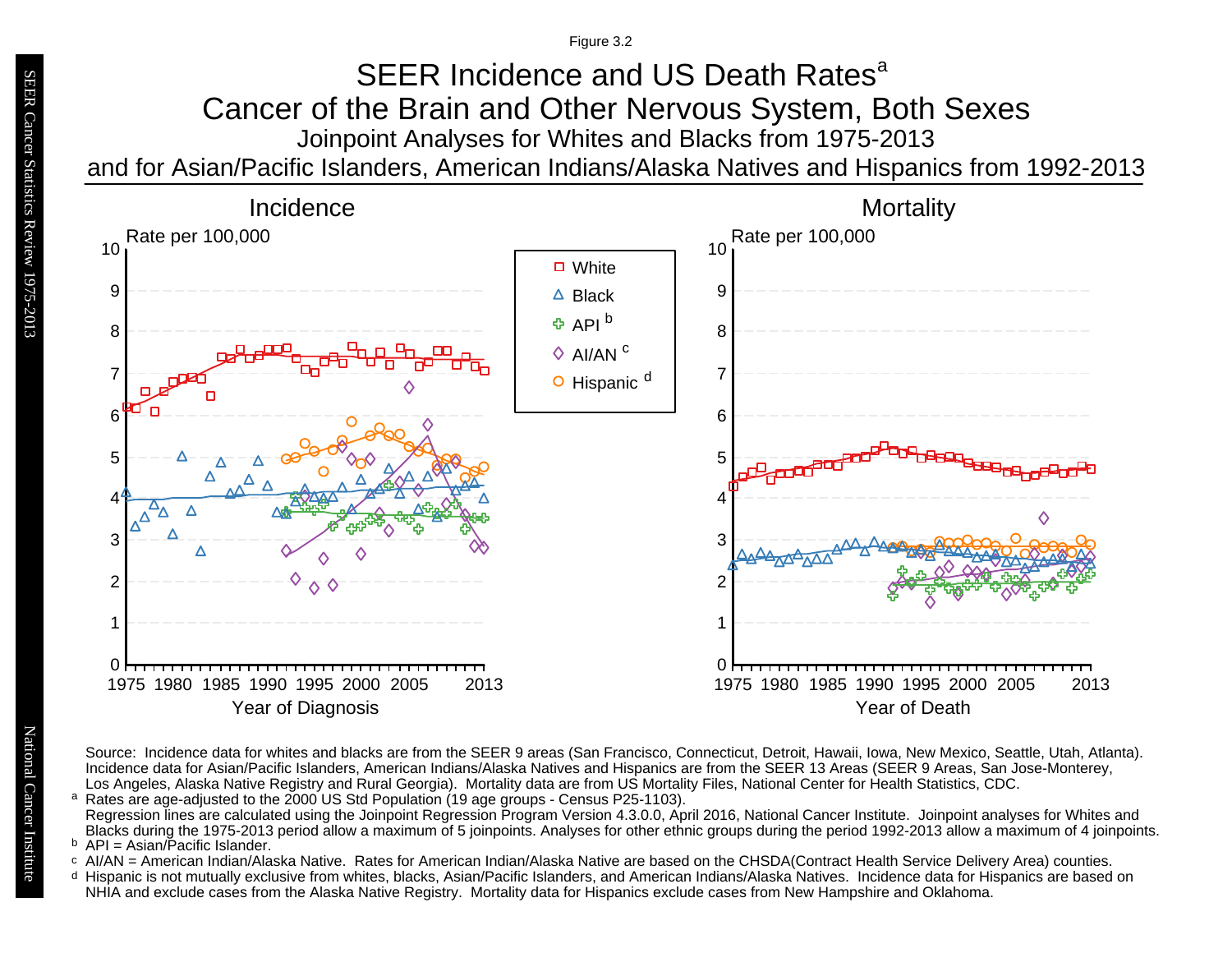Figure 3.2

# SEER Incidence and US Death Rates[a]

## Cancer of the Brain and Other Nervous System, Both Sexes

### Joinpoint Analyses for Whites and Blacks from 1975-2013 and for Asian/Pacific Islanders, American Indians/Alaska Natives and Hispanics from 1992-2013

Incidence

Rate per 100,000

10
9
8
7
6
5
4
3
2
1
0

1975 1980 1985 1990 1995 2000 2005 2013

Year of Diagnosis

White
Black
API [b]
AI/AN [c]
Hispanic [d]

Mortality

Rate per 100,000

10
9
8
7
6
5
4
3
2
1
0

1975 1980 1985 1990 1995 2000 2005 2013

Year of Death

Source: Incidence data for whites and blacks are from the SEER 9 areas (San Francisco, Connecticut, Detroit, Hawaii, Iowa, New Mexico, Seattle, Utah, Atlanta). Incidence data for Asian/Pacific Islanders, American Indians/Alaska Natives and Hispanics are from the SEER 13 Areas (SEER 9 Areas, San Jose-Monterey, Los Angeles, Alaska Native Registry and Rural Georgia). Mortality data are from US Mortality Files, National Center for Health Statistics, CDC.

[a] Rates are age-adjusted to the 2000 US Std Population (19 age groups - Census P25-1103). Regression lines are calculated using the Joinpoint Regression Program Version 4.3.0.0, April 2016, National Cancer Institute. Joinpoint analyses for Whites and Blacks during the 1975-2013 period allow a maximum of 5 joinpoints. Analyses for other ethnic groups during the period 1992-2013 allow a maximum of 4 joinpoints.

[b] API = Asian/Pacific Islander.

[c] AI/AN = American Indian/Alaska Native. Rates for American Indian/Alaska Native are based on the CHSDA(Contract Health Service Delivery Area) counties.

[d] Hispanic is not mutually exclusive from whites, blacks, Asian/Pacific Islanders, and American Indians/Alaska Natives. Incidence data for Hispanics are based on NHIA and exclude cases from the Alaska Native Registry. Mortality data for Hispanics exclude cases from New Hampshire and Oklahoma.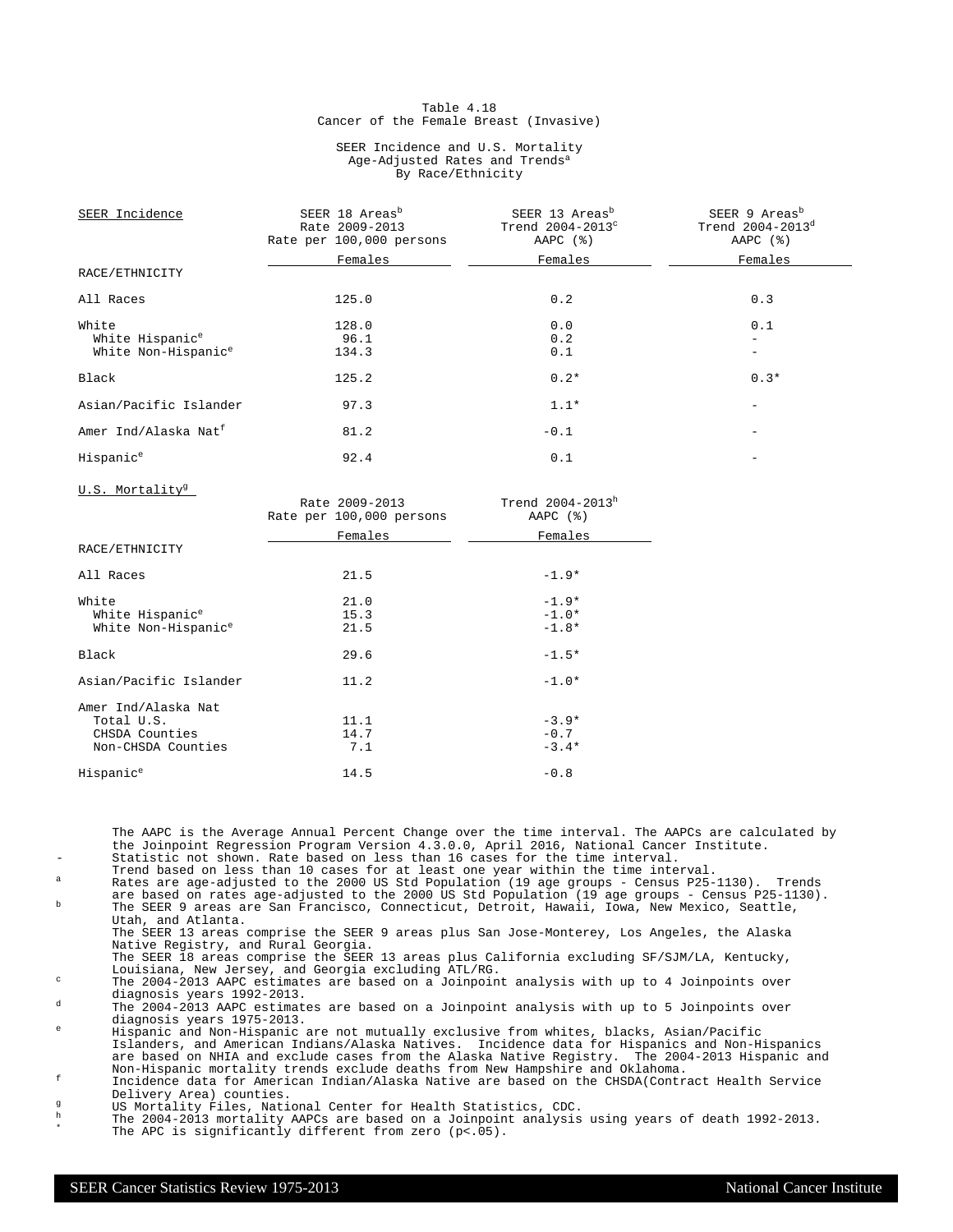Table 4.18
Cancer of the Female Breast (Invasive)

SEER Incidence and U.S. Mortality
Age-Adjusted Rates and Trends[a]
By Race/Ethnicity

| SEER Incidence | SEER 18 Areas[b] Rate 2009-2013 Rate per 100,000 persons | SEER 13 Areas[b] Trend 2004-2013[c] AAPC (%) | SEER 9 Areas[b] Trend 2004-2013[d] AAPC (%) |
|---|---|---|---|
| | Females | Females | Females |
| RACE/ETHNICITY | | | |
| All Races | 125.0 | 0.2 | 0.3 |
| White | 128.0 | 0.0 | 0.1 |
| White Hispanic[e] | 96.1 | 0.2 | - |
| White Non-Hispanic[e] | 134.3 | 0.1 | - |
| Black | 125.2 | 0.2* | 0.3* |
| Asian/Pacific Islander | 97.3 | 1.1* | - |
| Amer Ind/Alaska Nat[f] | 81.2 | -0.1 | - |
| Hispanic[e] | 92.4 | 0.1 | - |

| U.S. Mortality[g] | Rate 2009-2013 Rate per 100,000 persons | Trend 2004-2013[h] AAPC (%) |
|---|---|---|
| | Females | Females |
| RACE/ETHNICITY | | |
| All Races | 21.5 | -1.9* |
| White | 21.0 | -1.9* |
| White Hispanic[e] | 15.3 | -1.0* |
| White Non-Hispanic[e] | 21.5 | -1.8* |
| Black | 29.6 | -1.5* |
| Asian/Pacific Islander | 11.2 | -1.0* |
| Amer Ind/Alaska Nat | | |
| Total U.S. | 11.1 | -3.9* |
| CHSDA Counties | 14.7 | -0.7 |
| Non-CHSDA Counties | 7.1 | -3.4* |
| Hispanic[e] | 14.5 | -0.8 |

The AAPC is the Average Annual Percent Change over the time interval. The AAPCs are calculated by the Joinpoint Regression Program Version 4.3.0.0, April 2016, National Cancer Institute.

- Statistic not shown. Rate based on less than 16 cases for the time interval. Trend based on less than 10 cases for at least one year within the time interval.

[a] Rates are age-adjusted to the 2000 US Std Population (19 age groups - Census P25-1130). Trends are based on rates age-adjusted to the 2000 US Std Population (19 age groups - Census P25-1130).

[b] The SEER 9 areas are San Francisco, Connecticut, Detroit, Hawaii, Iowa, New Mexico, Seattle, Utah, and Atlanta. The SEER 13 areas comprise the SEER 9 areas plus San Jose-Monterey, Los Angeles, the Alaska Native Registry, and Rural Georgia. The SEER 18 areas comprise the SEER 13 areas plus California excluding SF/SJM/LA, Kentucky, Louisiana, New Jersey, and Georgia excluding ATL/RG.

[c] The 2004-2013 AAPC estimates are based on a Joinpoint analysis with up to 4 Joinpoints over diagnosis years 1992-2013.

[d] The 2004-2013 AAPC estimates are based on a Joinpoint analysis with up to 5 Joinpoints over diagnosis years 1975-2013.

[e] Hispanic and Non-Hispanic are not mutually exclusive from whites, blacks, Asian/Pacific Islanders, and American Indians/Alaska Natives. Incidence data for Hispanics and Non-Hispanics are based on NHIA and exclude cases from the Alaska Native Registry. The 2004-2013 Hispanic and Non-Hispanic mortality trends exclude deaths from New Hampshire and Oklahoma.

[f] Incidence data for American Indian/Alaska Native are based on the CHSDA(Contract Health Service Delivery Area) counties.

[g] US Mortality Files, National Center for Health Statistics, CDC.

[h] The 2004-2013 mortality AAPCs are based on a Joinpoint analysis using years of death 1992-2013.

* The APC is significantly different from zero (p<.05).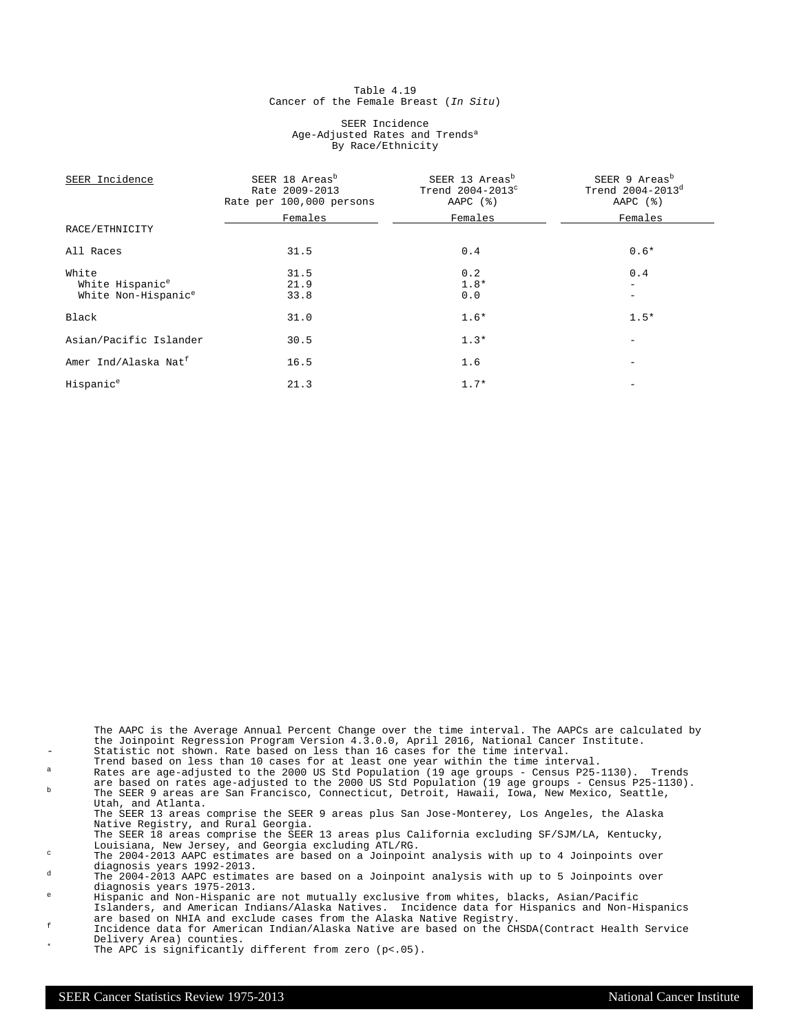Table 4.19
Cancer of the Female Breast (*In Situ*)

SEER Incidence
Age-Adjusted Rates and Trends[a]
By Race/Ethnicity

| SEER Incidence | SEER 18 Areas[b] Rate 2009-2013 Rate per 100,000 persons | SEER 13 Areas[b] Trend 2004-2013[c] AAPC (%) | SEER 9 Areas[b] Trend 2004-2013[d] AAPC (%) |
|---|---|---|---|
| | Females | Females | Females |
| RACE/ETHNICITY | | | |
| All Races | 31.5 | 0.4 | 0.6* |
| White | 31.5 | 0.2 | 0.4 |
| White Hispanic[e] | 21.9 | 1.8* | - |
| White Non-Hispanic[e] | 33.8 | 0.0 | - |
| Black | 31.0 | 1.6* | 1.5* |
| Asian/Pacific Islander | 30.5 | 1.3* | - |
| Amer Ind/Alaska Nat[f] | 16.5 | 1.6 | - |
| Hispanic[e] | 21.3 | 1.7* | - |

The AAPC is the Average Annual Percent Change over the time interval. The AAPCs are calculated by the Joinpoint Regression Program Version 4.3.0.0, April 2016, National Cancer Institute.

- Statistic not shown. Rate based on less than 16 cases for the time interval. Trend based on less than 10 cases for at least one year within the time interval.

[a] Rates are age-adjusted to the 2000 US Std Population (19 age groups - Census P25-1130). Trends are based on rates age-adjusted to the 2000 US Std Population (19 age groups - Census P25-1130).

[b] The SEER 9 areas are San Francisco, Connecticut, Detroit, Hawaii, Iowa, New Mexico, Seattle, Utah, and Atlanta.
The SEER 13 areas comprise the SEER 9 areas plus San Jose-Monterey, Los Angeles, the Alaska Native Registry, and Rural Georgia.
The SEER 18 areas comprise the SEER 13 areas plus California excluding SF/SJM/LA, Kentucky, Louisiana, New Jersey, and Georgia excluding ATL/RG.

[c] The 2004-2013 AAPC estimates are based on a Joinpoint analysis with up to 4 Joinpoints over diagnosis years 1992-2013.

[d] The 2004-2013 AAPC estimates are based on a Joinpoint analysis with up to 5 Joinpoints over diagnosis years 1975-2013.

[e] Hispanic and Non-Hispanic are not mutually exclusive from whites, blacks, Asian/Pacific Islanders, and American Indians/Alaska Natives. Incidence data for Hispanics and Non-Hispanics are based on NHIA and exclude cases from the Alaska Native Registry.

[f] Incidence data for American Indian/Alaska Native are based on the CHSDA(Contract Health Service Delivery Area) counties.

* The APC is significantly different from zero (p<.05).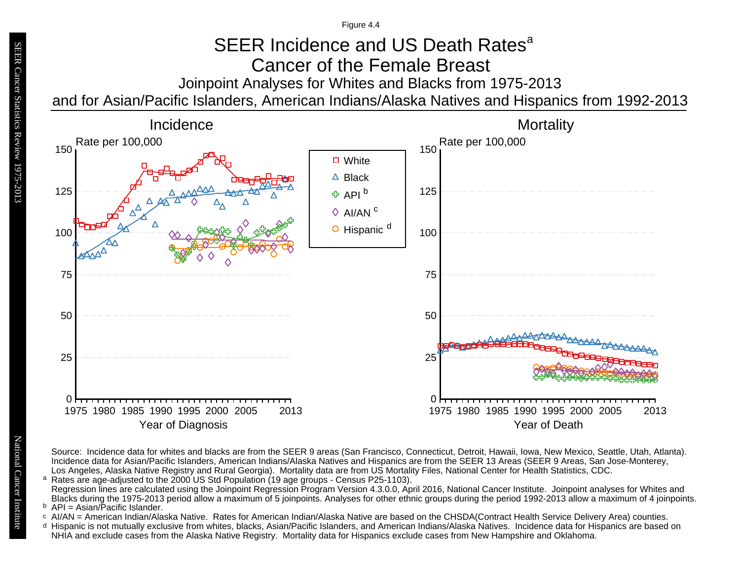Figure 4.4

# SEER Incidence and US Death Rates[a]

## Cancer of the Female Breast

### Joinpoint Analyses for Whites and Blacks from 1975-2013 and for Asian/Pacific Islanders, American Indians/Alaska Natives and Hispanics from 1992-2013

**Incidence**

Rate per 100,000

Year of Diagnosis

**Mortality**

Rate per 100,000

Year of Death

Legend: White; Black; API [b]; AI/AN [c]; Hispanic [d]

Source: Incidence data for whites and blacks are from the SEER 9 areas (San Francisco, Connecticut, Detroit, Hawaii, Iowa, New Mexico, Seattle, Utah, Atlanta). Incidence data for Asian/Pacific Islanders, American Indians/Alaska Natives and Hispanics are from the SEER 13 Areas (SEER 9 Areas, San Jose-Monterey, Los Angeles, Alaska Native Registry and Rural Georgia). Mortality data are from US Mortality Files, National Center for Health Statistics, CDC.

[a] Rates are age-adjusted to the 2000 US Std Population (19 age groups - Census P25-1103).
Regression lines are calculated using the Joinpoint Regression Program Version 4.3.0.0, April 2016, National Cancer Institute. Joinpoint analyses for Whites and Blacks during the 1975-2013 period allow a maximum of 5 joinpoints. Analyses for other ethnic groups during the period 1992-2013 allow a maximum of 4 joinpoints.

[b] API = Asian/Pacific Islander.

[c] AI/AN = American Indian/Alaska Native. Rates for American Indian/Alaska Native are based on the CHSDA(Contract Health Service Delivery Area) counties.

[d] Hispanic is not mutually exclusive from whites, blacks, Asian/Pacific Islanders, and American Indians/Alaska Natives. Incidence data for Hispanics are based on NHIA and exclude cases from the Alaska Native Registry. Mortality data for Hispanics exclude cases from New Hampshire and Oklahoma.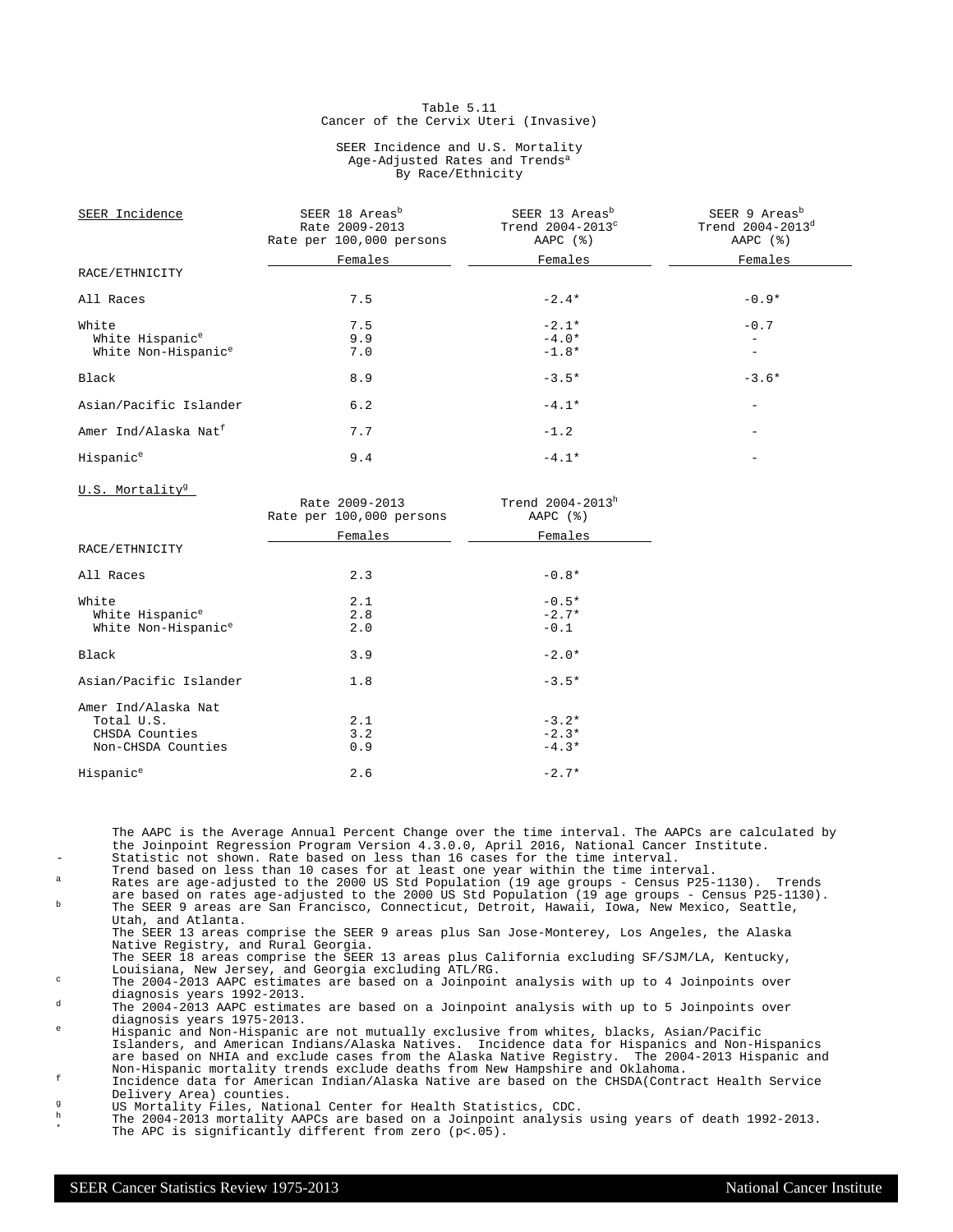Table 5.11
Cancer of the Cervix Uteri (Invasive)

SEER Incidence and U.S. Mortality
Age-Adjusted Rates and Trends[a]
By Race/Ethnicity

| SEER Incidence | SEER 18 Areas[b] Rate 2009-2013 Rate per 100,000 persons | SEER 13 Areas[b] Trend 2004-2013[c] AAPC (%) | SEER 9 Areas[b] Trend 2004-2013[d] AAPC (%) |
|---|---|---|---|
| | Females | Females | Females |
| RACE/ETHNICITY | | | |
| All Races | 7.5 | -2.4* | -0.9* |
| White | 7.5 | -2.1* | -0.7 |
| White Hispanic[e] | 9.9 | -4.0* | - |
| White Non-Hispanic[e] | 7.0 | -1.8* | - |
| Black | 8.9 | -3.5* | -3.6* |
| Asian/Pacific Islander | 6.2 | -4.1* | - |
| Amer Ind/Alaska Nat[f] | 7.7 | -1.2 | - |
| Hispanic[e] | 9.4 | -4.1* | - |

| U.S. Mortality[g] | Rate 2009-2013 Rate per 100,000 persons | Trend 2004-2013[h] AAPC (%) |
|---|---|---|
| | Females | Females |
| RACE/ETHNICITY | | |
| All Races | 2.3 | -0.8* |
| White | 2.1 | -0.5* |
| White Hispanic[e] | 2.8 | -2.7* |
| White Non-Hispanic[e] | 2.0 | -0.1 |
| Black | 3.9 | -2.0* |
| Asian/Pacific Islander | 1.8 | -3.5* |
| Amer Ind/Alaska Nat | | |
| Total U.S. | 2.1 | -3.2* |
| CHSDA Counties | 3.2 | -2.3* |
| Non-CHSDA Counties | 0.9 | -4.3* |
| Hispanic[e] | 2.6 | -2.7* |

The AAPC is the Average Annual Percent Change over the time interval. The AAPCs are calculated by the Joinpoint Regression Program Version 4.3.0.0, April 2016, National Cancer Institute.

- Statistic not shown. Rate based on less than 16 cases for the time interval. Trend based on less than 10 cases for at least one year within the time interval.

[a] Rates are age-adjusted to the 2000 US Std Population (19 age groups - Census P25-1130). Trends are based on rates age-adjusted to the 2000 US Std Population (19 age groups - Census P25-1130).

[b] The SEER 9 areas are San Francisco, Connecticut, Detroit, Hawaii, Iowa, New Mexico, Seattle, Utah, and Atlanta. The SEER 13 areas comprise the SEER 9 areas plus San Jose-Monterey, Los Angeles, the Alaska Native Registry, and Rural Georgia. The SEER 18 areas comprise the SEER 13 areas plus California excluding SF/SJM/LA, Kentucky, Louisiana, New Jersey, and Georgia excluding ATL/RG.

[c] The 2004-2013 AAPC estimates are based on a Joinpoint analysis with up to 4 Joinpoints over diagnosis years 1992-2013.

[d] The 2004-2013 AAPC estimates are based on a Joinpoint analysis with up to 5 Joinpoints over diagnosis years 1975-2013.

[e] Hispanic and Non-Hispanic are not mutually exclusive from whites, blacks, Asian/Pacific Islanders, and American Indians/Alaska Natives. Incidence data for Hispanics and Non-Hispanics are based on NHIA and exclude cases from the Alaska Native Registry. The 2004-2013 Hispanic and Non-Hispanic mortality trends exclude deaths from New Hampshire and Oklahoma.

[f] Incidence data for American Indian/Alaska Native are based on the CHSDA(Contract Health Service Delivery Area) counties.

[g] US Mortality Files, National Center for Health Statistics, CDC.

[h] The 2004-2013 mortality AAPCs are based on a Joinpoint analysis using years of death 1992-2013.

* The APC is significantly different from zero ($p<.05$).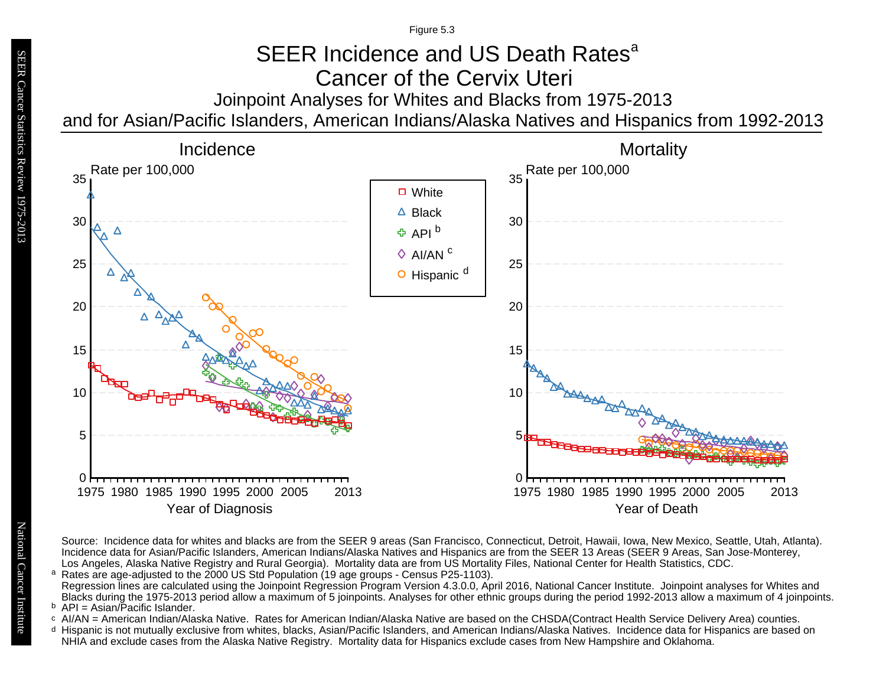Figure 5.3

# SEER Incidence and US Death Rates[a]

## Cancer of the Cervix Uteri

### Joinpoint Analyses for Whites and Blacks from 1975-2013 and for Asian/Pacific Islanders, American Indians/Alaska Natives and Hispanics from 1992-2013

Incidence

Rate per 100,000

35
30
25
20
15
10
5
0

1975 1980 1985 1990 1995 2000 2005 2013

Year of Diagnosis

White
Black
API [b]
AI/AN [c]
Hispanic [d]

Mortality

Rate per 100,000

35
30
25
20
15
10
5
0

1975 1980 1985 1990 1995 2000 2005 2013

Year of Death

Source: Incidence data for whites and blacks are from the SEER 9 areas (San Francisco, Connecticut, Detroit, Hawaii, Iowa, New Mexico, Seattle, Utah, Atlanta). Incidence data for Asian/Pacific Islanders, American Indians/Alaska Natives and Hispanics are from the SEER 13 Areas (SEER 9 Areas, San Jose-Monterey, Los Angeles, Alaska Native Registry and Rural Georgia). Mortality data are from US Mortality Files, National Center for Health Statistics, CDC.

[a] Rates are age-adjusted to the 2000 US Std Population (19 age groups - Census P25-1103). Regression lines are calculated using the Joinpoint Regression Program Version 4.3.0.0, April 2016, National Cancer Institute. Joinpoint analyses for Whites and Blacks during the 1975-2013 period allow a maximum of 5 joinpoints. Analyses for other ethnic groups during the period 1992-2013 allow a maximum of 4 joinpoints.

[b] API = Asian/Pacific Islander.

[c] AI/AN = American Indian/Alaska Native. Rates for American Indian/Alaska Native are based on the CHSDA(Contract Health Service Delivery Area) counties.

[d] Hispanic is not mutually exclusive from whites, blacks, Asian/Pacific Islanders, and American Indians/Alaska Natives. Incidence data for Hispanics are based on NHIA and exclude cases from the Alaska Native Registry. Mortality data for Hispanics exclude cases from New Hampshire and Oklahoma.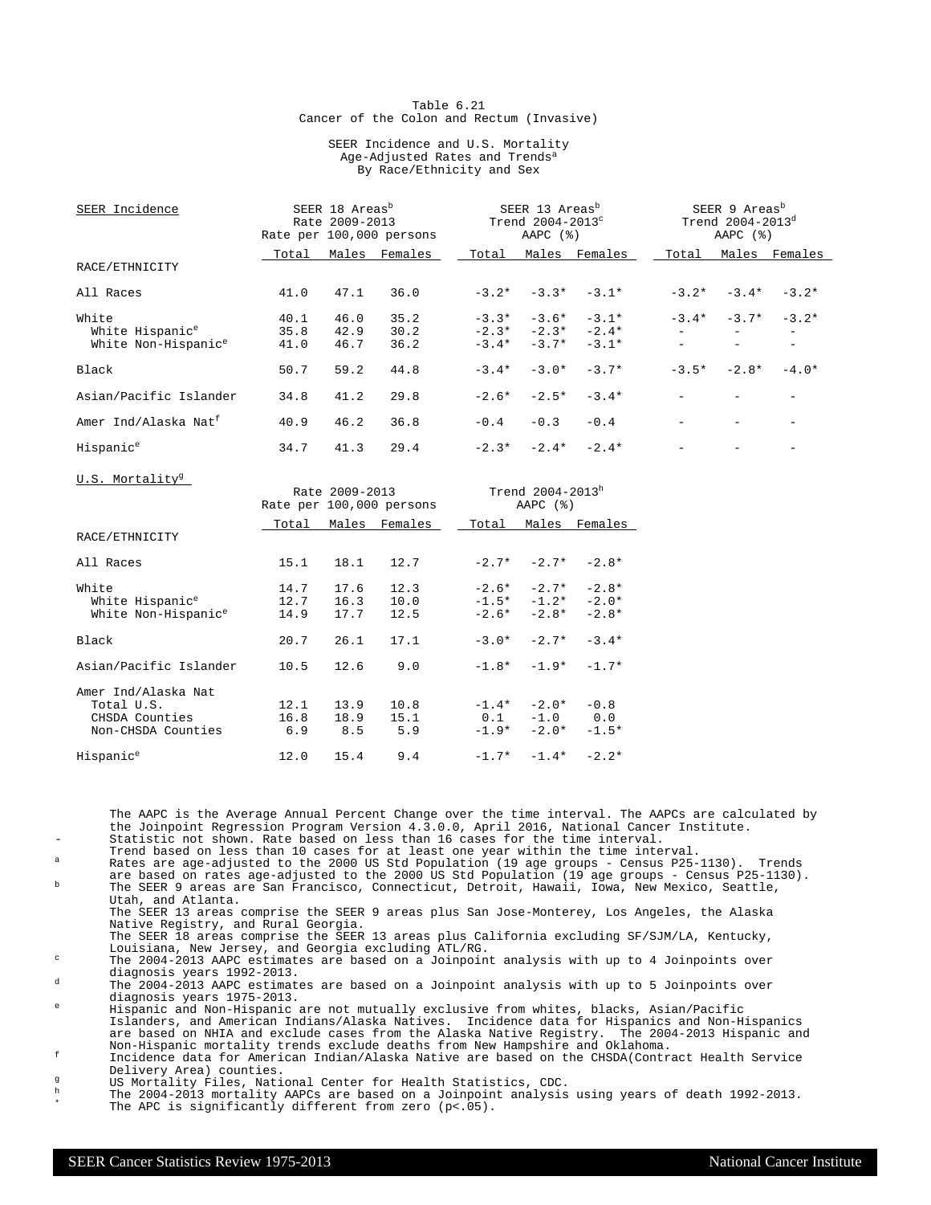Table 6.21
Cancer of the Colon and Rectum (Invasive)

SEER Incidence and U.S. Mortality
Age-Adjusted Rates and Trends[a]
By Race/Ethnicity and Sex

| SEER Incidence | SEER 18 Areas[b] Rate 2009-2013 Rate per 100,000 persons | | | SEER 13 Areas[b] Trend 2004-2013[c] AAPC (%) | | | SEER 9 Areas[b] Trend 2004-2013[d] AAPC (%) | | |
|---|---|---|---|---|---|---|---|---|---|
| RACE/ETHNICITY | Total | Males | Females | Total | Males | Females | Total | Males | Females |
| All Races | 41.0 | 47.1 | 36.0 | -3.2* | -3.3* | -3.1* | -3.2* | -3.4* | -3.2* |
| White | 40.1 | 46.0 | 35.2 | -3.3* | -3.6* | -3.1* | -3.4* | -3.7* | -3.2* |
| White Hispanic[e] | 35.8 | 42.9 | 30.2 | -2.3* | -2.3* | -2.4* | - | - | - |
| White Non-Hispanic[e] | 41.0 | 46.7 | 36.2 | -3.4* | -3.7* | -3.1* | - | - | - |
| Black | 50.7 | 59.2 | 44.8 | -3.4* | -3.0* | -3.7* | -3.5* | -2.8* | -4.0* |
| Asian/Pacific Islander | 34.8 | 41.2 | 29.8 | -2.6* | -2.5* | -3.4* | - | - | - |
| Amer Ind/Alaska Nat[f] | 40.9 | 46.2 | 36.8 | -0.4 | -0.3 | -0.4 | - | - | - |
| Hispanic[e] | 34.7 | 41.3 | 29.4 | -2.3* | -2.4* | -2.4* | - | - | - |

| U.S. Mortality[g] | Rate 2009-2013 Rate per 100,000 persons | | | Trend 2004-2013[h] AAPC (%) | | |
|---|---|---|---|---|---|---|
| RACE/ETHNICITY | Total | Males | Females | Total | Males | Females |
| All Races | 15.1 | 18.1 | 12.7 | -2.7* | -2.7* | -2.8* |
| White | 14.7 | 17.6 | 12.3 | -2.6* | -2.7* | -2.8* |
| White Hispanic[e] | 12.7 | 16.3 | 10.0 | -1.5* | -1.2* | -2.0* |
| White Non-Hispanic[e] | 14.9 | 17.7 | 12.5 | -2.6* | -2.8* | -2.8* |
| Black | 20.7 | 26.1 | 17.1 | -3.0* | -2.7* | -3.4* |
| Asian/Pacific Islander | 10.5 | 12.6 | 9.0 | -1.8* | -1.9* | -1.7* |
| Amer Ind/Alaska Nat | | | | | | |
| Total U.S. | 12.1 | 13.9 | 10.8 | -1.4* | -2.0* | -0.8 |
| CHSDA Counties | 16.8 | 18.9 | 15.1 | 0.1 | -1.0 | 0.0 |
| Non-CHSDA Counties | 6.9 | 8.5 | 5.9 | -1.9* | -2.0* | -1.5* |
| Hispanic[e] | 12.0 | 15.4 | 9.4 | -1.7* | -1.4* | -2.2* |

The AAPC is the Average Annual Percent Change over the time interval. The AAPCs are calculated by the Joinpoint Regression Program Version 4.3.0.0, April 2016, National Cancer Institute.

- \- Statistic not shown. Rate based on less than 16 cases for the time interval. Trend based on less than 10 cases for at least one year within the time interval.
- [a] Rates are age-adjusted to the 2000 US Std Population (19 age groups - Census P25-1130). Trends are based on rates age-adjusted to the 2000 US Std Population (19 age groups - Census P25-1130).
- [b] The SEER 9 areas are San Francisco, Connecticut, Detroit, Hawaii, Iowa, New Mexico, Seattle, Utah, and Atlanta. The SEER 13 areas comprise the SEER 9 areas plus San Jose-Monterey, Los Angeles, the Alaska Native Registry, and Rural Georgia. The SEER 18 areas comprise the SEER 13 areas plus California excluding SF/SJM/LA, Kentucky, Louisiana, New Jersey, and Georgia excluding ATL/RG.
- [c] The 2004-2013 AAPC estimates are based on a Joinpoint analysis with up to 4 Joinpoints over diagnosis years 1992-2013.
- [d] The 2004-2013 AAPC estimates are based on a Joinpoint analysis with up to 5 Joinpoints over diagnosis years 1975-2013.
- [e] Hispanic and Non-Hispanic are not mutually exclusive from whites, blacks, Asian/Pacific Islanders, and American Indians/Alaska Natives. Incidence data for Hispanics and Non-Hispanics are based on NHIA and exclude cases from the Alaska Native Registry. The 2004-2013 Hispanic and Non-Hispanic mortality trends exclude deaths from New Hampshire and Oklahoma.
- [f] Incidence data for American Indian/Alaska Native are based on the CHSDA(Contract Health Service Delivery Area) counties.
- [g] US Mortality Files, National Center for Health Statistics, CDC.
- [h] The 2004-2013 mortality AAPCs are based on a Joinpoint analysis using years of death 1992-2013.
- \* The APC is significantly different from zero (p<.05).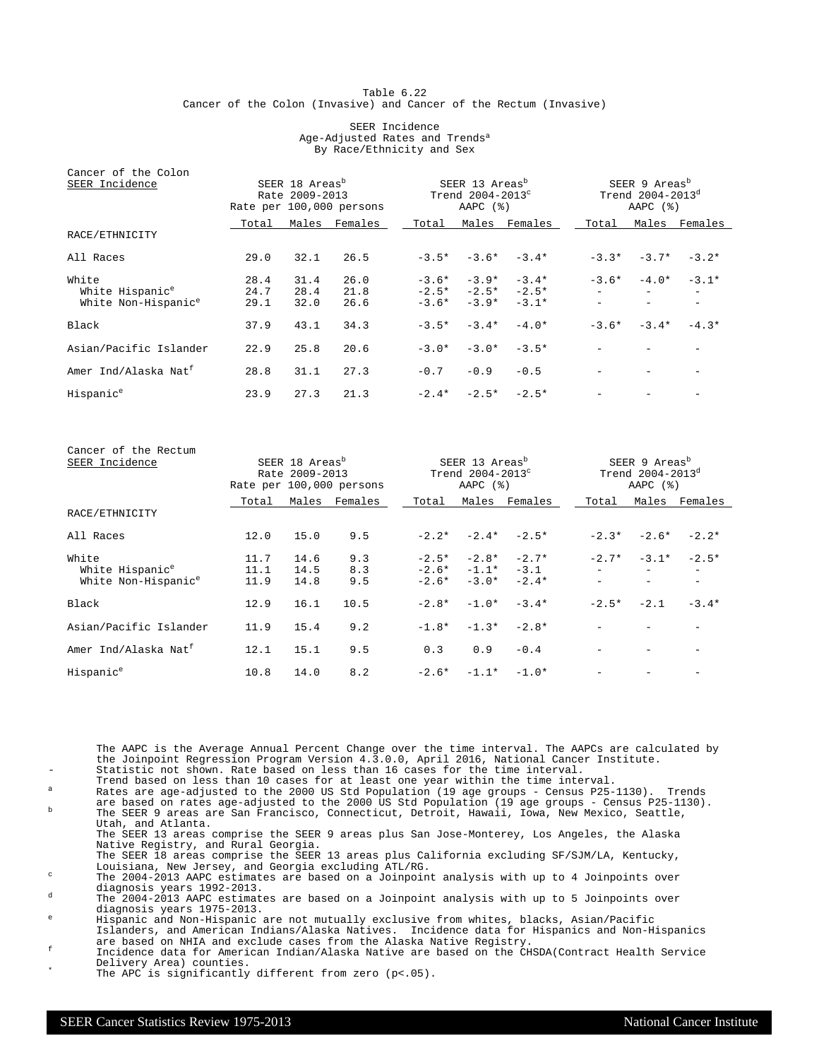Table 6.22
Cancer of the Colon (Invasive) and Cancer of the Rectum (Invasive)

SEER Incidence
Age-Adjusted Rates and Trends[a]
By Race/Ethnicity and Sex

| Cancer of the Colon SEER Incidence | SEER 18 Areas[b] Rate 2009-2013 Rate per 100,000 persons | | | SEER 13 Areas[b] Trend 2004-2013[c] AAPC (%) | | | SEER 9 Areas[b] Trend 2004-2013[d] AAPC (%) | | |
|---|---|---|---|---|---|---|---|---|---|
| RACE/ETHNICITY | Total | Males | Females | Total | Males | Females | Total | Males | Females |
| All Races | 29.0 | 32.1 | 26.5 | -3.5* | -3.6* | -3.4* | -3.3* | -3.7* | -3.2* |
| White | 28.4 | 31.4 | 26.0 | -3.6* | -3.9* | -3.4* | -3.6* | -4.0* | -3.1* |
| White Hispanic[e] | 24.7 | 28.4 | 21.8 | -2.5* | -2.5* | -2.5* | - | - | - |
| White Non-Hispanic[e] | 29.1 | 32.0 | 26.6 | -3.6* | -3.9* | -3.1* | - | - | - |
| Black | 37.9 | 43.1 | 34.3 | -3.5* | -3.4* | -4.0* | -3.6* | -3.4* | -4.3* |
| Asian/Pacific Islander | 22.9 | 25.8 | 20.6 | -3.0* | -3.0* | -3.5* | - | - | - |
| Amer Ind/Alaska Nat[f] | 28.8 | 31.1 | 27.3 | -0.7 | -0.9 | -0.5 | - | - | - |
| Hispanic[e] | 23.9 | 27.3 | 21.3 | -2.4* | -2.5* | -2.5* | - | - | - |

| Cancer of the Rectum SEER Incidence | SEER 18 Areas[b] Rate 2009-2013 Rate per 100,000 persons | | | SEER 13 Areas[b] Trend 2004-2013[c] AAPC (%) | | | SEER 9 Areas[b] Trend 2004-2013[d] AAPC (%) | | |
|---|---|---|---|---|---|---|---|---|---|
| RACE/ETHNICITY | Total | Males | Females | Total | Males | Females | Total | Males | Females |
| All Races | 12.0 | 15.0 | 9.5 | -2.2* | -2.4* | -2.5* | -2.3* | -2.6* | -2.2* |
| White | 11.7 | 14.6 | 9.3 | -2.5* | -2.8* | -2.7* | -2.7* | -3.1* | -2.5* |
| White Hispanic[e] | 11.1 | 14.5 | 8.3 | -2.6* | -1.1* | -3.1 | - | - | - |
| White Non-Hispanic[e] | 11.9 | 14.8 | 9.5 | -2.6* | -3.0* | -2.4* | - | - | - |
| Black | 12.9 | 16.1 | 10.5 | -2.8* | -1.0* | -3.4* | -2.5* | -2.1 | -3.4* |
| Asian/Pacific Islander | 11.9 | 15.4 | 9.2 | -1.8* | -1.3* | -2.8* | - | - | - |
| Amer Ind/Alaska Nat[f] | 12.1 | 15.1 | 9.5 | 0.3 | 0.9 | -0.4 | - | - | - |
| Hispanic[e] | 10.8 | 14.0 | 8.2 | -2.6* | -1.1* | -1.0* | - | - | - |

The AAPC is the Average Annual Percent Change over the time interval. The AAPCs are calculated by the Joinpoint Regression Program Version 4.3.0.0, April 2016, National Cancer Institute.

- Statistic not shown. Rate based on less than 16 cases for the time interval. Trend based on less than 10 cases for at least one year within the time interval.

a Rates are age-adjusted to the 2000 US Std Population (19 age groups - Census P25-1130). Trends are based on rates age-adjusted to the 2000 US Std Population (19 age groups - Census P25-1130).

b The SEER 9 areas are San Francisco, Connecticut, Detroit, Hawaii, Iowa, New Mexico, Seattle, Utah, and Atlanta. The SEER 13 areas comprise the SEER 9 areas plus San Jose-Monterey, Los Angeles, the Alaska Native Registry, and Rural Georgia. The SEER 18 areas comprise the SEER 13 areas plus California excluding SF/SJM/LA, Kentucky, Louisiana, New Jersey, and Georgia excluding ATL/RG.

c The 2004-2013 AAPC estimates are based on a Joinpoint analysis with up to 4 Joinpoints over diagnosis years 1992-2013.

d The 2004-2013 AAPC estimates are based on a Joinpoint analysis with up to 5 Joinpoints over diagnosis years 1975-2013.

e Hispanic and Non-Hispanic are not mutually exclusive from whites, blacks, Asian/Pacific Islanders, and American Indians/Alaska Natives. Incidence data for Hispanics and Non-Hispanics are based on NHIA and exclude cases from the Alaska Native Registry.

f Incidence data for American Indian/Alaska Native are based on the CHSDA(Contract Health Service Delivery Area) counties.

* The APC is significantly different from zero (p<.05).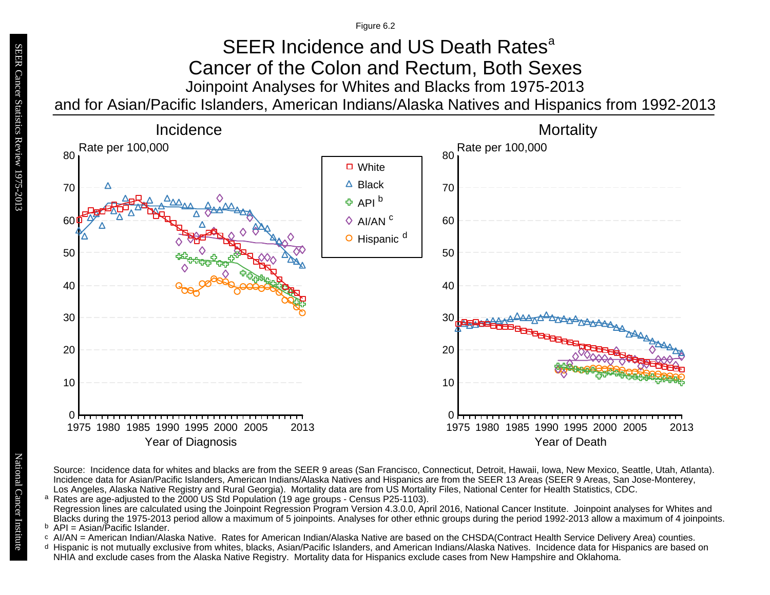Figure 6.2

# SEER Incidence and US Death Rates[a]

## Cancer of the Colon and Rectum, Both Sexes

### Joinpoint Analyses for Whites and Blacks from 1975-2013 and for Asian/Pacific Islanders, American Indians/Alaska Natives and Hispanics from 1992-2013

Incidence

Rate per 100,000

80
70
60
50
40
30
20
10
0

1975 1980 1985 1990 1995 2000 2005 2013

Year of Diagnosis

White
Black
API [b]
AI/AN [c]
Hispanic [d]

Mortality

Rate per 100,000

80
70
60
50
40
30
20
10
0

1975 1980 1985 1990 1995 2000 2005 2013

Year of Death

Source: Incidence data for whites and blacks are from the SEER 9 areas (San Francisco, Connecticut, Detroit, Hawaii, Iowa, New Mexico, Seattle, Utah, Atlanta). Incidence data for Asian/Pacific Islanders, American Indians/Alaska Natives and Hispanics are from the SEER 13 Areas (SEER 9 Areas, San Jose-Monterey, Los Angeles, Alaska Native Registry and Rural Georgia). Mortality data are from US Mortality Files, National Center for Health Statistics, CDC.

[a] Rates are age-adjusted to the 2000 US Std Population (19 age groups - Census P25-1103). Regression lines are calculated using the Joinpoint Regression Program Version 4.3.0.0, April 2016, National Cancer Institute. Joinpoint analyses for Whites and Blacks during the 1975-2013 period allow a maximum of 5 joinpoints. Analyses for other ethnic groups during the period 1992-2013 allow a maximum of 4 joinpoints.

[b] API = Asian/Pacific Islander.

[c] AI/AN = American Indian/Alaska Native. Rates for American Indian/Alaska Native are based on the CHSDA(Contract Health Service Delivery Area) counties.

[d] Hispanic is not mutually exclusive from whites, blacks, Asian/Pacific Islanders, and American Indians/Alaska Natives. Incidence data for Hispanics are based on NHIA and exclude cases from the Alaska Native Registry. Mortality data for Hispanics exclude cases from New Hampshire and Oklahoma.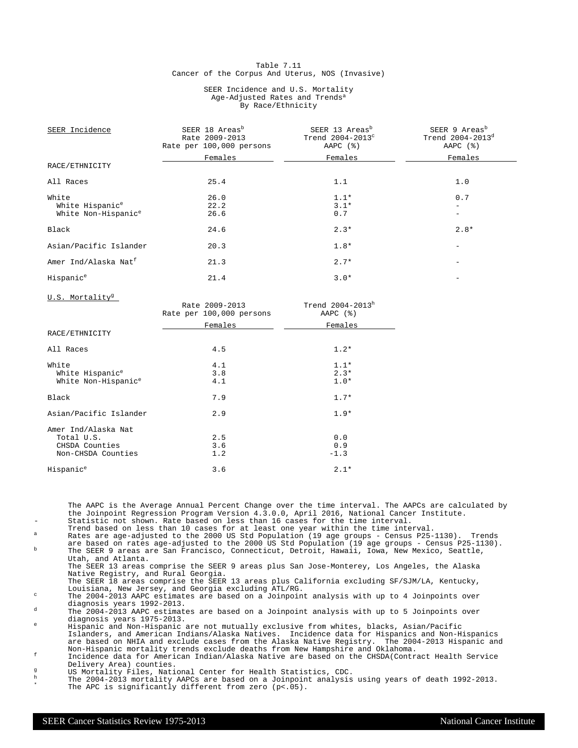Table 7.11
Cancer of the Corpus And Uterus, NOS (Invasive)

SEER Incidence and U.S. Mortality
Age-Adjusted Rates and Trends[a]
By Race/Ethnicity

| SEER Incidence | SEER 18 Areas[b] Rate 2009-2013 Rate per 100,000 persons | SEER 13 Areas[b] Trend 2004-2013[c] AAPC (%) | SEER 9 Areas[b] Trend 2004-2013[d] AAPC (%) |
|---|---|---|---|
| | Females | Females | Females |
| RACE/ETHNICITY | | | |
| All Races | 25.4 | 1.1 | 1.0 |
| White | 26.0 | 1.1* | 0.7 |
| White Hispanic[e] | 22.2 | 3.1* | - |
| White Non-Hispanic[e] | 26.6 | 0.7 | - |
| Black | 24.6 | 2.3* | 2.8* |
| Asian/Pacific Islander | 20.3 | 1.8* | - |
| Amer Ind/Alaska Nat[f] | 21.3 | 2.7* | - |
| Hispanic[e] | 21.4 | 3.0* | - |

| U.S. Mortality[g] | Rate 2009-2013 Rate per 100,000 persons | Trend 2004-2013[h] AAPC (%) |
|---|---|---|
| | Females | Females |
| RACE/ETHNICITY | | |
| All Races | 4.5 | 1.2* |
| White | 4.1 | 1.1* |
| White Hispanic[e] | 3.8 | 2.3* |
| White Non-Hispanic[e] | 4.1 | 1.0* |
| Black | 7.9 | 1.7* |
| Asian/Pacific Islander | 2.9 | 1.9* |
| Amer Ind/Alaska Nat | | |
| Total U.S. | 2.5 | 0.0 |
| CHSDA Counties | 3.6 | 0.9 |
| Non-CHSDA Counties | 1.2 | -1.3 |
| Hispanic[e] | 3.6 | 2.1* |

The AAPC is the Average Annual Percent Change over the time interval. The AAPCs are calculated by the Joinpoint Regression Program Version 4.3.0.0, April 2016, National Cancer Institute.

- \- Statistic not shown. Rate based on less than 16 cases for the time interval. Trend based on less than 10 cases for at least one year within the time interval.
- [a] Rates are age-adjusted to the 2000 US Std Population (19 age groups - Census P25-1130). Trends are based on rates age-adjusted to the 2000 US Std Population (19 age groups - Census P25-1130).
- [b] The SEER 9 areas are San Francisco, Connecticut, Detroit, Hawaii, Iowa, New Mexico, Seattle, Utah, and Atlanta. The SEER 13 areas comprise the SEER 9 areas plus San Jose-Monterey, Los Angeles, the Alaska Native Registry, and Rural Georgia. The SEER 18 areas comprise the SEER 13 areas plus California excluding SF/SJM/LA, Kentucky, Louisiana, New Jersey, and Georgia excluding ATL/RG.
- [c] The 2004-2013 AAPC estimates are based on a Joinpoint analysis with up to 4 Joinpoints over diagnosis years 1992-2013.
- [d] The 2004-2013 AAPC estimates are based on a Joinpoint analysis with up to 5 Joinpoints over diagnosis years 1975-2013.
- [e] Hispanic and Non-Hispanic are not mutually exclusive from whites, blacks, Asian/Pacific Islanders, and American Indians/Alaska Natives. Incidence data for Hispanics and Non-Hispanics are based on NHIA and exclude cases from the Alaska Native Registry. The 2004-2013 Hispanic and Non-Hispanic mortality trends exclude deaths from New Hampshire and Oklahoma.
- [f] Incidence data for American Indian/Alaska Native are based on the CHSDA(Contract Health Service Delivery Area) counties.
- [g] US Mortality Files, National Center for Health Statistics, CDC.
- [h] The 2004-2013 mortality AAPCs are based on a Joinpoint analysis using years of death 1992-2013.
- \* The APC is significantly different from zero (p<.05).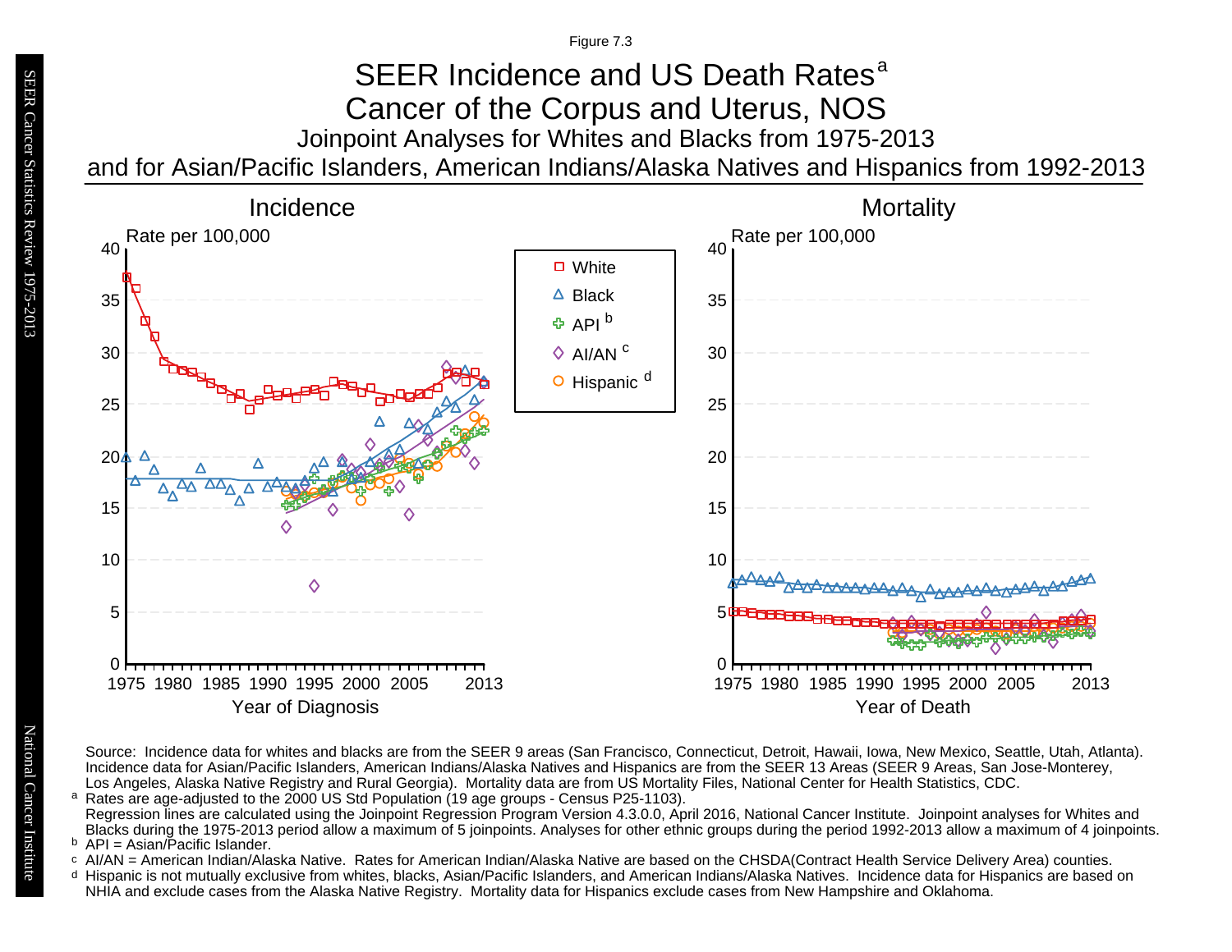Figure 7.3

# SEER Incidence and US Death Rates[a]
## Cancer of the Corpus and Uterus, NOS
### Joinpoint Analyses for Whites and Blacks from 1975-2013 and for Asian/Pacific Islanders, American Indians/Alaska Natives and Hispanics from 1992-2013

Incidence

Rate per 100,000

40
35
30
25
20
15
10
5
0

1975 1980 1985 1990 1995 2000 2005 2013

Year of Diagnosis

White
Black
API [b]
AI/AN [c]
Hispanic [d]

Mortality

Rate per 100,000

40
35
30
25
20
15
10
5
0

1975 1980 1985 1990 1995 2000 2005 2013

Year of Death

Source: Incidence data for whites and blacks are from the SEER 9 areas (San Francisco, Connecticut, Detroit, Hawaii, Iowa, New Mexico, Seattle, Utah, Atlanta). Incidence data for Asian/Pacific Islanders, American Indians/Alaska Natives and Hispanics are from the SEER 13 Areas (SEER 9 Areas, San Jose-Monterey, Los Angeles, Alaska Native Registry and Rural Georgia). Mortality data are from US Mortality Files, National Center for Health Statistics, CDC.

[a] Rates are age-adjusted to the 2000 US Std Population (19 age groups - Census P25-1103).
Regression lines are calculated using the Joinpoint Regression Program Version 4.3.0.0, April 2016, National Cancer Institute. Joinpoint analyses for Whites and Blacks during the 1975-2013 period allow a maximum of 5 joinpoints. Analyses for other ethnic groups during the period 1992-2013 allow a maximum of 4 joinpoints.

[b] API = Asian/Pacific Islander.

[c] AI/AN = American Indian/Alaska Native. Rates for American Indian/Alaska Native are based on the CHSDA(Contract Health Service Delivery Area) counties.

[d] Hispanic is not mutually exclusive from whites, blacks, Asian/Pacific Islanders, and American Indians/Alaska Natives. Incidence data for Hispanics are based on NHIA and exclude cases from the Alaska Native Registry. Mortality data for Hispanics exclude cases from New Hampshire and Oklahoma.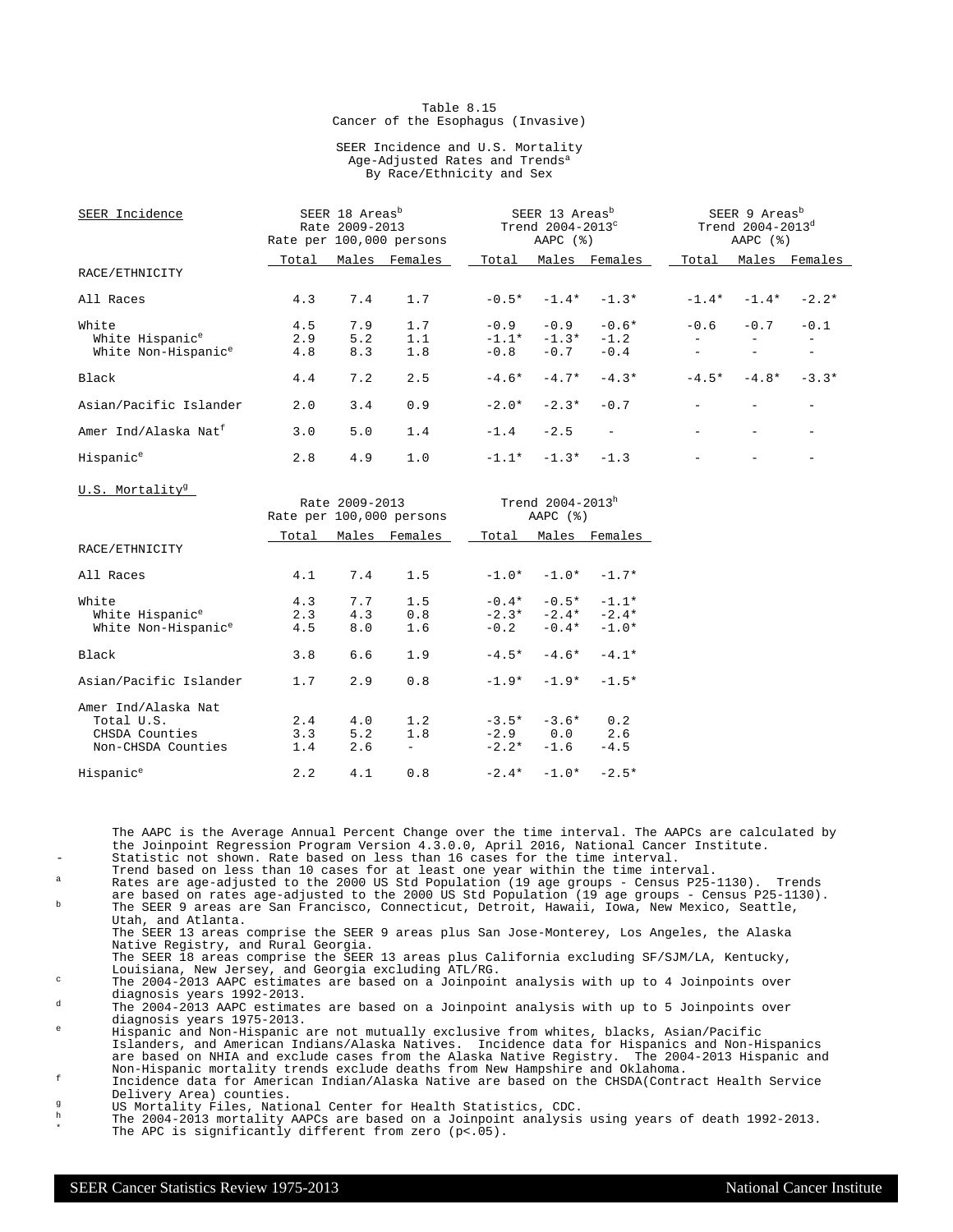Table 8.15
Cancer of the Esophagus (Invasive)

SEER Incidence and U.S. Mortality
Age-Adjusted Rates and Trends[a]
By Race/Ethnicity and Sex

| SEER Incidence | SEER 18 Areas[b] Rate 2009-2013 Rate per 100,000 persons | | | SEER 13 Areas[b] Trend 2004-2013[c] AAPC (%) | | | SEER 9 Areas[b] Trend 2004-2013[d] AAPC (%) | | |
|---|---|---|---|---|---|---|---|---|---|
| RACE/ETHNICITY | Total | Males | Females | Total | Males | Females | Total | Males | Females |
| All Races | 4.3 | 7.4 | 1.7 | -0.5* | -1.4* | -1.3* | -1.4* | -1.4* | -2.2* |
| White | 4.5 | 7.9 | 1.7 | -0.9 | -0.9 | -0.6* | -0.6 | -0.7 | -0.1 |
| White Hispanic[e] | 2.9 | 5.2 | 1.1 | -1.1* | -1.3* | -1.2 | - | - | - |
| White Non-Hispanic[e] | 4.8 | 8.3 | 1.8 | -0.8 | -0.7 | -0.4 | - | - | - |
| Black | 4.4 | 7.2 | 2.5 | -4.6* | -4.7* | -4.3* | -4.5* | -4.8* | -3.3* |
| Asian/Pacific Islander | 2.0 | 3.4 | 0.9 | -2.0* | -2.3* | -0.7 | - | - | - |
| Amer Ind/Alaska Nat[f] | 3.0 | 5.0 | 1.4 | -1.4 | -2.5 | - | - | - | - |
| Hispanic[e] | 2.8 | 4.9 | 1.0 | -1.1* | -1.3* | -1.3 | - | - | - |

| U.S. Mortality[g] | Rate 2009-2013 Rate per 100,000 persons | | | Trend 2004-2013[h] AAPC (%) | | |
|---|---|---|---|---|---|---|
| RACE/ETHNICITY | Total | Males | Females | Total | Males | Females |
| All Races | 4.1 | 7.4 | 1.5 | -1.0* | -1.0* | -1.7* |
| White | 4.3 | 7.7 | 1.5 | -0.4* | -0.5* | -1.1* |
| White Hispanic[e] | 2.3 | 4.3 | 0.8 | -2.3* | -2.4* | -2.4* |
| White Non-Hispanic[e] | 4.5 | 8.0 | 1.6 | -0.2 | -0.4* | -1.0* |
| Black | 3.8 | 6.6 | 1.9 | -4.5* | -4.6* | -4.1* |
| Asian/Pacific Islander | 1.7 | 2.9 | 0.8 | -1.9* | -1.9* | -1.5* |
| Amer Ind/Alaska Nat | | | | | | |
| Total U.S. | 2.4 | 4.0 | 1.2 | -3.5* | -3.6* | 0.2 |
| CHSDA Counties | 3.3 | 5.2 | 1.8 | -2.9 | 0.0 | 2.6 |
| Non-CHSDA Counties | 1.4 | 2.6 | - | -2.2* | -1.6 | -4.5 |
| Hispanic[e] | 2.2 | 4.1 | 0.8 | -2.4* | -1.0* | -2.5* |

The AAPC is the Average Annual Percent Change over the time interval. The AAPCs are calculated by the Joinpoint Regression Program Version 4.3.0.0, April 2016, National Cancer Institute.

- \- Statistic not shown. Rate based on less than 16 cases for the time interval. Trend based on less than 10 cases for at least one year within the time interval.
- [a] Rates are age-adjusted to the 2000 US Std Population (19 age groups - Census P25-1130). Trends are based on rates age-adjusted to the 2000 US Std Population (19 age groups - Census P25-1130).
- [b] The SEER 9 areas are San Francisco, Connecticut, Detroit, Hawaii, Iowa, New Mexico, Seattle, Utah, and Atlanta. The SEER 13 areas comprise the SEER 9 areas plus San Jose-Monterey, Los Angeles, the Alaska Native Registry, and Rural Georgia. The SEER 18 areas comprise the SEER 13 areas plus California excluding SF/SJM/LA, Kentucky, Louisiana, New Jersey, and Georgia excluding ATL/RG.
- [c] The 2004-2013 AAPC estimates are based on a Joinpoint analysis with up to 4 Joinpoints over diagnosis years 1992-2013.
- [d] The 2004-2013 AAPC estimates are based on a Joinpoint analysis with up to 5 Joinpoints over diagnosis years 1975-2013.
- [e] Hispanic and Non-Hispanic are not mutually exclusive from whites, blacks, Asian/Pacific Islanders, and American Indians/Alaska Natives. Incidence data for Hispanics and Non-Hispanics are based on NHIA and exclude cases from the Alaska Native Registry. The 2004-2013 Hispanic and Non-Hispanic mortality trends exclude deaths from New Hampshire and Oklahoma.
- [f] Incidence data for American Indian/Alaska Native are based on the CHSDA(Contract Health Service Delivery Area) counties.
- [g] US Mortality Files, National Center for Health Statistics, CDC.
- [h] The 2004-2013 mortality AAPCs are based on a Joinpoint analysis using years of death 1992-2013.
- \* The APC is significantly different from zero (p<.05).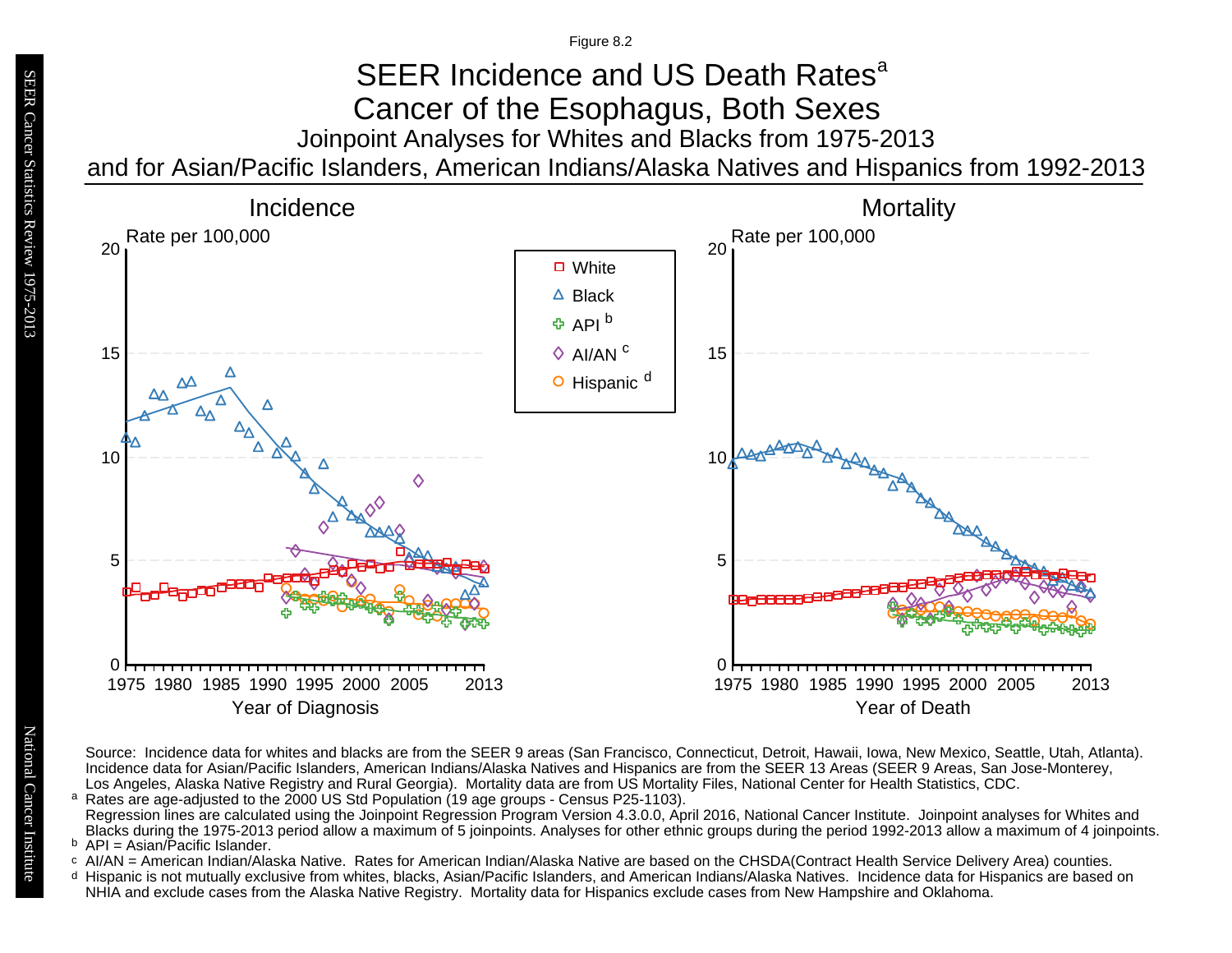Figure 8.2

# SEER Incidence and US Death Rates[a]

## Cancer of the Esophagus, Both Sexes

### Joinpoint Analyses for Whites and Blacks from 1975-2013 and for Asian/Pacific Islanders, American Indians/Alaska Natives and Hispanics from 1992-2013

Incidence

Rate per 100,000

20
15
10
5
0

1975 1980 1985 1990 1995 2000 2005 2013

Year of Diagnosis

White
Black
API [b]
AI/AN [c]
Hispanic [d]

Mortality

Rate per 100,000

20
15
10
5
0

1975 1980 1985 1990 1995 2000 2005 2013

Year of Death

Source: Incidence data for whites and blacks are from the SEER 9 areas (San Francisco, Connecticut, Detroit, Hawaii, Iowa, New Mexico, Seattle, Utah, Atlanta). Incidence data for Asian/Pacific Islanders, American Indians/Alaska Natives and Hispanics are from the SEER 13 Areas (SEER 9 Areas, San Jose-Monterey, Los Angeles, Alaska Native Registry and Rural Georgia). Mortality data are from US Mortality Files, National Center for Health Statistics, CDC.

[a] Rates are age-adjusted to the 2000 US Std Population (19 age groups - Census P25-1103).
Regression lines are calculated using the Joinpoint Regression Program Version 4.3.0.0, April 2016, National Cancer Institute. Joinpoint analyses for Whites and Blacks during the 1975-2013 period allow a maximum of 5 joinpoints. Analyses for other ethnic groups during the period 1992-2013 allow a maximum of 4 joinpoints.

[b] API = Asian/Pacific Islander.

[c] AI/AN = American Indian/Alaska Native. Rates for American Indian/Alaska Native are based on the CHSDA(Contract Health Service Delivery Area) counties.

[d] Hispanic is not mutually exclusive from whites, blacks, Asian/Pacific Islanders, and American Indians/Alaska Natives. Incidence data for Hispanics are based on NHIA and exclude cases from the Alaska Native Registry. Mortality data for Hispanics exclude cases from New Hampshire and Oklahoma.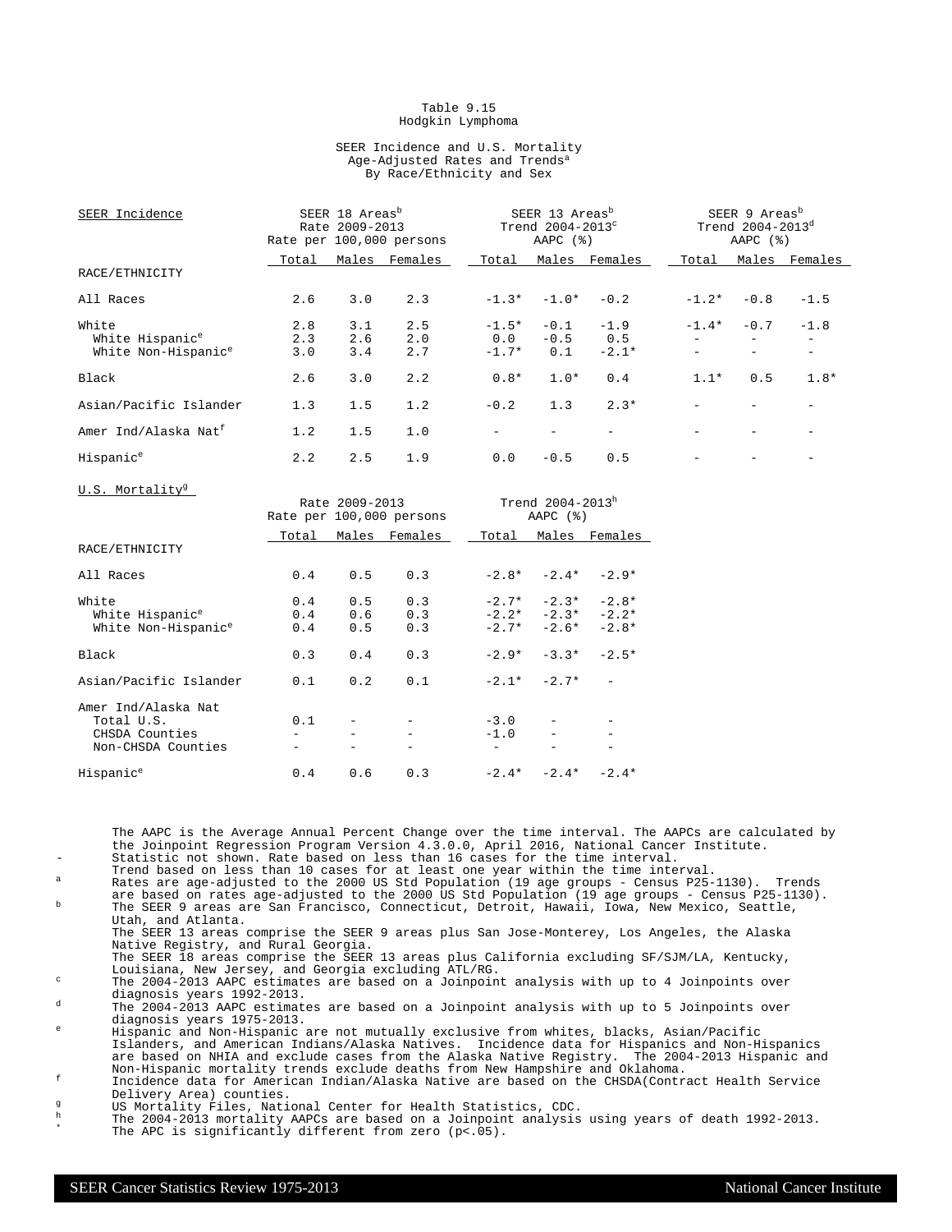Table 9.15
Hodgkin Lymphoma

SEER Incidence and U.S. Mortality
Age-Adjusted Rates and Trends[a]
By Race/Ethnicity and Sex

| SEER Incidence | SEER 18 Areas[b] Rate 2009-2013 Rate per 100,000 persons | | | SEER 13 Areas[b] Trend 2004-2013[c] AAPC (%) | | | SEER 9 Areas[b] Trend 2004-2013[d] AAPC (%) | | |
|---|---|---|---|---|---|---|---|---|---|
| RACE/ETHNICITY | Total | Males | Females | Total | Males | Females | Total | Males | Females |
| All Races | 2.6 | 3.0 | 2.3 | -1.3* | -1.0* | -0.2 | -1.2* | -0.8 | -1.5 |
| White | 2.8 | 3.1 | 2.5 | -1.5* | -0.1 | -1.9 | -1.4* | -0.7 | -1.8 |
| White Hispanic[e] | 2.3 | 2.6 | 2.0 | 0.0 | -0.5 | 0.5 | - | - | - |
| White Non-Hispanic[e] | 3.0 | 3.4 | 2.7 | -1.7* | 0.1 | -2.1* | - | - | - |
| Black | 2.6 | 3.0 | 2.2 | 0.8* | 1.0* | 0.4 | 1.1* | 0.5 | 1.8* |
| Asian/Pacific Islander | 1.3 | 1.5 | 1.2 | -0.2 | 1.3 | 2.3* | - | - | - |
| Amer Ind/Alaska Nat[f] | 1.2 | 1.5 | 1.0 | - | - | - | - | - | - |
| Hispanic[e] | 2.2 | 2.5 | 1.9 | 0.0 | -0.5 | 0.5 | - | - | - |

| U.S. Mortality[g] | Rate 2009-2013 Rate per 100,000 persons | | | Trend 2004-2013[h] AAPC (%) | | |
|---|---|---|---|---|---|---|
| RACE/ETHNICITY | Total | Males | Females | Total | Males | Females |
| All Races | 0.4 | 0.5 | 0.3 | -2.8* | -2.4* | -2.9* |
| White | 0.4 | 0.5 | 0.3 | -2.7* | -2.3* | -2.8* |
| White Hispanic[e] | 0.4 | 0.6 | 0.3 | -2.2* | -2.3* | -2.2* |
| White Non-Hispanic[e] | 0.4 | 0.5 | 0.3 | -2.7* | -2.6* | -2.8* |
| Black | 0.3 | 0.4 | 0.3 | -2.9* | -3.3* | -2.5* |
| Asian/Pacific Islander | 0.1 | 0.2 | 0.1 | -2.1* | -2.7* | - |
| Amer Ind/Alaska Nat | | | | | | |
| Total U.S. | 0.1 | - | - | -3.0 | - | - |
| CHSDA Counties | - | - | - | -1.0 | - | - |
| Non-CHSDA Counties | - | - | - | - | - | - |
| Hispanic[e] | 0.4 | 0.6 | 0.3 | -2.4* | -2.4* | -2.4* |

The AAPC is the Average Annual Percent Change over the time interval. The AAPCs are calculated by the Joinpoint Regression Program Version 4.3.0.0, April 2016, National Cancer Institute.

- \- Statistic not shown. Rate based on less than 16 cases for the time interval. Trend based on less than 10 cases for at least one year within the time interval.
- [a] Rates are age-adjusted to the 2000 US Std Population (19 age groups - Census P25-1130). Trends are based on rates age-adjusted to the 2000 US Std Population (19 age groups - Census P25-1130).
- [b] The SEER 9 areas are San Francisco, Connecticut, Detroit, Hawaii, Iowa, New Mexico, Seattle, Utah, and Atlanta. The SEER 13 areas comprise the SEER 9 areas plus San Jose-Monterey, Los Angeles, the Alaska Native Registry, and Rural Georgia. The SEER 18 areas comprise the SEER 13 areas plus California excluding SF/SJM/LA, Kentucky, Louisiana, New Jersey, and Georgia excluding ATL/RG.
- [c] The 2004-2013 AAPC estimates are based on a Joinpoint analysis with up to 4 Joinpoints over diagnosis years 1992-2013.
- [d] The 2004-2013 AAPC estimates are based on a Joinpoint analysis with up to 5 Joinpoints over diagnosis years 1975-2013.
- [e] Hispanic and Non-Hispanic are not mutually exclusive from whites, blacks, Asian/Pacific Islanders, and American Indians/Alaska Natives. Incidence data for Hispanics and Non-Hispanics are based on NHIA and exclude cases from the Alaska Native Registry. The 2004-2013 Hispanic and Non-Hispanic mortality trends exclude deaths from New Hampshire and Oklahoma.
- [f] Incidence data for American Indian/Alaska Native are based on the CHSDA(Contract Health Service Delivery Area) counties.
- [g] US Mortality Files, National Center for Health Statistics, CDC.
- [h] The 2004-2013 mortality AAPCs are based on a Joinpoint analysis using years of death 1992-2013.
- \* The APC is significantly different from zero (p<.05).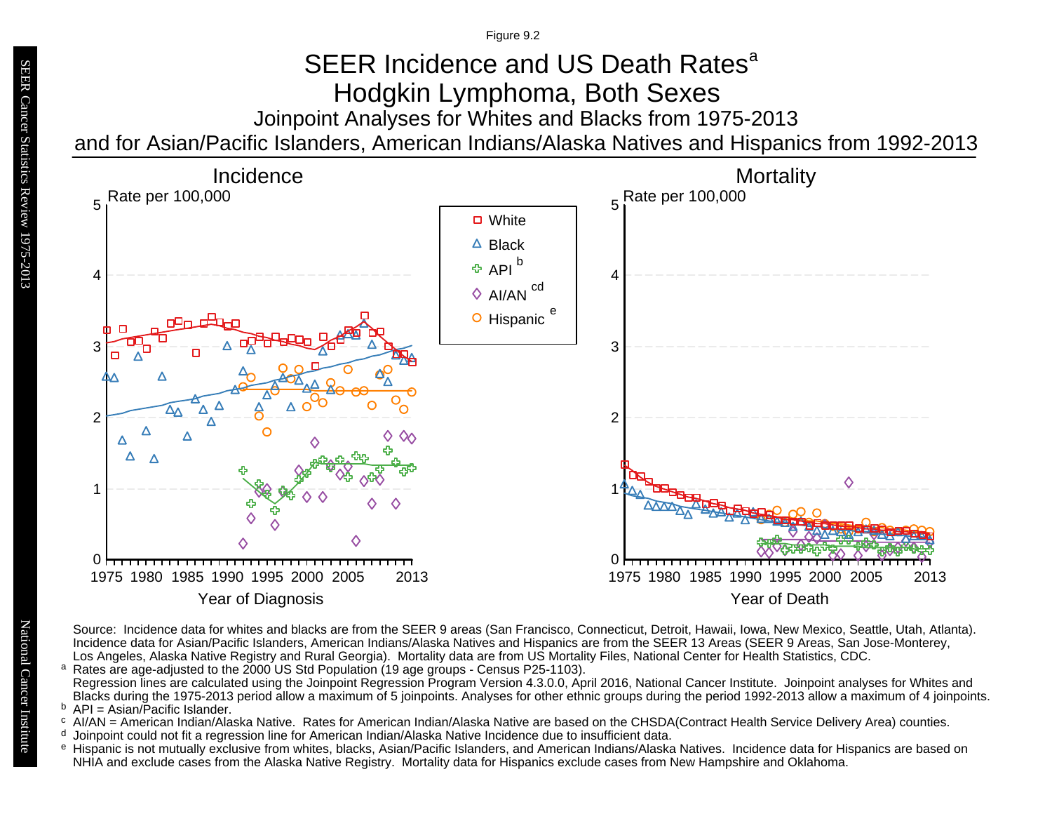Figure 9.2

# SEER Incidence and US Death Rates[a]

## Hodgkin Lymphoma, Both Sexes

### Joinpoint Analyses for Whites and Blacks from 1975-2013 and for Asian/Pacific Islanders, American Indians/Alaska Natives and Hispanics from 1992-2013

Incidence

Rate per 100,000

5
4
3
2
1
0

1975 1980 1985 1990 1995 2000 2005 2013

Year of Diagnosis

Mortality

Rate per 100,000

5
4
3
2
1
0

1975 1980 1985 1990 1995 2000 2005 2013

Year of Death

White
Black
API[b]
AI/AN[cd]
Hispanic[e]

Source: Incidence data for whites and blacks are from the SEER 9 areas (San Francisco, Connecticut, Detroit, Hawaii, Iowa, New Mexico, Seattle, Utah, Atlanta). Incidence data for Asian/Pacific Islanders, American Indians/Alaska Natives and Hispanics are from the SEER 13 Areas (SEER 9 Areas, San Jose-Monterey, Los Angeles, Alaska Native Registry and Rural Georgia). Mortality data are from US Mortality Files, National Center for Health Statistics, CDC.

[a] Rates are age-adjusted to the 2000 US Std Population (19 age groups - Census P25-1103).
Regression lines are calculated using the Joinpoint Regression Program Version 4.3.0.0, April 2016, National Cancer Institute. Joinpoint analyses for Whites and Blacks during the 1975-2013 period allow a maximum of 5 joinpoints. Analyses for other ethnic groups during the period 1992-2013 allow a maximum of 4 joinpoints.

[b] API = Asian/Pacific Islander.

[c] AI/AN = American Indian/Alaska Native. Rates for American Indian/Alaska Native are based on the CHSDA(Contract Health Service Delivery Area) counties.

[d] Joinpoint could not fit a regression line for American Indian/Alaska Native Incidence due to insufficient data.

[e] Hispanic is not mutually exclusive from whites, blacks, Asian/Pacific Islanders, and American Indians/Alaska Natives. Incidence data for Hispanics are based on NHIA and exclude cases from the Alaska Native Registry. Mortality data for Hispanics exclude cases from New Hampshire and Oklahoma.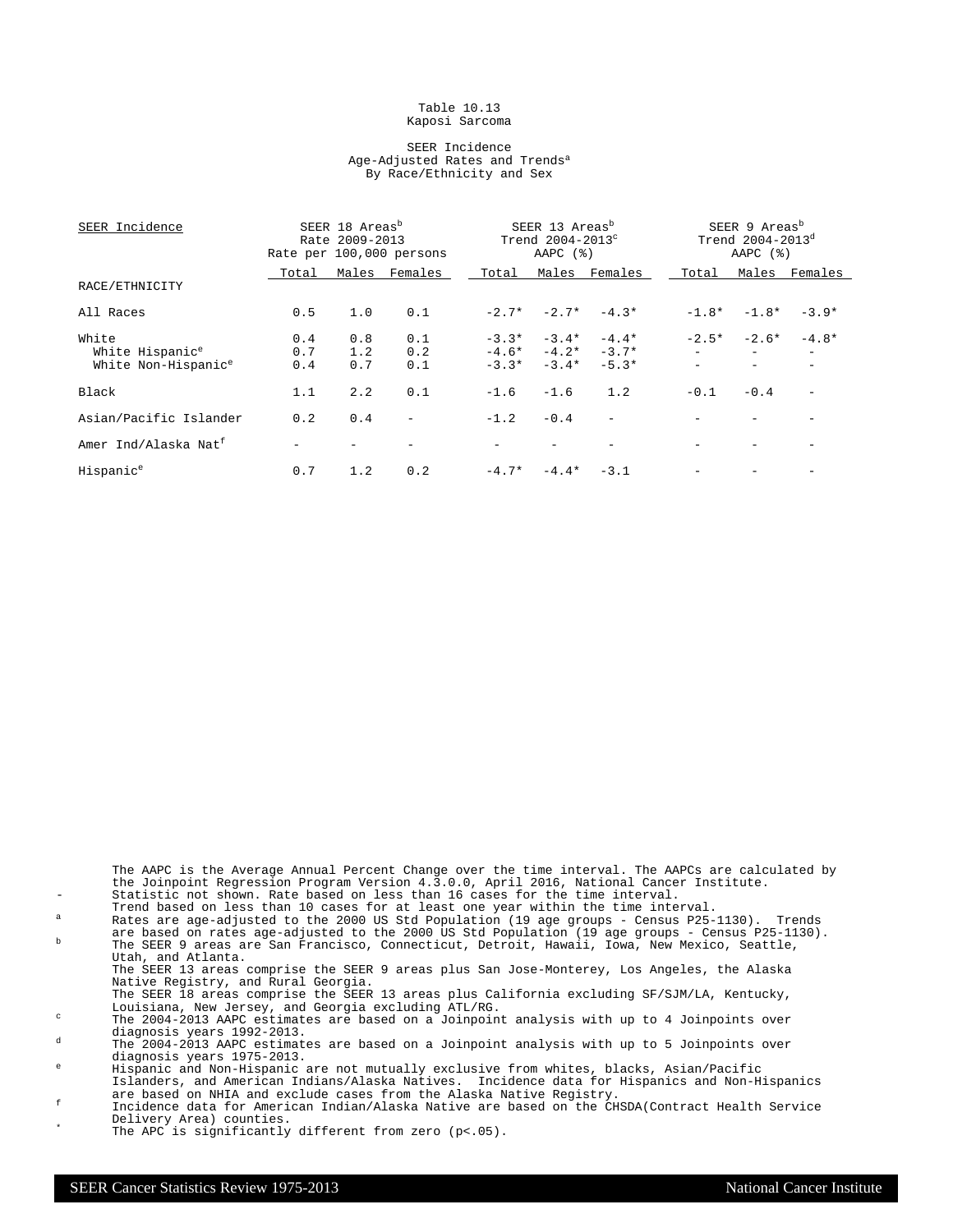Table 10.13
Kaposi Sarcoma

SEER Incidence
Age-Adjusted Rates and Trends[a]
By Race/Ethnicity and Sex

| SEER Incidence | SEER 18 Areas[b] Rate 2009-2013 Rate per 100,000 persons | | | SEER 13 Areas[b] Trend 2004-2013[c] AAPC (%) | | | SEER 9 Areas[b] Trend 2004-2013[d] AAPC (%) | | |
|---|---|---|---|---|---|---|---|---|---|
| | Total | Males | Females | Total | Males | Females | Total | Males | Females |
| RACE/ETHNICITY | | | | | | | | | |
| All Races | 0.5 | 1.0 | 0.1 | -2.7* | -2.7* | -4.3* | -1.8* | -1.8* | -3.9* |
| White | 0.4 | 0.8 | 0.1 | -3.3* | -3.4* | -4.4* | -2.5* | -2.6* | -4.8* |
| White Hispanic[e] | 0.7 | 1.2 | 0.2 | -4.6* | -4.2* | -3.7* | - | - | - |
| White Non-Hispanic[e] | 0.4 | 0.7 | 0.1 | -3.3* | -3.4* | -5.3* | - | - | - |
| Black | 1.1 | 2.2 | 0.1 | -1.6 | -1.6 | 1.2 | -0.1 | -0.4 | - |
| Asian/Pacific Islander | 0.2 | 0.4 | - | -1.2 | -0.4 | - | - | - | - |
| Amer Ind/Alaska Nat[f] | - | - | - | - | - | - | - | - | - |
| Hispanic[e] | 0.7 | 1.2 | 0.2 | -4.7* | -4.4* | -3.1 | - | - | - |

The AAPC is the Average Annual Percent Change over the time interval. The AAPCs are calculated by the Joinpoint Regression Program Version 4.3.0.0, April 2016, National Cancer Institute.

- Statistic not shown. Rate based on less than 16 cases for the time interval. Trend based on less than 10 cases for at least one year within the time interval.

[a] Rates are age-adjusted to the 2000 US Std Population (19 age groups - Census P25-1130). Trends are based on rates age-adjusted to the 2000 US Std Population (19 age groups - Census P25-1130).

[b] The SEER 9 areas are San Francisco, Connecticut, Detroit, Hawaii, Iowa, New Mexico, Seattle, Utah, and Atlanta.
The SEER 13 areas comprise the SEER 9 areas plus San Jose-Monterey, Los Angeles, the Alaska Native Registry, and Rural Georgia.
The SEER 18 areas comprise the SEER 13 areas plus California excluding SF/SJM/LA, Kentucky, Louisiana, New Jersey, and Georgia excluding ATL/RG.

[c] The 2004-2013 AAPC estimates are based on a Joinpoint analysis with up to 4 Joinpoints over diagnosis years 1992-2013.

[d] The 2004-2013 AAPC estimates are based on a Joinpoint analysis with up to 5 Joinpoints over diagnosis years 1975-2013.

[e] Hispanic and Non-Hispanic are not mutually exclusive from whites, blacks, Asian/Pacific Islanders, and American Indians/Alaska Natives. Incidence data for Hispanics and Non-Hispanics are based on NHIA and exclude cases from the Alaska Native Registry.

[f] Incidence data for American Indian/Alaska Native are based on the CHSDA(Contract Health Service Delivery Area) counties.

* The APC is significantly different from zero (p<.05).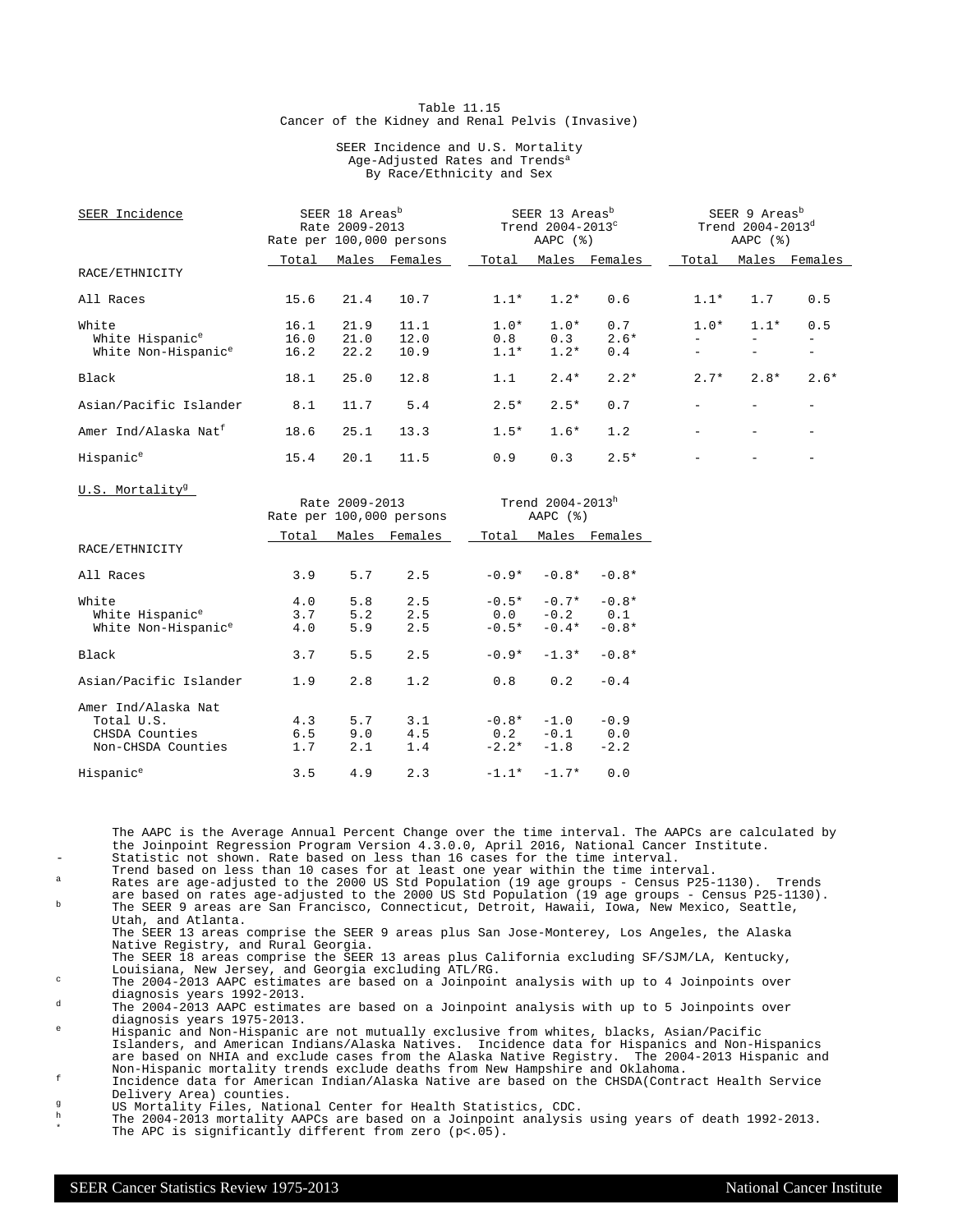Table 11.15
Cancer of the Kidney and Renal Pelvis (Invasive)

SEER Incidence and U.S. Mortality
Age-Adjusted Rates and Trends[a]
By Race/Ethnicity and Sex

| SEER Incidence | SEER 18 Areas[b] Rate 2009-2013 Rate per 100,000 persons | | | SEER 13 Areas[b] Trend 2004-2013[c] AAPC (%) | | | SEER 9 Areas[b] Trend 2004-2013[d] AAPC (%) | | |
|---|---|---|---|---|---|---|---|---|---|
| RACE/ETHNICITY | Total | Males | Females | Total | Males | Females | Total | Males | Females |
| All Races | 15.6 | 21.4 | 10.7 | 1.1* | 1.2* | 0.6 | 1.1* | 1.7 | 0.5 |
| White | 16.1 | 21.9 | 11.1 | 1.0* | 1.0* | 0.7 | 1.0* | 1.1* | 0.5 |
| White Hispanic[e] | 16.0 | 21.0 | 12.0 | 0.8 | 0.3 | 2.6* | - | - | - |
| White Non-Hispanic[e] | 16.2 | 22.2 | 10.9 | 1.1* | 1.2* | 0.4 | - | - | - |
| Black | 18.1 | 25.0 | 12.8 | 1.1 | 2.4* | 2.2* | 2.7* | 2.8* | 2.6* |
| Asian/Pacific Islander | 8.1 | 11.7 | 5.4 | 2.5* | 2.5* | 0.7 | - | - | - |
| Amer Ind/Alaska Nat[f] | 18.6 | 25.1 | 13.3 | 1.5* | 1.6* | 1.2 | - | - | - |
| Hispanic[e] | 15.4 | 20.1 | 11.5 | 0.9 | 0.3 | 2.5* | - | - | - |

| U.S. Mortality[g] | Rate 2009-2013 Rate per 100,000 persons | | | Trend 2004-2013[h] AAPC (%) | | |
|---|---|---|---|---|---|---|
| RACE/ETHNICITY | Total | Males | Females | Total | Males | Females |
| All Races | 3.9 | 5.7 | 2.5 | -0.9* | -0.8* | -0.8* |
| White | 4.0 | 5.8 | 2.5 | -0.5* | -0.7* | -0.8* |
| White Hispanic[e] | 3.7 | 5.2 | 2.5 | 0.0 | -0.2 | 0.1 |
| White Non-Hispanic[e] | 4.0 | 5.9 | 2.5 | -0.5* | -0.4* | -0.8* |
| Black | 3.7 | 5.5 | 2.5 | -0.9* | -1.3* | -0.8* |
| Asian/Pacific Islander | 1.9 | 2.8 | 1.2 | 0.8 | 0.2 | -0.4 |
| Amer Ind/Alaska Nat | | | | | | |
| Total U.S. | 4.3 | 5.7 | 3.1 | -0.8* | -1.0 | -0.9 |
| CHSDA Counties | 6.5 | 9.0 | 4.5 | 0.2 | -0.1 | 0.0 |
| Non-CHSDA Counties | 1.7 | 2.1 | 1.4 | -2.2* | -1.8 | -2.2 |
| Hispanic[e] | 3.5 | 4.9 | 2.3 | -1.1* | -1.7* | 0.0 |

The AAPC is the Average Annual Percent Change over the time interval. The AAPCs are calculated by the Joinpoint Regression Program Version 4.3.0.0, April 2016, National Cancer Institute.

- Statistic not shown. Rate based on less than 16 cases for the time interval. Trend based on less than 10 cases for at least one year within the time interval.

[a] Rates are age-adjusted to the 2000 US Std Population (19 age groups - Census P25-1130). Trends are based on rates age-adjusted to the 2000 US Std Population (19 age groups - Census P25-1130).

[b] The SEER 9 areas are San Francisco, Connecticut, Detroit, Hawaii, Iowa, New Mexico, Seattle, Utah, and Atlanta. The SEER 13 areas comprise the SEER 9 areas plus San Jose-Monterey, Los Angeles, the Alaska Native Registry, and Rural Georgia. The SEER 18 areas comprise the SEER 13 areas plus California excluding SF/SJM/LA, Kentucky, Louisiana, New Jersey, and Georgia excluding ATL/RG.

[c] The 2004-2013 AAPC estimates are based on a Joinpoint analysis with up to 4 Joinpoints over diagnosis years 1992-2013.

[d] The 2004-2013 AAPC estimates are based on a Joinpoint analysis with up to 5 Joinpoints over diagnosis years 1975-2013.

[e] Hispanic and Non-Hispanic are not mutually exclusive from whites, blacks, Asian/Pacific Islanders, and American Indians/Alaska Natives. Incidence data for Hispanics and Non-Hispanics are based on NHIA and exclude cases from the Alaska Native Registry. The 2004-2013 Hispanic and Non-Hispanic mortality trends exclude deaths from New Hampshire and Oklahoma.

[f] Incidence data for American Indian/Alaska Native are based on the CHSDA(Contract Health Service Delivery Area) counties.

[g] US Mortality Files, National Center for Health Statistics, CDC.

[h] The 2004-2013 mortality AAPCs are based on a Joinpoint analysis using years of death 1992-2013.

* The APC is significantly different from zero (p<.05).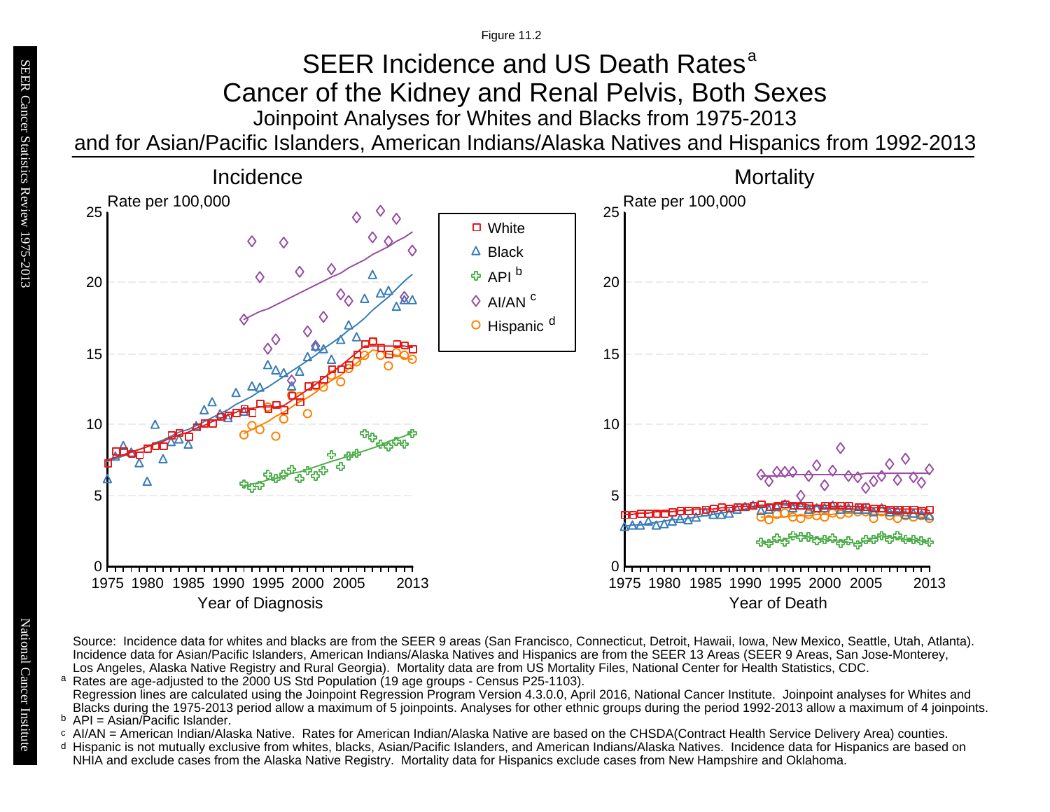Figure 11.2

# SEER Incidence and US Death Rates[a]

## Cancer of the Kidney and Renal Pelvis, Both Sexes

### Joinpoint Analyses for Whites and Blacks from 1975-2013 and for Asian/Pacific Islanders, American Indians/Alaska Natives and Hispanics from 1992-2013

Incidence

Rate per 100,000

Year of Diagnosis

Mortality

Rate per 100,000

Year of Death

- White
- Black
- API [b]
- AI/AN [c]
- Hispanic [d]

Source: Incidence data for whites and blacks are from the SEER 9 areas (San Francisco, Connecticut, Detroit, Hawaii, Iowa, New Mexico, Seattle, Utah, Atlanta). Incidence data for Asian/Pacific Islanders, American Indians/Alaska Natives and Hispanics are from the SEER 13 Areas (SEER 9 Areas, San Jose-Monterey, Los Angeles, Alaska Native Registry and Rural Georgia). Mortality data are from US Mortality Files, National Center for Health Statistics, CDC.

[a] Rates are age-adjusted to the 2000 US Std Population (19 age groups - Census P25-1103).
Regression lines are calculated using the Joinpoint Regression Program Version 4.3.0.0, April 2016, National Cancer Institute. Joinpoint analyses for Whites and Blacks during the 1975-2013 period allow a maximum of 5 joinpoints. Analyses for other ethnic groups during the period 1992-2013 allow a maximum of 4 joinpoints.

[b] API = Asian/Pacific Islander.

[c] AI/AN = American Indian/Alaska Native. Rates for American Indian/Alaska Native are based on the CHSDA(Contract Health Service Delivery Area) counties.

[d] Hispanic is not mutually exclusive from whites, blacks, Asian/Pacific Islanders, and American Indians/Alaska Natives. Incidence data for Hispanics are based on NHIA and exclude cases from the Alaska Native Registry. Mortality data for Hispanics exclude cases from New Hampshire and Oklahoma.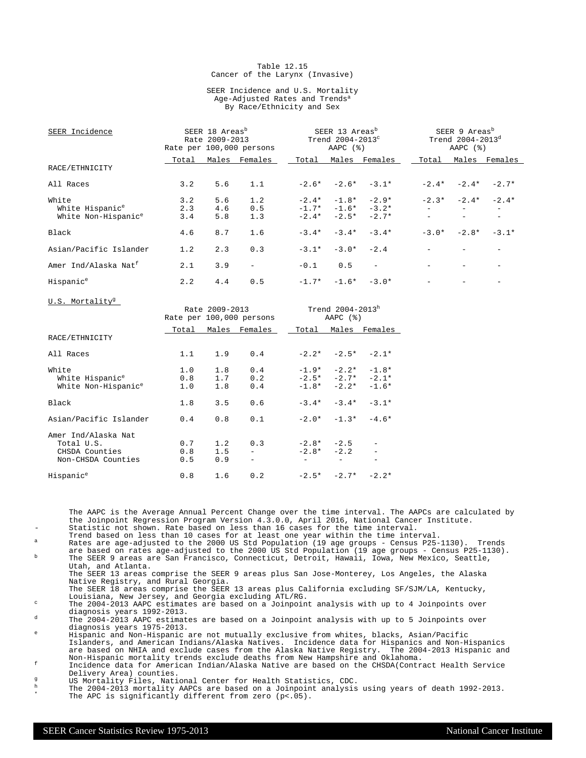Table 12.15
Cancer of the Larynx (Invasive)

SEER Incidence and U.S. Mortality
Age-Adjusted Rates and Trends[a]
By Race/Ethnicity and Sex

| SEER Incidence | SEER 18 Areas[b] Rate 2009-2013 Rate per 100,000 persons | | | SEER 13 Areas[b] Trend 2004-2013[c] AAPC (%) | | | SEER 9 Areas[b] Trend 2004-2013[d] AAPC (%) | | |
|---|---|---|---|---|---|---|---|---|---|
| RACE/ETHNICITY | Total | Males | Females | Total | Males | Females | Total | Males | Females |
| All Races | 3.2 | 5.6 | 1.1 | -2.6* | -2.6* | -3.1* | -2.4* | -2.4* | -2.7* |
| White | 3.2 | 5.6 | 1.2 | -2.4* | -1.8* | -2.9* | -2.3* | -2.4* | -2.4* |
| White Hispanic[e] | 2.3 | 4.6 | 0.5 | -1.7* | -1.6* | -3.2* | - | - | - |
| White Non-Hispanic[e] | 3.4 | 5.8 | 1.3 | -2.4* | -2.5* | -2.7* | - | - | - |
| Black | 4.6 | 8.7 | 1.6 | -3.4* | -3.4* | -3.4* | -3.0* | -2.8* | -3.1* |
| Asian/Pacific Islander | 1.2 | 2.3 | 0.3 | -3.1* | -3.0* | -2.4 | - | - | - |
| Amer Ind/Alaska Nat[f] | 2.1 | 3.9 | - | -0.1 | 0.5 | - | - | - | - |
| Hispanic[e] | 2.2 | 4.4 | 0.5 | -1.7* | -1.6* | -3.0* | - | - | - |

| U.S. Mortality[g] | Rate 2009-2013 Rate per 100,000 persons | | | Trend 2004-2013[h] AAPC (%) | | |
|---|---|---|---|---|---|---|
| RACE/ETHNICITY | Total | Males | Females | Total | Males | Females |
| All Races | 1.1 | 1.9 | 0.4 | -2.2* | -2.5* | -2.1* |
| White | 1.0 | 1.8 | 0.4 | -1.9* | -2.2* | -1.8* |
| White Hispanic[e] | 0.8 | 1.7 | 0.2 | -2.5* | -2.7* | -2.1* |
| White Non-Hispanic[e] | 1.0 | 1.8 | 0.4 | -1.8* | -2.2* | -1.6* |
| Black | 1.8 | 3.5 | 0.6 | -3.4* | -3.4* | -3.1* |
| Asian/Pacific Islander | 0.4 | 0.8 | 0.1 | -2.0* | -1.3* | -4.6* |
| Amer Ind/Alaska Nat | | | | | | |
| Total U.S. | 0.7 | 1.2 | 0.3 | -2.8* | -2.5 | - |
| CHSDA Counties | 0.8 | 1.5 | - | -2.8* | -2.2 | - |
| Non-CHSDA Counties | 0.5 | 0.9 | - | - | - | - |
| Hispanic[e] | 0.8 | 1.6 | 0.2 | -2.5* | -2.7* | -2.2* |

The AAPC is the Average Annual Percent Change over the time interval. The AAPCs are calculated by the Joinpoint Regression Program Version 4.3.0.0, April 2016, National Cancer Institute.

- \- Statistic not shown. Rate based on less than 16 cases for the time interval. Trend based on less than 10 cases for at least one year within the time interval.
- [a] Rates are age-adjusted to the 2000 US Std Population (19 age groups - Census P25-1130). Trends are based on rates age-adjusted to the 2000 US Std Population (19 age groups - Census P25-1130).
- [b] The SEER 9 areas are San Francisco, Connecticut, Detroit, Hawaii, Iowa, New Mexico, Seattle, Utah, and Atlanta. The SEER 13 areas comprise the SEER 9 areas plus San Jose-Monterey, Los Angeles, the Alaska Native Registry, and Rural Georgia. The SEER 18 areas comprise the SEER 13 areas plus California excluding SF/SJM/LA, Kentucky, Louisiana, New Jersey, and Georgia excluding ATL/RG.
- [c] The 2004-2013 AAPC estimates are based on a Joinpoint analysis with up to 4 Joinpoints over diagnosis years 1992-2013.
- [d] The 2004-2013 AAPC estimates are based on a Joinpoint analysis with up to 5 Joinpoints over diagnosis years 1975-2013.
- [e] Hispanic and Non-Hispanic are not mutually exclusive from whites, blacks, Asian/Pacific Islanders, and American Indians/Alaska Natives. Incidence data for Hispanics and Non-Hispanics are based on NHIA and exclude cases from the Alaska Native Registry. The 2004-2013 Hispanic and Non-Hispanic mortality trends exclude deaths from New Hampshire and Oklahoma.
- [f] Incidence data for American Indian/Alaska Native are based on the CHSDA(Contract Health Service Delivery Area) counties.
- [g] US Mortality Files, National Center for Health Statistics, CDC.
- [h] The 2004-2013 mortality AAPCs are based on a Joinpoint analysis using years of death 1992-2013.
- \* The APC is significantly different from zero ($p<.05$).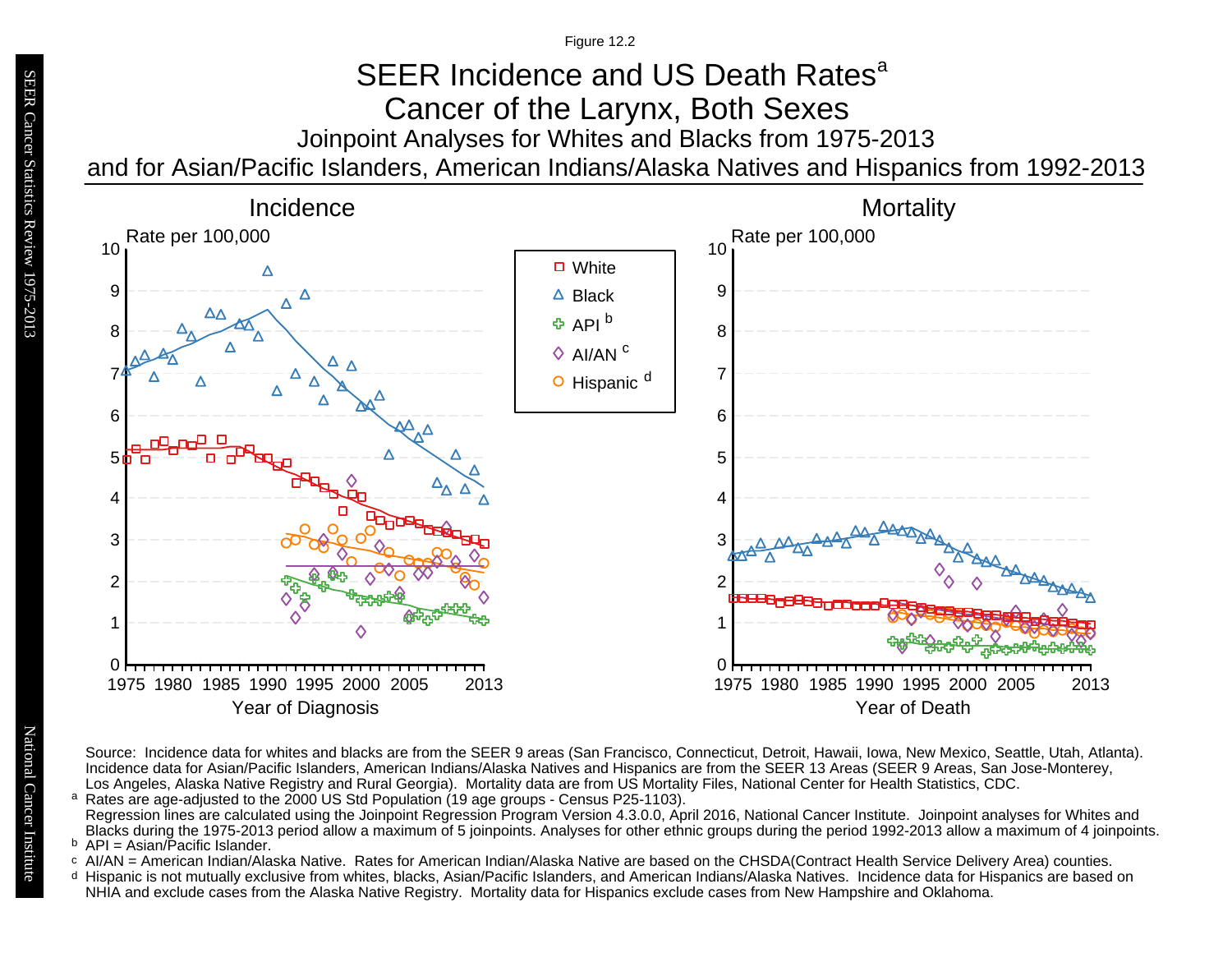Figure 12.2

# SEER Incidence and US Death Rates[a]

# Cancer of the Larynx, Both Sexes

## Joinpoint Analyses for Whites and Blacks from 1975-2013 and for Asian/Pacific Islanders, American Indians/Alaska Natives and Hispanics from 1992-2013

Incidence

Rate per 100,000

10
9
8
7
6
5
4
3
2
1
0

1975 1980 1985 1990 1995 2000 2005 2013

Year of Diagnosis

White
Black
API [b]
AI/AN [c]
Hispanic [d]

Mortality

Rate per 100,000

10
9
8
7
6
5
4
3
2
1
0

1975 1980 1985 1990 1995 2000 2005 2013

Year of Death

Source: Incidence data for whites and blacks are from the SEER 9 areas (San Francisco, Connecticut, Detroit, Hawaii, Iowa, New Mexico, Seattle, Utah, Atlanta). Incidence data for Asian/Pacific Islanders, American Indians/Alaska Natives and Hispanics are from the SEER 13 Areas (SEER 9 Areas, San Jose-Monterey, Los Angeles, Alaska Native Registry and Rural Georgia). Mortality data are from US Mortality Files, National Center for Health Statistics, CDC.

[a] Rates are age-adjusted to the 2000 US Std Population (19 age groups - Census P25-1103).
Regression lines are calculated using the Joinpoint Regression Program Version 4.3.0.0, April 2016, National Cancer Institute. Joinpoint analyses for Whites and Blacks during the 1975-2013 period allow a maximum of 5 joinpoints. Analyses for other ethnic groups during the period 1992-2013 allow a maximum of 4 joinpoints.

[b] API = Asian/Pacific Islander.

[c] AI/AN = American Indian/Alaska Native. Rates for American Indian/Alaska Native are based on the CHSDA(Contract Health Service Delivery Area) counties.

[d] Hispanic is not mutually exclusive from whites, blacks, Asian/Pacific Islanders, and American Indians/Alaska Natives. Incidence data for Hispanics are based on NHIA and exclude cases from the Alaska Native Registry. Mortality data for Hispanics exclude cases from New Hampshire and Oklahoma.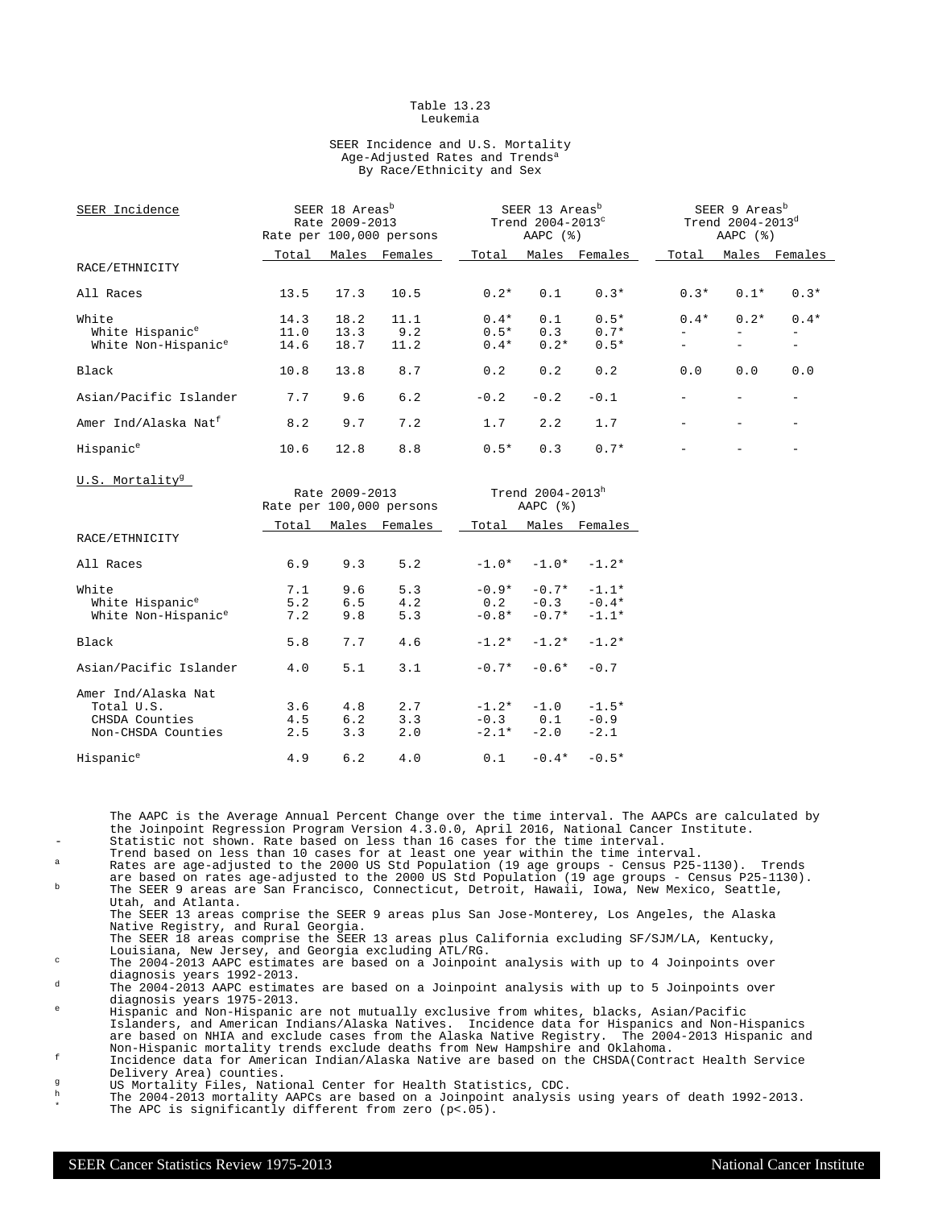Table 13.23
Leukemia

SEER Incidence and U.S. Mortality
Age-Adjusted Rates and Trends[a]
By Race/Ethnicity and Sex

| SEER Incidence | SEER 18 Areas[b] Rate 2009-2013 Rate per 100,000 persons | | | SEER 13 Areas[b] Trend 2004-2013[c] AAPC (%) | | | SEER 9 Areas[b] Trend 2004-2013[d] AAPC (%) | | |
|---|---|---|---|---|---|---|---|---|---|
| RACE/ETHNICITY | Total | Males | Females | Total | Males | Females | Total | Males | Females |
| All Races | 13.5 | 17.3 | 10.5 | 0.2* | 0.1 | 0.3* | 0.3* | 0.1* | 0.3* |
| White | 14.3 | 18.2 | 11.1 | 0.4* | 0.1 | 0.5* | 0.4* | 0.2* | 0.4* |
| White Hispanic[e] | 11.0 | 13.3 | 9.2 | 0.5* | 0.3 | 0.7* | - | - | - |
| White Non-Hispanic[e] | 14.6 | 18.7 | 11.2 | 0.4* | 0.2* | 0.5* | - | - | - |
| Black | 10.8 | 13.8 | 8.7 | 0.2 | 0.2 | 0.2 | 0.0 | 0.0 | 0.0 |
| Asian/Pacific Islander | 7.7 | 9.6 | 6.2 | -0.2 | -0.2 | -0.1 | - | - | - |
| Amer Ind/Alaska Nat[f] | 8.2 | 9.7 | 7.2 | 1.7 | 2.2 | 1.7 | - | - | - |
| Hispanic[e] | 10.6 | 12.8 | 8.8 | 0.5* | 0.3 | 0.7* | - | - | - |

| U.S. Mortality[g] | Rate 2009-2013 Rate per 100,000 persons | | | Trend 2004-2013[h] AAPC (%) | | |
|---|---|---|---|---|---|---|
| RACE/ETHNICITY | Total | Males | Females | Total | Males | Females |
| All Races | 6.9 | 9.3 | 5.2 | -1.0* | -1.0* | -1.2* |
| White | 7.1 | 9.6 | 5.3 | -0.9* | -0.7* | -1.1* |
| White Hispanic[e] | 5.2 | 6.5 | 4.2 | 0.2 | -0.3 | -0.4* |
| White Non-Hispanic[e] | 7.2 | 9.8 | 5.3 | -0.8* | -0.7* | -1.1* |
| Black | 5.8 | 7.7 | 4.6 | -1.2* | -1.2* | -1.2* |
| Asian/Pacific Islander | 4.0 | 5.1 | 3.1 | -0.7* | -0.6* | -0.7 |
| Amer Ind/Alaska Nat | | | | | | |
| Total U.S. | 3.6 | 4.8 | 2.7 | -1.2* | -1.0 | -1.5* |
| CHSDA Counties | 4.5 | 6.2 | 3.3 | -0.3 | 0.1 | -0.9 |
| Non-CHSDA Counties | 2.5 | 3.3 | 2.0 | -2.1* | -2.0 | -2.1 |
| Hispanic[e] | 4.9 | 6.2 | 4.0 | 0.1 | -0.4* | -0.5* |

The AAPC is the Average Annual Percent Change over the time interval. The AAPCs are calculated by the Joinpoint Regression Program Version 4.3.0.0, April 2016, National Cancer Institute.

- \- Statistic not shown. Rate based on less than 16 cases for the time interval. Trend based on less than 10 cases for at least one year within the time interval.
- [a] Rates are age-adjusted to the 2000 US Std Population (19 age groups - Census P25-1130). Trends are based on rates age-adjusted to the 2000 US Std Population (19 age groups - Census P25-1130).
- [b] The SEER 9 areas are San Francisco, Connecticut, Detroit, Hawaii, Iowa, New Mexico, Seattle, Utah, and Atlanta. The SEER 13 areas comprise the SEER 9 areas plus San Jose-Monterey, Los Angeles, the Alaska Native Registry, and Rural Georgia. The SEER 18 areas comprise the SEER 13 areas plus California excluding SF/SJM/LA, Kentucky, Louisiana, New Jersey, and Georgia excluding ATL/RG.
- [c] The 2004-2013 AAPC estimates are based on a Joinpoint analysis with up to 4 Joinpoints over diagnosis years 1992-2013.
- [d] The 2004-2013 AAPC estimates are based on a Joinpoint analysis with up to 5 Joinpoints over diagnosis years 1975-2013.
- [e] Hispanic and Non-Hispanic are not mutually exclusive from whites, blacks, Asian/Pacific Islanders, and American Indians/Alaska Natives. Incidence data for Hispanics and Non-Hispanics are based on NHIA and exclude cases from the Alaska Native Registry. The 2004-2013 Hispanic and Non-Hispanic mortality trends exclude deaths from New Hampshire and Oklahoma.
- [f] Incidence data for American Indian/Alaska Native are based on the CHSDA(Contract Health Service Delivery Area) counties.
- [g] US Mortality Files, National Center for Health Statistics, CDC.
- [h] The 2004-2013 mortality AAPCs are based on a Joinpoint analysis using years of death 1992-2013.
- \* The APC is significantly different from zero ($p<.05$).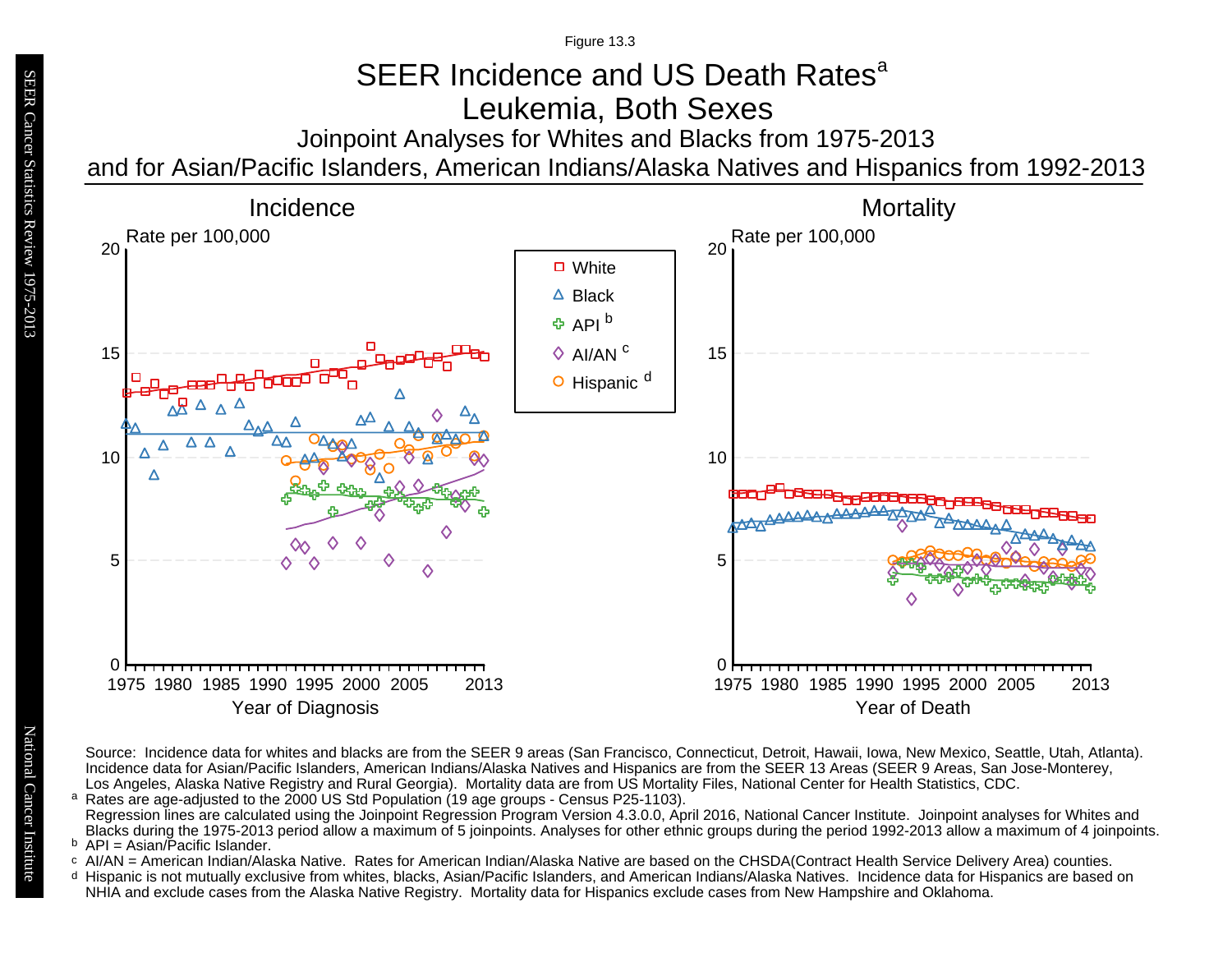Figure 13.3

# SEER Incidence and US Death Rates[a]

## Leukemia, Both Sexes

### Joinpoint Analyses for Whites and Blacks from 1975-2013 and for Asian/Pacific Islanders, American Indians/Alaska Natives and Hispanics from 1992-2013

Incidence

Rate per 100,000

20

15

10

5

0

1975 1980 1985 1990 1995 2000 2005 2013

Year of Diagnosis

White

Black

API [b]

AI/AN [c]

Hispanic [d]

Mortality

Rate per 100,000

20

15

10

5

0

1975 1980 1985 1990 1995 2000 2005 2013

Year of Death

Source: Incidence data for whites and blacks are from the SEER 9 areas (San Francisco, Connecticut, Detroit, Hawaii, Iowa, New Mexico, Seattle, Utah, Atlanta). Incidence data for Asian/Pacific Islanders, American Indians/Alaska Natives and Hispanics are from the SEER 13 Areas (SEER 9 Areas, San Jose-Monterey, Los Angeles, Alaska Native Registry and Rural Georgia). Mortality data are from US Mortality Files, National Center for Health Statistics, CDC.

[a] Rates are age-adjusted to the 2000 US Std Population (19 age groups - Census P25-1103).
Regression lines are calculated using the Joinpoint Regression Program Version 4.3.0.0, April 2016, National Cancer Institute. Joinpoint analyses for Whites and Blacks during the 1975-2013 period allow a maximum of 5 joinpoints. Analyses for other ethnic groups during the period 1992-2013 allow a maximum of 4 joinpoints.

[b] API = Asian/Pacific Islander.

[c] AI/AN = American Indian/Alaska Native. Rates for American Indian/Alaska Native are based on the CHSDA(Contract Health Service Delivery Area) counties.

[d] Hispanic is not mutually exclusive from whites, blacks, Asian/Pacific Islanders, and American Indians/Alaska Natives. Incidence data for Hispanics are based on NHIA and exclude cases from the Alaska Native Registry. Mortality data for Hispanics exclude cases from New Hampshire and Oklahoma.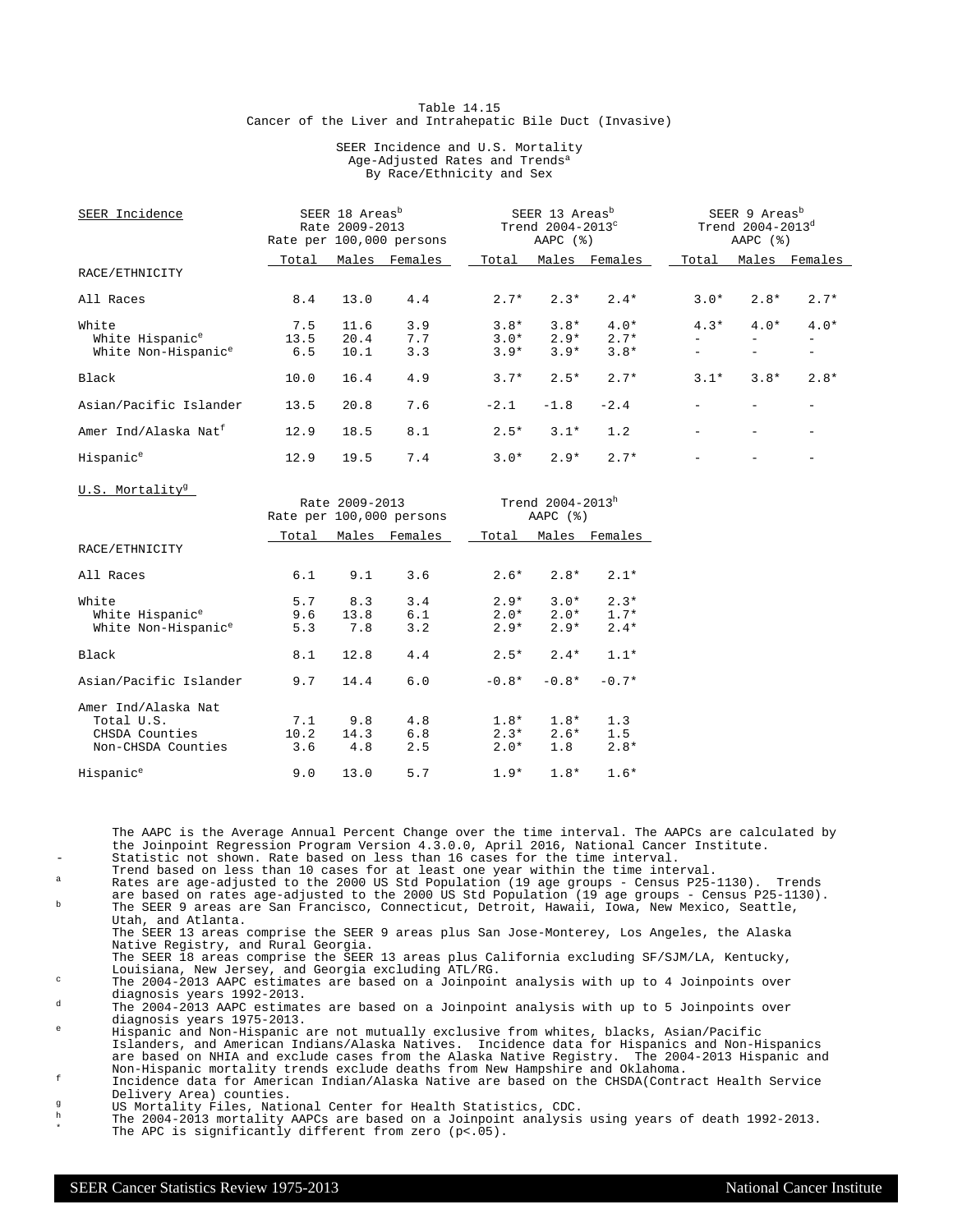Table 14.15
Cancer of the Liver and Intrahepatic Bile Duct (Invasive)

SEER Incidence and U.S. Mortality
Age-Adjusted Rates and Trends[a]
By Race/Ethnicity and Sex

| SEER Incidence | SEER 18 Areas[b] Rate 2009-2013 Rate per 100,000 persons | | | SEER 13 Areas[b] Trend 2004-2013[c] AAPC (%) | | | SEER 9 Areas[b] Trend 2004-2013[d] AAPC (%) | | |
|---|---|---|---|---|---|---|---|---|---|
| RACE/ETHNICITY | Total | Males | Females | Total | Males | Females | Total | Males | Females |
| All Races | 8.4 | 13.0 | 4.4 | 2.7* | 2.3* | 2.4* | 3.0* | 2.8* | 2.7* |
| White | 7.5 | 11.6 | 3.9 | 3.8* | 3.8* | 4.0* | 4.3* | 4.0* | 4.0* |
| White Hispanic[e] | 13.5 | 20.4 | 7.7 | 3.0* | 2.9* | 2.7* | - | - | - |
| White Non-Hispanic[e] | 6.5 | 10.1 | 3.3 | 3.9* | 3.9* | 3.8* | - | - | - |
| Black | 10.0 | 16.4 | 4.9 | 3.7* | 2.5* | 2.7* | 3.1* | 3.8* | 2.8* |
| Asian/Pacific Islander | 13.5 | 20.8 | 7.6 | -2.1 | -1.8 | -2.4 | - | - | - |
| Amer Ind/Alaska Nat[f] | 12.9 | 18.5 | 8.1 | 2.5* | 3.1* | 1.2 | - | - | - |
| Hispanic[e] | 12.9 | 19.5 | 7.4 | 3.0* | 2.9* | 2.7* | - | - | - |

| U.S. Mortality[g] | Rate 2009-2013 Rate per 100,000 persons | | | Trend 2004-2013[h] AAPC (%) | | |
|---|---|---|---|---|---|---|
| RACE/ETHNICITY | Total | Males | Females | Total | Males | Females |
| All Races | 6.1 | 9.1 | 3.6 | 2.6* | 2.8* | 2.1* |
| White | 5.7 | 8.3 | 3.4 | 2.9* | 3.0* | 2.3* |
| White Hispanic[e] | 9.6 | 13.8 | 6.1 | 2.0* | 2.0* | 1.7* |
| White Non-Hispanic[e] | 5.3 | 7.8 | 3.2 | 2.9* | 2.9* | 2.4* |
| Black | 8.1 | 12.8 | 4.4 | 2.5* | 2.4* | 1.1* |
| Asian/Pacific Islander | 9.7 | 14.4 | 6.0 | -0.8* | -0.8* | -0.7* |
| Amer Ind/Alaska Nat | | | | | | |
| Total U.S. | 7.1 | 9.8 | 4.8 | 1.8* | 1.8* | 1.3 |
| CHSDA Counties | 10.2 | 14.3 | 6.8 | 2.3* | 2.6* | 1.5 |
| Non-CHSDA Counties | 3.6 | 4.8 | 2.5 | 2.0* | 1.8 | 2.8* |
| Hispanic[e] | 9.0 | 13.0 | 5.7 | 1.9* | 1.8* | 1.6* |

The AAPC is the Average Annual Percent Change over the time interval. The AAPCs are calculated by the Joinpoint Regression Program Version 4.3.0.0, April 2016, National Cancer Institute.

- Statistic not shown. Rate based on less than 16 cases for the time interval. Trend based on less than 10 cases for at least one year within the time interval.

[a] Rates are age-adjusted to the 2000 US Std Population (19 age groups - Census P25-1130). Trends are based on rates age-adjusted to the 2000 US Std Population (19 age groups - Census P25-1130).

[b] The SEER 9 areas are San Francisco, Connecticut, Detroit, Hawaii, Iowa, New Mexico, Seattle, Utah, and Atlanta. The SEER 13 areas comprise the SEER 9 areas plus San Jose-Monterey, Los Angeles, the Alaska Native Registry, and Rural Georgia. The SEER 18 areas comprise the SEER 13 areas plus California excluding SF/SJM/LA, Kentucky, Louisiana, New Jersey, and Georgia excluding ATL/RG.

[c] The 2004-2013 AAPC estimates are based on a Joinpoint analysis with up to 4 Joinpoints over diagnosis years 1992-2013.

[d] The 2004-2013 AAPC estimates are based on a Joinpoint analysis with up to 5 Joinpoints over diagnosis years 1975-2013.

[e] Hispanic and Non-Hispanic are not mutually exclusive from whites, blacks, Asian/Pacific Islanders, and American Indians/Alaska Natives. Incidence data for Hispanics and Non-Hispanics are based on NHIA and exclude cases from the Alaska Native Registry. The 2004-2013 Hispanic and Non-Hispanic mortality trends exclude deaths from New Hampshire and Oklahoma.

[f] Incidence data for American Indian/Alaska Native are based on the CHSDA(Contract Health Service Delivery Area) counties.

[g] US Mortality Files, National Center for Health Statistics, CDC.

[h] The 2004-2013 mortality AAPCs are based on a Joinpoint analysis using years of death 1992-2013.

* The APC is significantly different from zero (p<.05).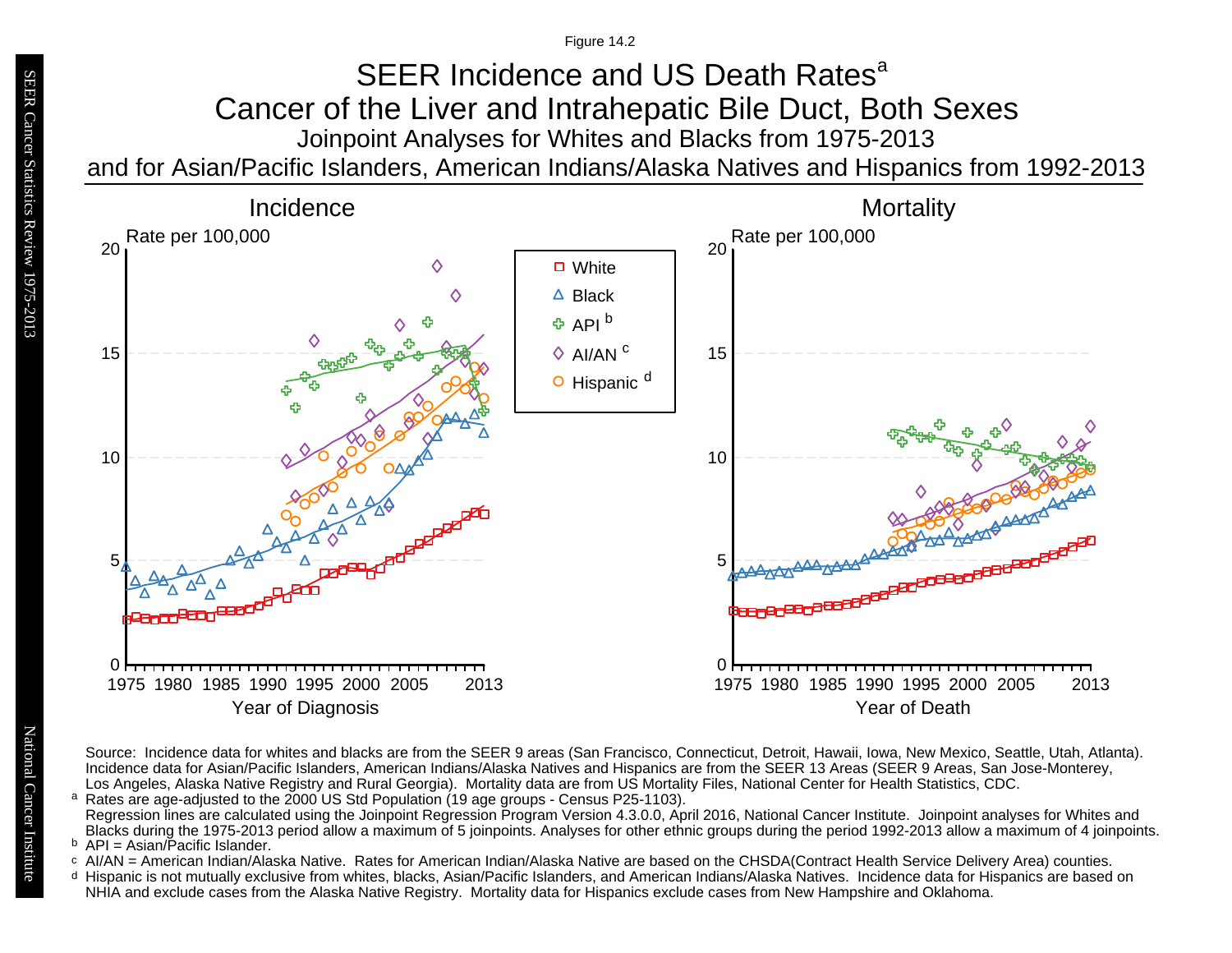Figure 14.2

# SEER Incidence and US Death Rates[a]

## Cancer of the Liver and Intrahepatic Bile Duct, Both Sexes

### Joinpoint Analyses for Whites and Blacks from 1975-2013 and for Asian/Pacific Islanders, American Indians/Alaska Natives and Hispanics from 1992-2013

Incidence

Rate per 100,000

20
15
10
5
0

1975 1980 1985 1990 1995 2000 2005 2013

Year of Diagnosis

White
Black
API [b]
AI/AN [c]
Hispanic [d]

Mortality

Rate per 100,000

20
15
10
5
0

1975 1980 1985 1990 1995 2000 2005 2013

Year of Death

Source: Incidence data for whites and blacks are from the SEER 9 areas (San Francisco, Connecticut, Detroit, Hawaii, Iowa, New Mexico, Seattle, Utah, Atlanta). Incidence data for Asian/Pacific Islanders, American Indians/Alaska Natives and Hispanics are from the SEER 13 Areas (SEER 9 Areas, San Jose-Monterey, Los Angeles, Alaska Native Registry and Rural Georgia). Mortality data are from US Mortality Files, National Center for Health Statistics, CDC.

[a] Rates are age-adjusted to the 2000 US Std Population (19 age groups - Census P25-1103).
Regression lines are calculated using the Joinpoint Regression Program Version 4.3.0.0, April 2016, National Cancer Institute. Joinpoint analyses for Whites and Blacks during the 1975-2013 period allow a maximum of 5 joinpoints. Analyses for other ethnic groups during the period 1992-2013 allow a maximum of 4 joinpoints.

[b] API = Asian/Pacific Islander.

[c] AI/AN = American Indian/Alaska Native. Rates for American Indian/Alaska Native are based on the CHSDA(Contract Health Service Delivery Area) counties.

[d] Hispanic is not mutually exclusive from whites, blacks, Asian/Pacific Islanders, and American Indians/Alaska Natives. Incidence data for Hispanics are based on NHIA and exclude cases from the Alaska Native Registry. Mortality data for Hispanics exclude cases from New Hampshire and Oklahoma.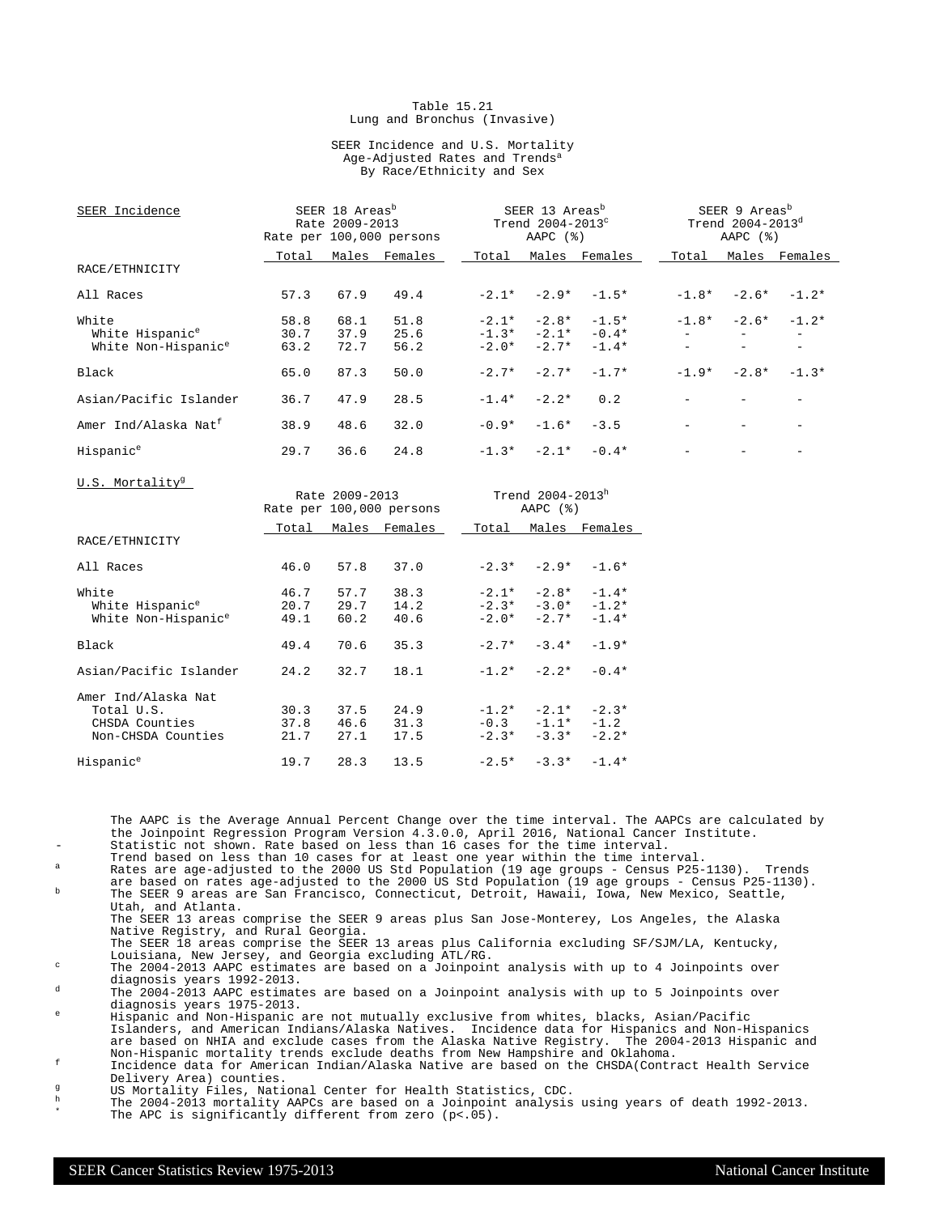Table 15.21
Lung and Bronchus (Invasive)

SEER Incidence and U.S. Mortality
Age-Adjusted Rates and Trends[a]
By Race/Ethnicity and Sex

| SEER Incidence | SEER 18 Areas[b] Rate 2009-2013 Rate per 100,000 persons | | | SEER 13 Areas[b] Trend 2004-2013[c] AAPC (%) | | | SEER 9 Areas[b] Trend 2004-2013[d] AAPC (%) | | |
|---|---|---|---|---|---|---|---|---|---|
| RACE/ETHNICITY | Total | Males | Females | Total | Males | Females | Total | Males | Females |
| All Races | 57.3 | 67.9 | 49.4 | -2.1* | -2.9* | -1.5* | -1.8* | -2.6* | -1.2* |
| White | 58.8 | 68.1 | 51.8 | -2.1* | -2.8* | -1.5* | -1.8* | -2.6* | -1.2* |
| White Hispanic[e] | 30.7 | 37.9 | 25.6 | -1.3* | -2.1* | -0.4* | - | - | - |
| White Non-Hispanic[e] | 63.2 | 72.7 | 56.2 | -2.0* | -2.7* | -1.4* | - | - | - |
| Black | 65.0 | 87.3 | 50.0 | -2.7* | -2.7* | -1.7* | -1.9* | -2.8* | -1.3* |
| Asian/Pacific Islander | 36.7 | 47.9 | 28.5 | -1.4* | -2.2* | 0.2 | - | - | - |
| Amer Ind/Alaska Nat[f] | 38.9 | 48.6 | 32.0 | -0.9* | -1.6* | -3.5 | - | - | - |
| Hispanic[e] | 29.7 | 36.6 | 24.8 | -1.3* | -2.1* | -0.4* | - | - | - |

| U.S. Mortality[g] | Rate 2009-2013 Rate per 100,000 persons | | | Trend 2004-2013[h] AAPC (%) | | |
|---|---|---|---|---|---|---|
| RACE/ETHNICITY | Total | Males | Females | Total | Males | Females |
| All Races | 46.0 | 57.8 | 37.0 | -2.3* | -2.9* | -1.6* |
| White | 46.7 | 57.7 | 38.3 | -2.1* | -2.8* | -1.4* |
| White Hispanic[e] | 20.7 | 29.7 | 14.2 | -2.3* | -3.0* | -1.2* |
| White Non-Hispanic[e] | 49.1 | 60.2 | 40.6 | -2.0* | -2.7* | -1.4* |
| Black | 49.4 | 70.6 | 35.3 | -2.7* | -3.4* | -1.9* |
| Asian/Pacific Islander | 24.2 | 32.7 | 18.1 | -1.2* | -2.2* | -0.4* |
| Amer Ind/Alaska Nat | | | | | | |
| Total U.S. | 30.3 | 37.5 | 24.9 | -1.2* | -2.1* | -2.3* |
| CHSDA Counties | 37.8 | 46.6 | 31.3 | -0.3 | -1.1* | -1.2 |
| Non-CHSDA Counties | 21.7 | 27.1 | 17.5 | -2.3* | -3.3* | -2.2* |
| Hispanic[e] | 19.7 | 28.3 | 13.5 | -2.5* | -3.3* | -1.4* |

The AAPC is the Average Annual Percent Change over the time interval. The AAPCs are calculated by the Joinpoint Regression Program Version 4.3.0.0, April 2016, National Cancer Institute.

- \- Statistic not shown. Rate based on less than 16 cases for the time interval. Trend based on less than 10 cases for at least one year within the time interval.
- [a] Rates are age-adjusted to the 2000 US Std Population (19 age groups - Census P25-1130). Trends are based on rates age-adjusted to the 2000 US Std Population (19 age groups - Census P25-1130).
- [b] The SEER 9 areas are San Francisco, Connecticut, Detroit, Hawaii, Iowa, New Mexico, Seattle, Utah, and Atlanta. The SEER 13 areas comprise the SEER 9 areas plus San Jose-Monterey, Los Angeles, the Alaska Native Registry, and Rural Georgia. The SEER 18 areas comprise the SEER 13 areas plus California excluding SF/SJM/LA, Kentucky, Louisiana, New Jersey, and Georgia excluding ATL/RG.
- [c] The 2004-2013 AAPC estimates are based on a Joinpoint analysis with up to 4 Joinpoints over diagnosis years 1992-2013.
- [d] The 2004-2013 AAPC estimates are based on a Joinpoint analysis with up to 5 Joinpoints over diagnosis years 1975-2013.
- [e] Hispanic and Non-Hispanic are not mutually exclusive from whites, blacks, Asian/Pacific Islanders, and American Indians/Alaska Natives. Incidence data for Hispanics and Non-Hispanics are based on NHIA and exclude cases from the Alaska Native Registry. The 2004-2013 Hispanic and Non-Hispanic mortality trends exclude deaths from New Hampshire and Oklahoma.
- [f] Incidence data for American Indian/Alaska Native are based on the CHSDA(Contract Health Service Delivery Area) counties.
- [g] US Mortality Files, National Center for Health Statistics, CDC.
- [h] The 2004-2013 mortality AAPCs are based on a Joinpoint analysis using years of death 1992-2013.
- \* The APC is significantly different from zero (p<.05).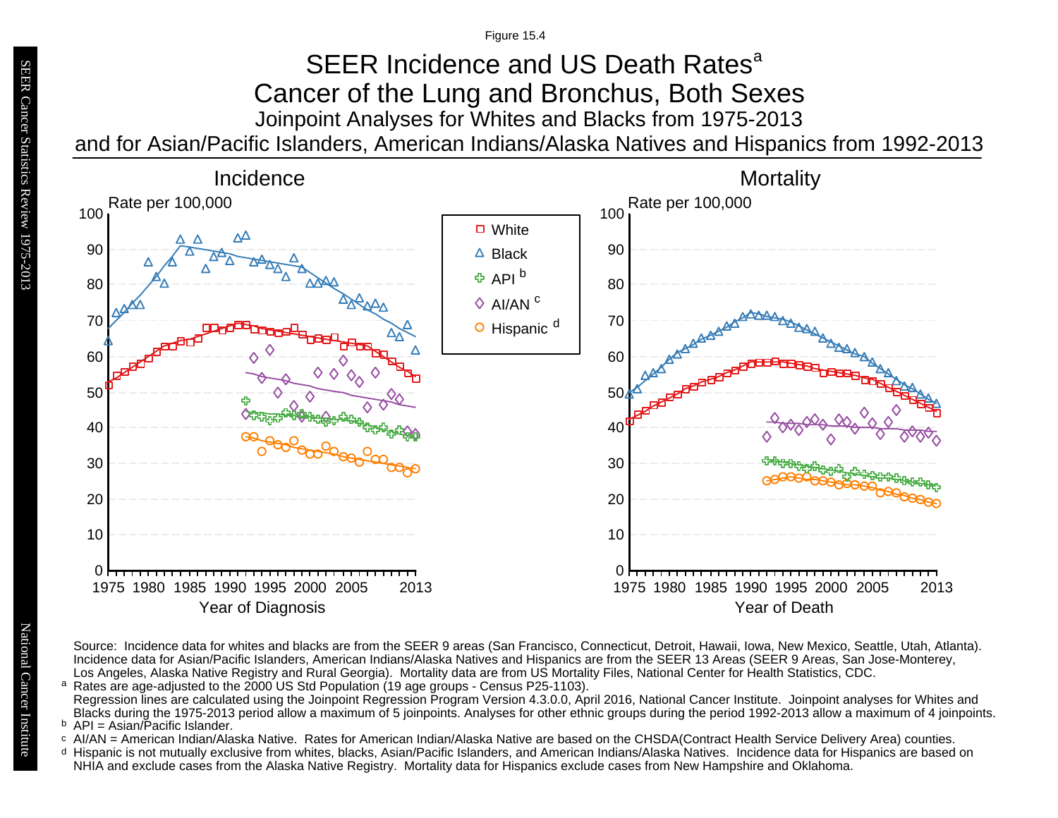Figure 15.4

# SEER Incidence and US Death Rates[a]

## Cancer of the Lung and Bronchus, Both Sexes

### Joinpoint Analyses for Whites and Blacks from 1975-2013 and for Asian/Pacific Islanders, American Indians/Alaska Natives and Hispanics from 1992-2013

Incidence

Rate per 100,000

100
90
80
70
60
50
40
30
20
10
0

1975 1980 1985 1990 1995 2000 2005 2013

Year of Diagnosis

White
Black
API [b]
AI/AN [c]
Hispanic [d]

Mortality

Rate per 100,000

100
90
80
70
60
50
40
30
20
10
0

1975 1980 1985 1990 1995 2000 2005 2013

Year of Death

Source: Incidence data for whites and blacks are from the SEER 9 areas (San Francisco, Connecticut, Detroit, Hawaii, Iowa, New Mexico, Seattle, Utah, Atlanta). Incidence data for Asian/Pacific Islanders, American Indians/Alaska Natives and Hispanics are from the SEER 13 Areas (SEER 9 Areas, San Jose-Monterey, Los Angeles, Alaska Native Registry and Rural Georgia). Mortality data are from US Mortality Files, National Center for Health Statistics, CDC.

[a] Rates are age-adjusted to the 2000 US Std Population (19 age groups - Census P25-1103). Regression lines are calculated using the Joinpoint Regression Program Version 4.3.0.0, April 2016, National Cancer Institute. Joinpoint analyses for Whites and Blacks during the 1975-2013 period allow a maximum of 5 joinpoints. Analyses for other ethnic groups during the period 1992-2013 allow a maximum of 4 joinpoints.

[b] API = Asian/Pacific Islander.

[c] AI/AN = American Indian/Alaska Native. Rates for American Indian/Alaska Native are based on the CHSDA(Contract Health Service Delivery Area) counties.

[d] Hispanic is not mutually exclusive from whites, blacks, Asian/Pacific Islanders, and American Indians/Alaska Natives. Incidence data for Hispanics are based on NHIA and exclude cases from the Alaska Native Registry. Mortality data for Hispanics exclude cases from New Hampshire and Oklahoma.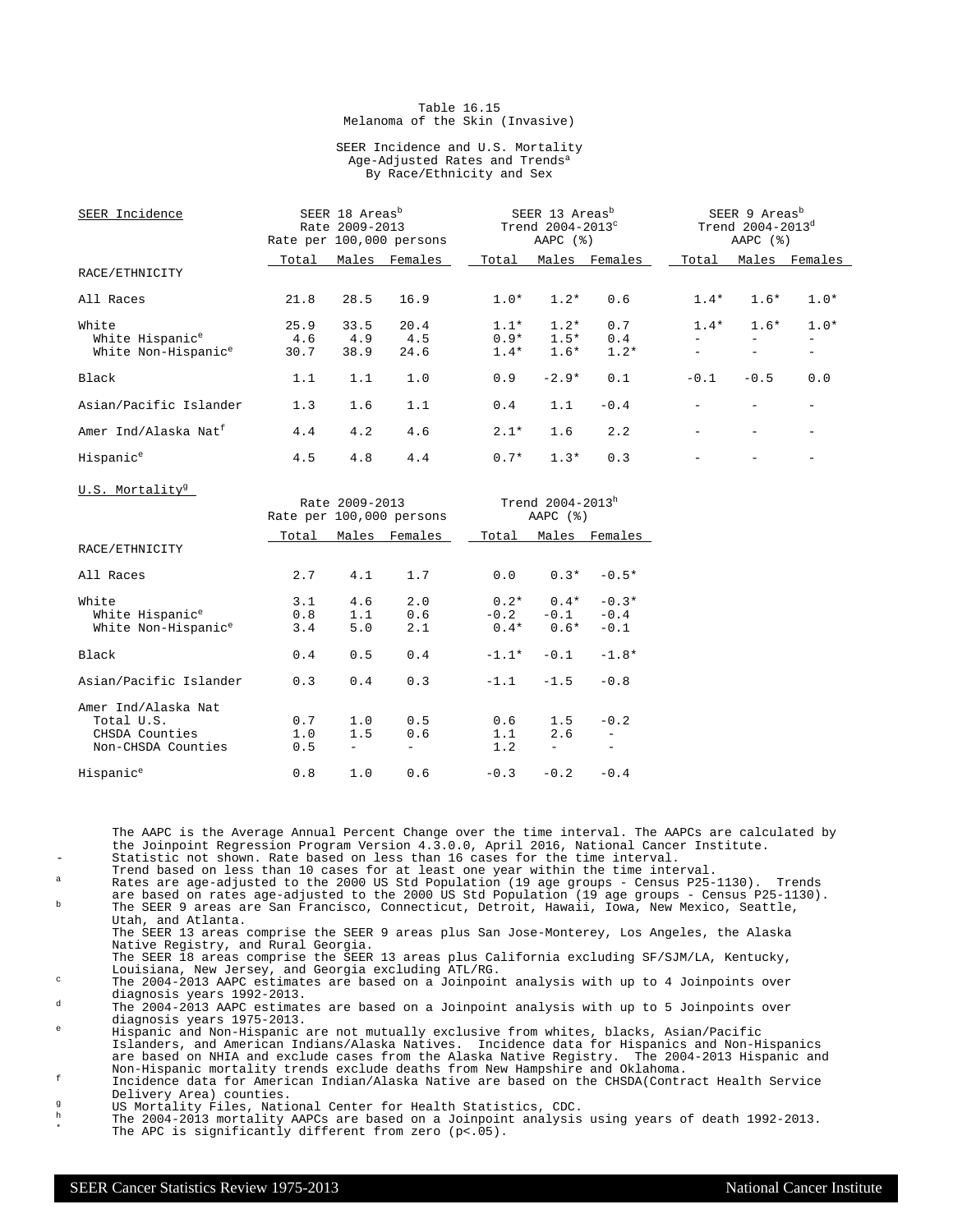Table 16.15
Melanoma of the Skin (Invasive)

SEER Incidence and U.S. Mortality
Age-Adjusted Rates and Trends[a]
By Race/Ethnicity and Sex

| SEER Incidence | SEER 18 Areas[b] Rate 2009-2013 Rate per 100,000 persons | | | SEER 13 Areas[b] Trend 2004-2013[c] AAPC (%) | | | SEER 9 Areas[b] Trend 2004-2013[d] AAPC (%) | | |
|---|---|---|---|---|---|---|---|---|---|
| RACE/ETHNICITY | Total | Males | Females | Total | Males | Females | Total | Males | Females |
| All Races | 21.8 | 28.5 | 16.9 | 1.0* | 1.2* | 0.6 | 1.4* | 1.6* | 1.0* |
| White | 25.9 | 33.5 | 20.4 | 1.1* | 1.2* | 0.7 | 1.4* | 1.6* | 1.0* |
| White Hispanic[e] | 4.6 | 4.9 | 4.5 | 0.9* | 1.5* | 0.4 | - | - | - |
| White Non-Hispanic[e] | 30.7 | 38.9 | 24.6 | 1.4* | 1.6* | 1.2* | - | - | - |
| Black | 1.1 | 1.1 | 1.0 | 0.9 | -2.9* | 0.1 | -0.1 | -0.5 | 0.0 |
| Asian/Pacific Islander | 1.3 | 1.6 | 1.1 | 0.4 | 1.1 | -0.4 | - | - | - |
| Amer Ind/Alaska Nat[f] | 4.4 | 4.2 | 4.6 | 2.1* | 1.6 | 2.2 | - | - | - |
| Hispanic[e] | 4.5 | 4.8 | 4.4 | 0.7* | 1.3* | 0.3 | - | - | - |

| U.S. Mortality[g] | Rate 2009-2013 Rate per 100,000 persons | | | Trend 2004-2013[h] AAPC (%) | | |
|---|---|---|---|---|---|---|
| RACE/ETHNICITY | Total | Males | Females | Total | Males | Females |
| All Races | 2.7 | 4.1 | 1.7 | 0.0 | 0.3* | -0.5* |
| White | 3.1 | 4.6 | 2.0 | 0.2* | 0.4* | -0.3* |
| White Hispanic[e] | 0.8 | 1.1 | 0.6 | -0.2 | -0.1 | -0.4 |
| White Non-Hispanic[e] | 3.4 | 5.0 | 2.1 | 0.4* | 0.6* | -0.1 |
| Black | 0.4 | 0.5 | 0.4 | -1.1* | -0.1 | -1.8* |
| Asian/Pacific Islander | 0.3 | 0.4 | 0.3 | -1.1 | -1.5 | -0.8 |
| Amer Ind/Alaska Nat | | | | | | |
| Total U.S. | 0.7 | 1.0 | 0.5 | 0.6 | 1.5 | -0.2 |
| CHSDA Counties | 1.0 | 1.5 | 0.6 | 1.1 | 2.6 | - |
| Non-CHSDA Counties | 0.5 | - | - | 1.2 | - | - |
| Hispanic[e] | 0.8 | 1.0 | 0.6 | -0.3 | -0.2 | -0.4 |

The AAPC is the Average Annual Percent Change over the time interval. The AAPCs are calculated by the Joinpoint Regression Program Version 4.3.0.0, April 2016, National Cancer Institute.

- \- Statistic not shown. Rate based on less than 16 cases for the time interval. Trend based on less than 10 cases for at least one year within the time interval.
- [a] Rates are age-adjusted to the 2000 US Std Population (19 age groups - Census P25-1130). Trends are based on rates age-adjusted to the 2000 US Std Population (19 age groups - Census P25-1130).
- [b] The SEER 9 areas are San Francisco, Connecticut, Detroit, Hawaii, Iowa, New Mexico, Seattle, Utah, and Atlanta. The SEER 13 areas comprise the SEER 9 areas plus San Jose-Monterey, Los Angeles, the Alaska Native Registry, and Rural Georgia. The SEER 18 areas comprise the SEER 13 areas plus California excluding SF/SJM/LA, Kentucky, Louisiana, New Jersey, and Georgia excluding ATL/RG.
- [c] The 2004-2013 AAPC estimates are based on a Joinpoint analysis with up to 4 Joinpoints over diagnosis years 1992-2013.
- [d] The 2004-2013 AAPC estimates are based on a Joinpoint analysis with up to 5 Joinpoints over diagnosis years 1975-2013.
- [e] Hispanic and Non-Hispanic are not mutually exclusive from whites, blacks, Asian/Pacific Islanders, and American Indians/Alaska Natives. Incidence data for Hispanics and Non-Hispanics are based on NHIA and exclude cases from the Alaska Native Registry. The 2004-2013 Hispanic and Non-Hispanic mortality trends exclude deaths from New Hampshire and Oklahoma.
- [f] Incidence data for American Indian/Alaska Native are based on the CHSDA(Contract Health Service Delivery Area) counties.
- [g] US Mortality Files, National Center for Health Statistics, CDC.
- [h] The 2004-2013 mortality AAPCs are based on a Joinpoint analysis using years of death 1992-2013.
- \* The APC is significantly different from zero ($p<.05$).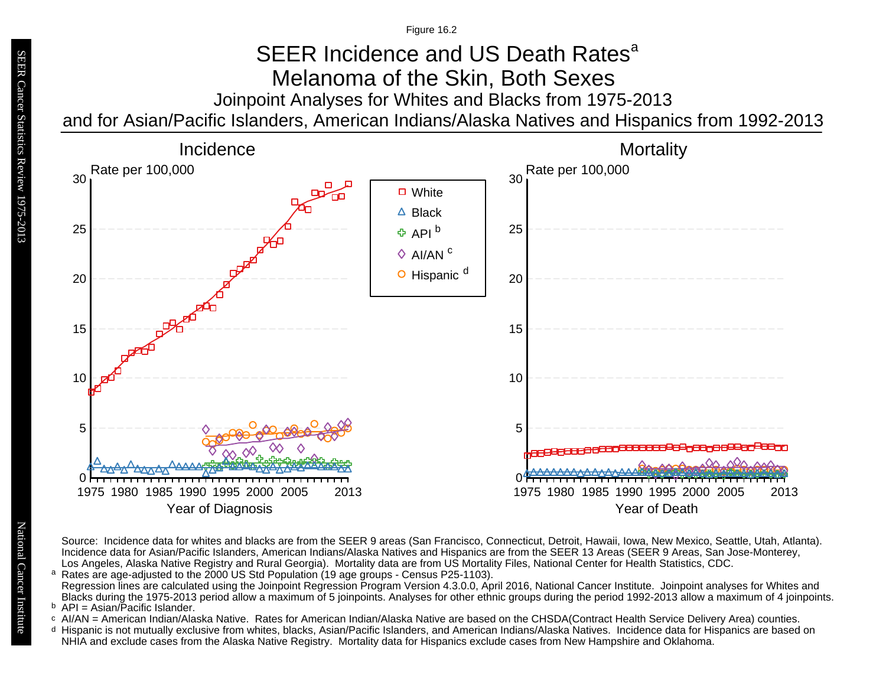Figure 16.2

# SEER Incidence and US Death Rates[a]

## Melanoma of the Skin, Both Sexes

### Joinpoint Analyses for Whites and Blacks from 1975-2013 and for Asian/Pacific Islanders, American Indians/Alaska Natives and Hispanics from 1992-2013

Incidence

Rate per 100,000

30
25
20
15
10
5
0

1975 1980 1985 1990 1995 2000 2005 2013

Year of Diagnosis

White
Black
API [b]
AI/AN [c]
Hispanic [d]

Mortality

Rate per 100,000

30
25
20
15
10
5
0

1975 1980 1985 1990 1995 2000 2005 2013

Year of Death

Source: Incidence data for whites and blacks are from the SEER 9 areas (San Francisco, Connecticut, Detroit, Hawaii, Iowa, New Mexico, Seattle, Utah, Atlanta). Incidence data for Asian/Pacific Islanders, American Indians/Alaska Natives and Hispanics are from the SEER 13 Areas (SEER 9 Areas, San Jose-Monterey, Los Angeles, Alaska Native Registry and Rural Georgia). Mortality data are from US Mortality Files, National Center for Health Statistics, CDC.

[a] Rates are age-adjusted to the 2000 US Std Population (19 age groups - Census P25-1103).
Regression lines are calculated using the Joinpoint Regression Program Version 4.3.0.0, April 2016, National Cancer Institute. Joinpoint analyses for Whites and Blacks during the 1975-2013 period allow a maximum of 5 joinpoints. Analyses for other ethnic groups during the period 1992-2013 allow a maximum of 4 joinpoints.

[b] API = Asian/Pacific Islander.

[c] AI/AN = American Indian/Alaska Native. Rates for American Indian/Alaska Native are based on the CHSDA(Contract Health Service Delivery Area) counties.

[d] Hispanic is not mutually exclusive from whites, blacks, Asian/Pacific Islanders, and American Indians/Alaska Natives. Incidence data for Hispanics are based on NHIA and exclude cases from the Alaska Native Registry. Mortality data for Hispanics exclude cases from New Hampshire and Oklahoma.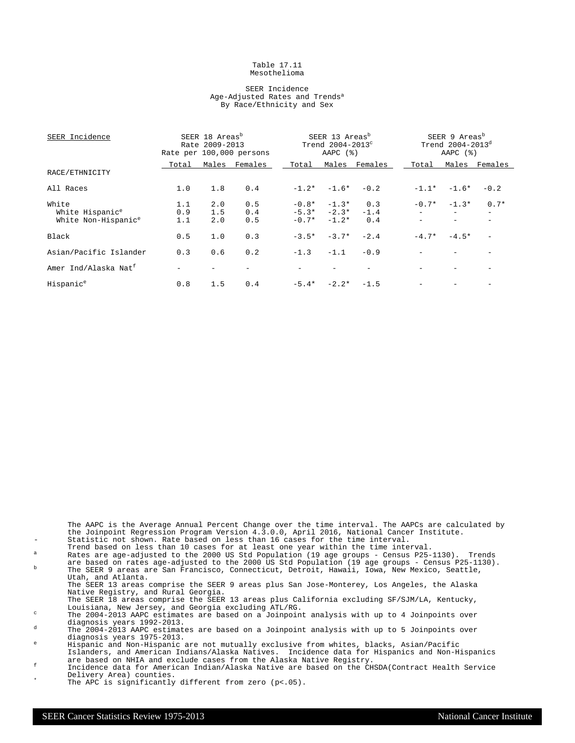Table 17.11
Mesothelioma

SEER Incidence
Age-Adjusted Rates and Trends[a]
By Race/Ethnicity and Sex

| SEER Incidence | SEER 18 Areas[b] Rate 2009-2013 Rate per 100,000 persons | | | SEER 13 Areas[b] Trend 2004-2013[c] AAPC (%) | | | SEER 9 Areas[b] Trend 2004-2013[d] AAPC (%) | | |
|---|---|---|---|---|---|---|---|---|---|
| | Total | Males | Females | Total | Males | Females | Total | Males | Females |
| RACE/ETHNICITY | | | | | | | | | |
| All Races | 1.0 | 1.8 | 0.4 | -1.2* | -1.6* | -0.2 | -1.1* | -1.6* | -0.2 |
| White | 1.1 | 2.0 | 0.5 | -0.8* | -1.3* | 0.3 | -0.7* | -1.3* | 0.7* |
| White Hispanic[e] | 0.9 | 1.5 | 0.4 | -5.3* | -2.3* | -1.4 | - | - | - |
| White Non-Hispanic[e] | 1.1 | 2.0 | 0.5 | -0.7* | -1.2* | 0.4 | - | - | - |
| Black | 0.5 | 1.0 | 0.3 | -3.5* | -3.7* | -2.4 | -4.7* | -4.5* | - |
| Asian/Pacific Islander | 0.3 | 0.6 | 0.2 | -1.3 | -1.1 | -0.9 | - | - | - |
| Amer Ind/Alaska Nat[f] | - | - | - | - | - | - | - | - | - |
| Hispanic[e] | 0.8 | 1.5 | 0.4 | -5.4* | -2.2* | -1.5 | - | - | - |

The AAPC is the Average Annual Percent Change over the time interval. The AAPCs are calculated by the Joinpoint Regression Program Version 4.3.0.0, April 2016, National Cancer Institute.

- Statistic not shown. Rate based on less than 16 cases for the time interval. Trend based on less than 10 cases for at least one year within the time interval.

[a] Rates are age-adjusted to the 2000 US Std Population (19 age groups - Census P25-1130). Trends are based on rates age-adjusted to the 2000 US Std Population (19 age groups - Census P25-1130).

[b] The SEER 9 areas are San Francisco, Connecticut, Detroit, Hawaii, Iowa, New Mexico, Seattle, Utah, and Atlanta. The SEER 13 areas comprise the SEER 9 areas plus San Jose-Monterey, Los Angeles, the Alaska Native Registry, and Rural Georgia. The SEER 18 areas comprise the SEER 13 areas plus California excluding SF/SJM/LA, Kentucky, Louisiana, New Jersey, and Georgia excluding ATL/RG.

[c] The 2004-2013 AAPC estimates are based on a Joinpoint analysis with up to 4 Joinpoints over diagnosis years 1992-2013.

[d] The 2004-2013 AAPC estimates are based on a Joinpoint analysis with up to 5 Joinpoints over diagnosis years 1975-2013.

[e] Hispanic and Non-Hispanic are not mutually exclusive from whites, blacks, Asian/Pacific Islanders, and American Indians/Alaska Natives. Incidence data for Hispanics and Non-Hispanics are based on NHIA and exclude cases from the Alaska Native Registry.

[f] Incidence data for American Indian/Alaska Native are based on the CHSDA(Contract Health Service Delivery Area) counties.

* The APC is significantly different from zero (p<.05).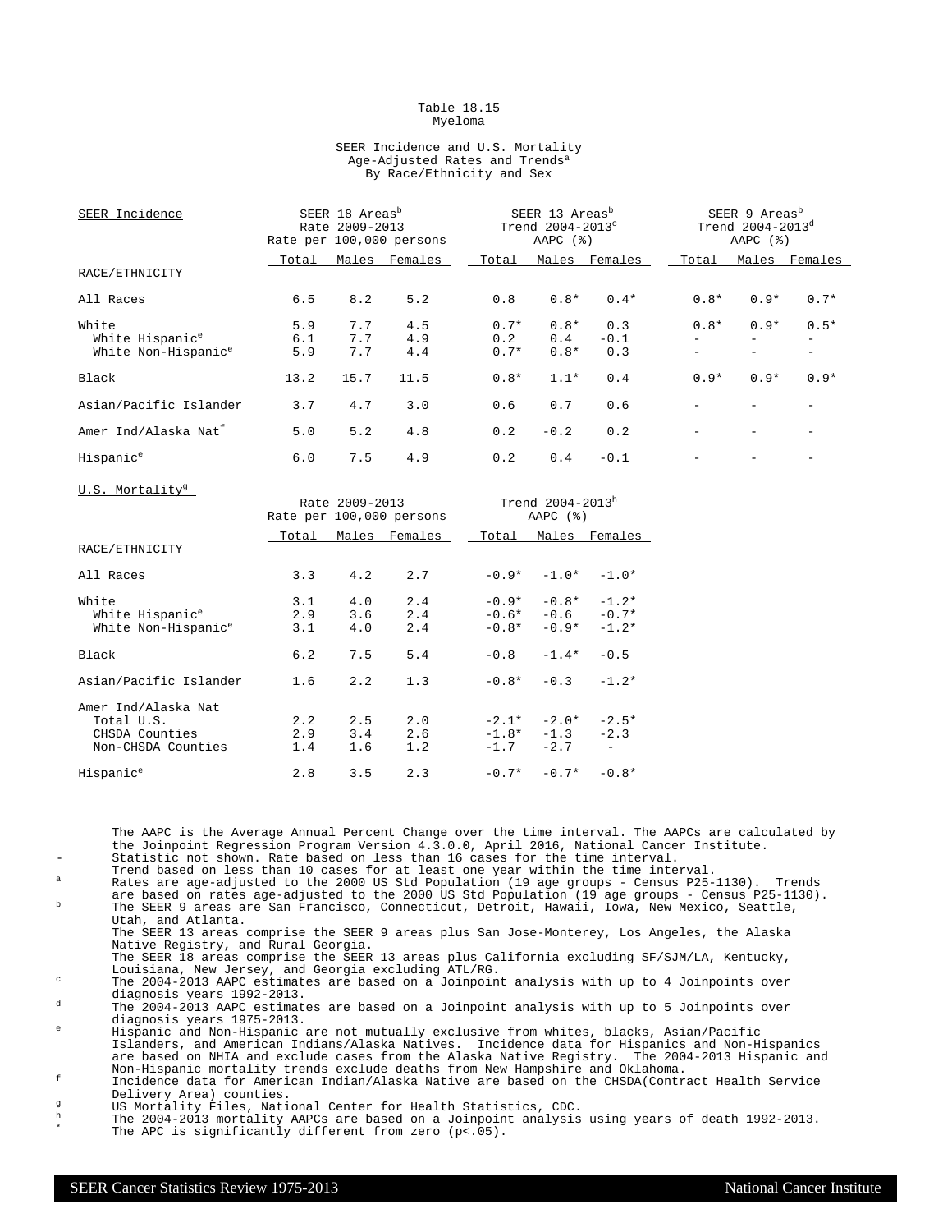Table 18.15
Myeloma

SEER Incidence and U.S. Mortality
Age-Adjusted Rates and Trends[a]
By Race/Ethnicity and Sex

| SEER Incidence | SEER 18 Areas[b] Rate 2009-2013 Rate per 100,000 persons | | | SEER 13 Areas[b] Trend 2004-2013[c] AAPC (%) | | | SEER 9 Areas[b] Trend 2004-2013[d] AAPC (%) | | |
|---|---|---|---|---|---|---|---|---|---|
| RACE/ETHNICITY | Total | Males | Females | Total | Males | Females | Total | Males | Females |
| All Races | 6.5 | 8.2 | 5.2 | 0.8 | 0.8* | 0.4* | 0.8* | 0.9* | 0.7* |
| White | 5.9 | 7.7 | 4.5 | 0.7* | 0.8* | 0.3 | 0.8* | 0.9* | 0.5* |
| White Hispanic[e] | 6.1 | 7.7 | 4.9 | 0.2 | 0.4 | -0.1 | - | - | - |
| White Non-Hispanic[e] | 5.9 | 7.7 | 4.4 | 0.7* | 0.8* | 0.3 | - | - | - |
| Black | 13.2 | 15.7 | 11.5 | 0.8* | 1.1* | 0.4 | 0.9* | 0.9* | 0.9* |
| Asian/Pacific Islander | 3.7 | 4.7 | 3.0 | 0.6 | 0.7 | 0.6 | - | - | - |
| Amer Ind/Alaska Nat[f] | 5.0 | 5.2 | 4.8 | 0.2 | -0.2 | 0.2 | - | - | - |
| Hispanic[e] | 6.0 | 7.5 | 4.9 | 0.2 | 0.4 | -0.1 | - | - | - |

| U.S. Mortality[g] | Rate 2009-2013 Rate per 100,000 persons | | | Trend 2004-2013[h] AAPC (%) | | |
|---|---|---|---|---|---|---|
| RACE/ETHNICITY | Total | Males | Females | Total | Males | Females |
| All Races | 3.3 | 4.2 | 2.7 | -0.9* | -1.0* | -1.0* |
| White | 3.1 | 4.0 | 2.4 | -0.9* | -0.8* | -1.2* |
| White Hispanic[e] | 2.9 | 3.6 | 2.4 | -0.6* | -0.6 | -0.7* |
| White Non-Hispanic[e] | 3.1 | 4.0 | 2.4 | -0.8* | -0.9* | -1.2* |
| Black | 6.2 | 7.5 | 5.4 | -0.8 | -1.4* | -0.5 |
| Asian/Pacific Islander | 1.6 | 2.2 | 1.3 | -0.8* | -0.3 | -1.2* |
| Amer Ind/Alaska Nat | | | | | | |
| Total U.S. | 2.2 | 2.5 | 2.0 | -2.1* | -2.0* | -2.5* |
| CHSDA Counties | 2.9 | 3.4 | 2.6 | -1.8* | -1.3 | -2.3 |
| Non-CHSDA Counties | 1.4 | 1.6 | 1.2 | -1.7 | -2.7 | - |
| Hispanic[e] | 2.8 | 3.5 | 2.3 | -0.7* | -0.7* | -0.8* |

The AAPC is the Average Annual Percent Change over the time interval. The AAPCs are calculated by the Joinpoint Regression Program Version 4.3.0.0, April 2016, National Cancer Institute.

- \- Statistic not shown. Rate based on less than 16 cases for the time interval. Trend based on less than 10 cases for at least one year within the time interval.
- [a] Rates are age-adjusted to the 2000 US Std Population (19 age groups - Census P25-1130). Trends are based on rates age-adjusted to the 2000 US Std Population (19 age groups - Census P25-1130).
- [b] The SEER 9 areas are San Francisco, Connecticut, Detroit, Hawaii, Iowa, New Mexico, Seattle, Utah, and Atlanta. The SEER 13 areas comprise the SEER 9 areas plus San Jose-Monterey, Los Angeles, the Alaska Native Registry, and Rural Georgia. The SEER 18 areas comprise the SEER 13 areas plus California excluding SF/SJM/LA, Kentucky, Louisiana, New Jersey, and Georgia excluding ATL/RG.
- [c] The 2004-2013 AAPC estimates are based on a Joinpoint analysis with up to 4 Joinpoints over diagnosis years 1992-2013.
- [d] The 2004-2013 AAPC estimates are based on a Joinpoint analysis with up to 5 Joinpoints over diagnosis years 1975-2013.
- [e] Hispanic and Non-Hispanic are not mutually exclusive from whites, blacks, Asian/Pacific Islanders, and American Indians/Alaska Natives. Incidence data for Hispanics and Non-Hispanics are based on NHIA and exclude cases from the Alaska Native Registry. The 2004-2013 Hispanic and Non-Hispanic mortality trends exclude deaths from New Hampshire and Oklahoma.
- [f] Incidence data for American Indian/Alaska Native are based on the CHSDA(Contract Health Service Delivery Area) counties.
- [g] US Mortality Files, National Center for Health Statistics, CDC.
- [h] The 2004-2013 mortality AAPCs are based on a Joinpoint analysis using years of death 1992-2013.
- \* The APC is significantly different from zero (p<.05).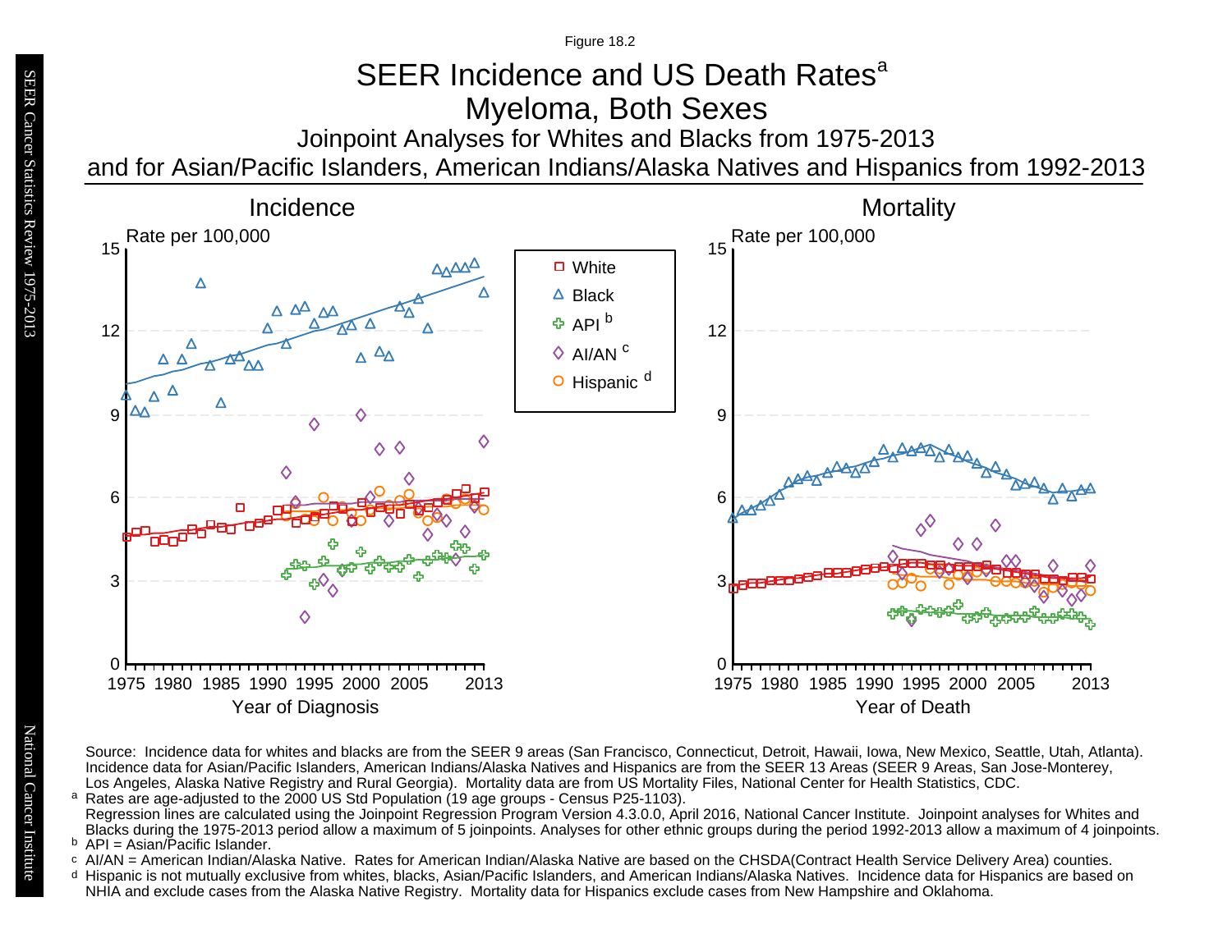Figure 18.2

# SEER Incidence and US Death Rates[a]

## Myeloma, Both Sexes

### Joinpoint Analyses for Whites and Blacks from 1975-2013 and for Asian/Pacific Islanders, American Indians/Alaska Natives and Hispanics from 1992-2013

Incidence

Rate per 100,000

15
12
9
6
3
0

1975 1980 1985 1990 1995 2000 2005 2013

Year of Diagnosis

White
Black
API [b]
AI/AN [c]
Hispanic [d]

Mortality

Rate per 100,000

15
12
9
6
3
0

1975 1980 1985 1990 1995 2000 2005 2013

Year of Death

Source: Incidence data for whites and blacks are from the SEER 9 areas (San Francisco, Connecticut, Detroit, Hawaii, Iowa, New Mexico, Seattle, Utah, Atlanta). Incidence data for Asian/Pacific Islanders, American Indians/Alaska Natives and Hispanics are from the SEER 13 Areas (SEER 9 Areas, San Jose-Monterey, Los Angeles, Alaska Native Registry and Rural Georgia). Mortality data are from US Mortality Files, National Center for Health Statistics, CDC.

[a] Rates are age-adjusted to the 2000 US Std Population (19 age groups - Census P25-1103).
Regression lines are calculated using the Joinpoint Regression Program Version 4.3.0.0, April 2016, National Cancer Institute. Joinpoint analyses for Whites and Blacks during the 1975-2013 period allow a maximum of 5 joinpoints. Analyses for other ethnic groups during the period 1992-2013 allow a maximum of 4 joinpoints.

[b] API = Asian/Pacific Islander.

[c] AI/AN = American Indian/Alaska Native. Rates for American Indian/Alaska Native are based on the CHSDA(Contract Health Service Delivery Area) counties.

[d] Hispanic is not mutually exclusive from whites, blacks, Asian/Pacific Islanders, and American Indians/Alaska Natives. Incidence data for Hispanics are based on NHIA and exclude cases from the Alaska Native Registry. Mortality data for Hispanics exclude cases from New Hampshire and Oklahoma.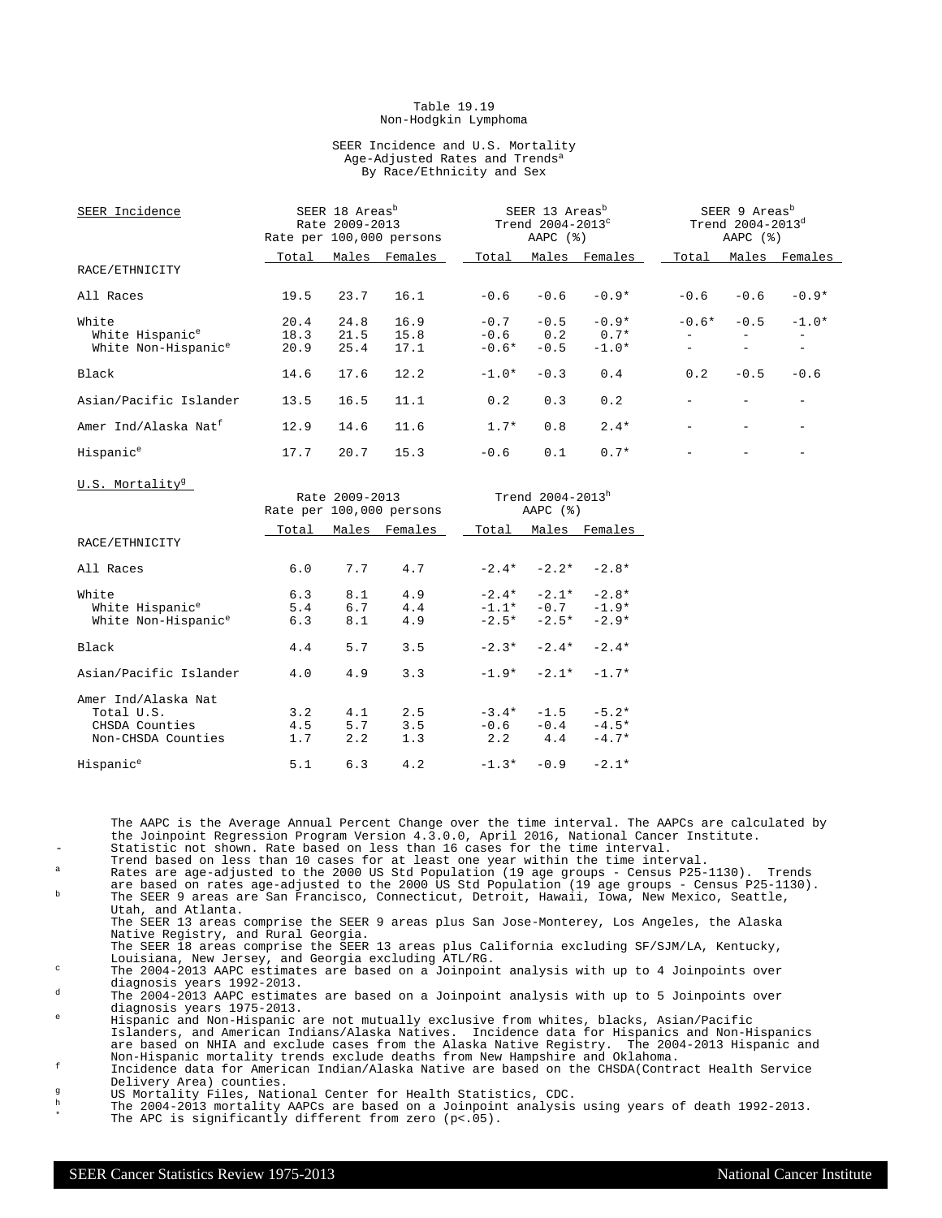Table 19.19
Non-Hodgkin Lymphoma

SEER Incidence and U.S. Mortality
Age-Adjusted Rates and Trends[a]
By Race/Ethnicity and Sex

| SEER Incidence | SEER 18 Areas[b] Rate 2009-2013 Rate per 100,000 persons | | | SEER 13 Areas[b] Trend 2004-2013[c] AAPC (%) | | | SEER 9 Areas[b] Trend 2004-2013[d] AAPC (%) | | |
|---|---|---|---|---|---|---|---|---|---|
| RACE/ETHNICITY | Total | Males | Females | Total | Males | Females | Total | Males | Females |
| All Races | 19.5 | 23.7 | 16.1 | -0.6 | -0.6 | -0.9* | -0.6 | -0.6 | -0.9* |
| White | 20.4 | 24.8 | 16.9 | -0.7 | -0.5 | -0.9* | -0.6* | -0.5 | -1.0* |
| White Hispanic[e] | 18.3 | 21.5 | 15.8 | -0.6 | 0.2 | 0.7* | - | - | - |
| White Non-Hispanic[e] | 20.9 | 25.4 | 17.1 | -0.6* | -0.5 | -1.0* | - | - | - |
| Black | 14.6 | 17.6 | 12.2 | -1.0* | -0.3 | 0.4 | 0.2 | -0.5 | -0.6 |
| Asian/Pacific Islander | 13.5 | 16.5 | 11.1 | 0.2 | 0.3 | 0.2 | - | - | - |
| Amer Ind/Alaska Nat[f] | 12.9 | 14.6 | 11.6 | 1.7* | 0.8 | 2.4* | - | - | - |
| Hispanic[e] | 17.7 | 20.7 | 15.3 | -0.6 | 0.1 | 0.7* | - | - | - |

| U.S. Mortality[g] | Rate 2009-2013 Rate per 100,000 persons | | | Trend 2004-2013[h] AAPC (%) | | |
|---|---|---|---|---|---|---|
| RACE/ETHNICITY | Total | Males | Females | Total | Males | Females |
| All Races | 6.0 | 7.7 | 4.7 | -2.4* | -2.2* | -2.8* |
| White | 6.3 | 8.1 | 4.9 | -2.4* | -2.1* | -2.8* |
| White Hispanic[e] | 5.4 | 6.7 | 4.4 | -1.1* | -0.7 | -1.9* |
| White Non-Hispanic[e] | 6.3 | 8.1 | 4.9 | -2.5* | -2.5* | -2.9* |
| Black | 4.4 | 5.7 | 3.5 | -2.3* | -2.4* | -2.4* |
| Asian/Pacific Islander | 4.0 | 4.9 | 3.3 | -1.9* | -2.1* | -1.7* |
| Amer Ind/Alaska Nat | | | | | | |
| Total U.S. | 3.2 | 4.1 | 2.5 | -3.4* | -1.5 | -5.2* |
| CHSDA Counties | 4.5 | 5.7 | 3.5 | -0.6 | -0.4 | -4.5* |
| Non-CHSDA Counties | 1.7 | 2.2 | 1.3 | 2.2 | 4.4 | -4.7* |
| Hispanic[e] | 5.1 | 6.3 | 4.2 | -1.3* | -0.9 | -2.1* |

The AAPC is the Average Annual Percent Change over the time interval. The AAPCs are calculated by the Joinpoint Regression Program Version 4.3.0.0, April 2016, National Cancer Institute.

- \- Statistic not shown. Rate based on less than 16 cases for the time interval. Trend based on less than 10 cases for at least one year within the time interval.
- [a] Rates are age-adjusted to the 2000 US Std Population (19 age groups - Census P25-1130). Trends are based on rates age-adjusted to the 2000 US Std Population (19 age groups - Census P25-1130).
- [b] The SEER 9 areas are San Francisco, Connecticut, Detroit, Hawaii, Iowa, New Mexico, Seattle, Utah, and Atlanta. The SEER 13 areas comprise the SEER 9 areas plus San Jose-Monterey, Los Angeles, the Alaska Native Registry, and Rural Georgia. The SEER 18 areas comprise the SEER 13 areas plus California excluding SF/SJM/LA, Kentucky, Louisiana, New Jersey, and Georgia excluding ATL/RG.
- [c] The 2004-2013 AAPC estimates are based on a Joinpoint analysis with up to 4 Joinpoints over diagnosis years 1992-2013.
- [d] The 2004-2013 AAPC estimates are based on a Joinpoint analysis with up to 5 Joinpoints over diagnosis years 1975-2013.
- [e] Hispanic and Non-Hispanic are not mutually exclusive from whites, blacks, Asian/Pacific Islanders, and American Indians/Alaska Natives. Incidence data for Hispanics and Non-Hispanics are based on NHIA and exclude cases from the Alaska Native Registry. The 2004-2013 Hispanic and Non-Hispanic mortality trends exclude deaths from New Hampshire and Oklahoma.
- [f] Incidence data for American Indian/Alaska Native are based on the CHSDA(Contract Health Service Delivery Area) counties.
- [g] US Mortality Files, National Center for Health Statistics, CDC.
- [h] The 2004-2013 mortality AAPCs are based on a Joinpoint analysis using years of death 1992-2013.
- \* The APC is significantly different from zero (p<.05).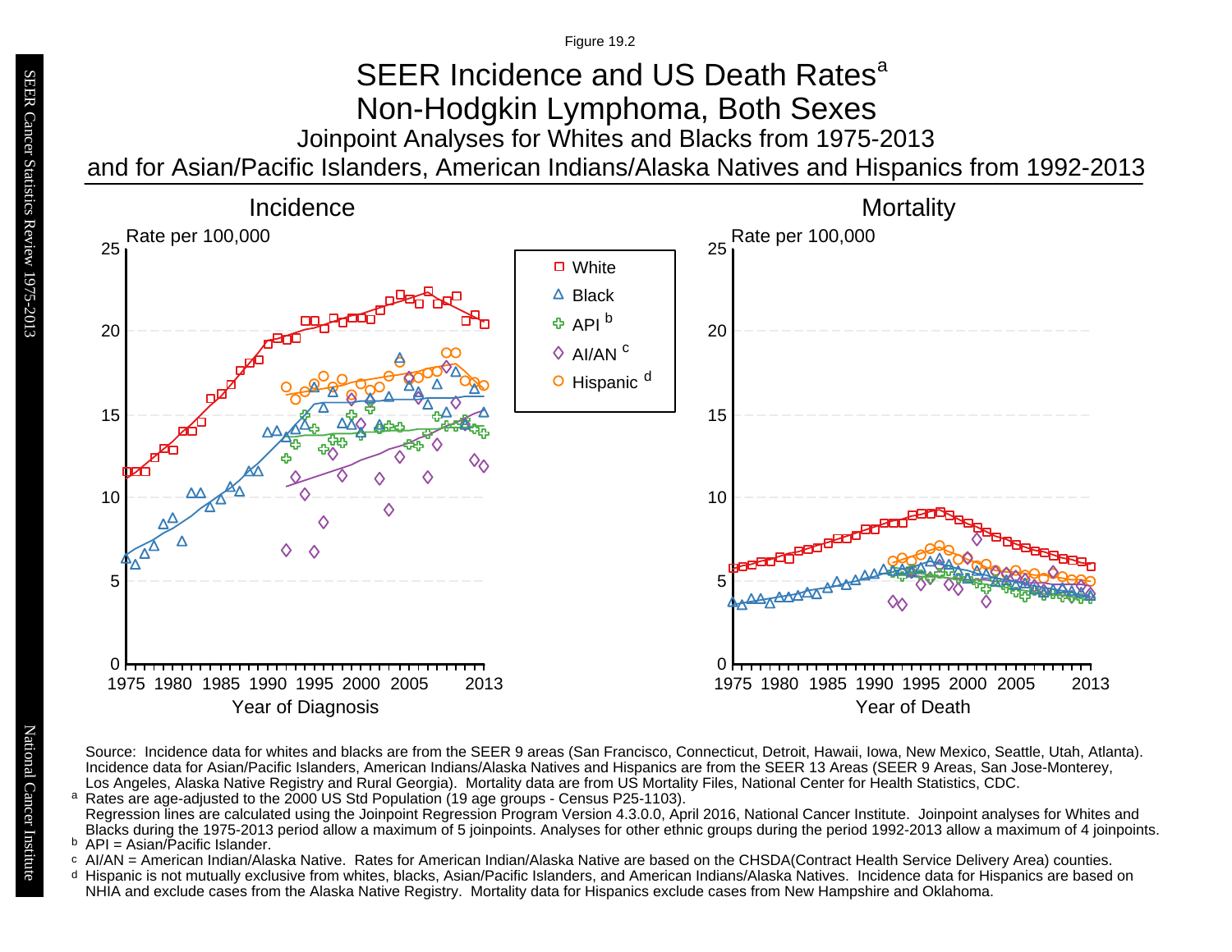Figure 19.2

# SEER Incidence and US Death Rates[a]

## Non-Hodgkin Lymphoma, Both Sexes

### Joinpoint Analyses for Whites and Blacks from 1975-2013 and for Asian/Pacific Islanders, American Indians/Alaska Natives and Hispanics from 1992-2013

Incidence

Rate per 100,000

25
20
15
10
5
0

1975 1980 1985 1990 1995 2000 2005 2013

Year of Diagnosis

White
Black
API [b]
AI/AN [c]
Hispanic [d]

Mortality

Rate per 100,000

25
20
15
10
5
0

1975 1980 1985 1990 1995 2000 2005 2013

Year of Death

Source: Incidence data for whites and blacks are from the SEER 9 areas (San Francisco, Connecticut, Detroit, Hawaii, Iowa, New Mexico, Seattle, Utah, Atlanta). Incidence data for Asian/Pacific Islanders, American Indians/Alaska Natives and Hispanics are from the SEER 13 Areas (SEER 9 Areas, San Jose-Monterey, Los Angeles, Alaska Native Registry and Rural Georgia). Mortality data are from US Mortality Files, National Center for Health Statistics, CDC.

[a] Rates are age-adjusted to the 2000 US Std Population (19 age groups - Census P25-1103). Regression lines are calculated using the Joinpoint Regression Program Version 4.3.0.0, April 2016, National Cancer Institute. Joinpoint analyses for Whites and Blacks during the 1975-2013 period allow a maximum of 5 joinpoints. Analyses for other ethnic groups during the period 1992-2013 allow a maximum of 4 joinpoints.

[b] API = Asian/Pacific Islander.

[c] AI/AN = American Indian/Alaska Native. Rates for American Indian/Alaska Native are based on the CHSDA(Contract Health Service Delivery Area) counties.

[d] Hispanic is not mutually exclusive from whites, blacks, Asian/Pacific Islanders, and American Indians/Alaska Natives. Incidence data for Hispanics are based on NHIA and exclude cases from the Alaska Native Registry. Mortality data for Hispanics exclude cases from New Hampshire and Oklahoma.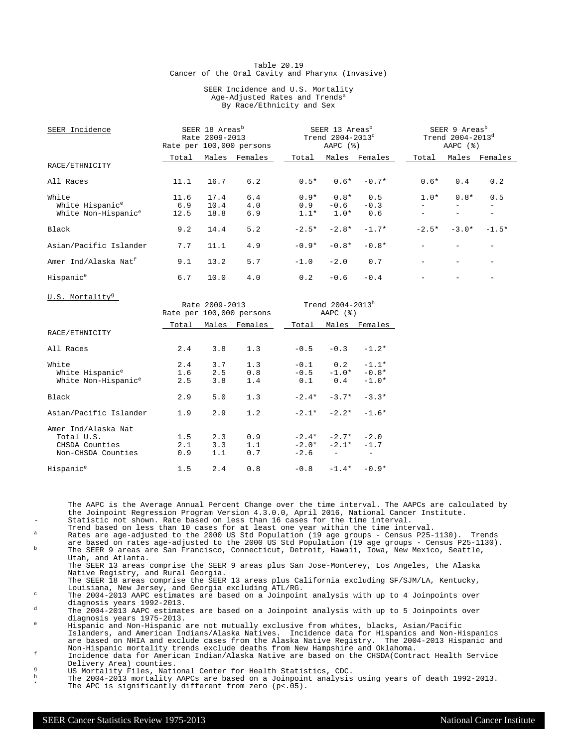Table 20.19
Cancer of the Oral Cavity and Pharynx (Invasive)

SEER Incidence and U.S. Mortality
Age-Adjusted Rates and Trends[a]
By Race/Ethnicity and Sex

| SEER Incidence | SEER 18 Areas[b] Rate 2009-2013 Rate per 100,000 persons | | | SEER 13 Areas[b] Trend 2004-2013[c] AAPC (%) | | | SEER 9 Areas[b] Trend 2004-2013[d] AAPC (%) | | |
|---|---|---|---|---|---|---|---|---|---|
| RACE/ETHNICITY | Total | Males | Females | Total | Males | Females | Total | Males | Females |
| All Races | 11.1 | 16.7 | 6.2 | 0.5* | 0.6* | -0.7* | 0.6* | 0.4 | 0.2 |
| White | 11.6 | 17.4 | 6.4 | 0.9* | 0.8* | 0.5 | 1.0* | 0.8* | 0.5 |
| White Hispanic[e] | 6.9 | 10.4 | 4.0 | 0.9 | -0.6 | -0.3 | - | - | - |
| White Non-Hispanic[e] | 12.5 | 18.8 | 6.9 | 1.1* | 1.0* | 0.6 | - | - | - |
| Black | 9.2 | 14.4 | 5.2 | -2.5* | -2.8* | -1.7* | -2.5* | -3.0* | -1.5* |
| Asian/Pacific Islander | 7.7 | 11.1 | 4.9 | -0.9* | -0.8* | -0.8* | - | - | - |
| Amer Ind/Alaska Nat[f] | 9.1 | 13.2 | 5.7 | -1.0 | -2.0 | 0.7 | - | - | - |
| Hispanic[e] | 6.7 | 10.0 | 4.0 | 0.2 | -0.6 | -0.4 | - | - | - |

| U.S. Mortality[g] | Rate 2009-2013 Rate per 100,000 persons | | | Trend 2004-2013[h] AAPC (%) | | |
|---|---|---|---|---|---|---|
| RACE/ETHNICITY | Total | Males | Females | Total | Males | Females |
| All Races | 2.4 | 3.8 | 1.3 | -0.5 | -0.3 | -1.2* |
| White | 2.4 | 3.7 | 1.3 | -0.1 | 0.2 | -1.1* |
| White Hispanic[e] | 1.6 | 2.5 | 0.8 | -0.5 | -1.0* | -0.8* |
| White Non-Hispanic[e] | 2.5 | 3.8 | 1.4 | 0.1 | 0.4 | -1.0* |
| Black | 2.9 | 5.0 | 1.3 | -2.4* | -3.7* | -3.3* |
| Asian/Pacific Islander | 1.9 | 2.9 | 1.2 | -2.1* | -2.2* | -1.6* |
| Amer Ind/Alaska Nat | | | | | | |
| Total U.S. | 1.5 | 2.3 | 0.9 | -2.4* | -2.7* | -2.0 |
| CHSDA Counties | 2.1 | 3.3 | 1.1 | -2.0* | -2.1* | -1.7 |
| Non-CHSDA Counties | 0.9 | 1.1 | 0.7 | -2.6 | - | - |
| Hispanic[e] | 1.5 | 2.4 | 0.8 | -0.8 | -1.4* | -0.9* |

The AAPC is the Average Annual Percent Change over the time interval. The AAPCs are calculated by the Joinpoint Regression Program Version 4.3.0.0, April 2016, National Cancer Institute.

- \- Statistic not shown. Rate based on less than 16 cases for the time interval. Trend based on less than 10 cases for at least one year within the time interval.
- [a] Rates are age-adjusted to the 2000 US Std Population (19 age groups - Census P25-1130). Trends are based on rates age-adjusted to the 2000 US Std Population (19 age groups - Census P25-1130).
- [b] The SEER 9 areas are San Francisco, Connecticut, Detroit, Hawaii, Iowa, New Mexico, Seattle, Utah, and Atlanta. The SEER 13 areas comprise the SEER 9 areas plus San Jose-Monterey, Los Angeles, the Alaska Native Registry, and Rural Georgia. The SEER 18 areas comprise the SEER 13 areas plus California excluding SF/SJM/LA, Kentucky, Louisiana, New Jersey, and Georgia excluding ATL/RG.
- [c] The 2004-2013 AAPC estimates are based on a Joinpoint analysis with up to 4 Joinpoints over diagnosis years 1992-2013.
- [d] The 2004-2013 AAPC estimates are based on a Joinpoint analysis with up to 5 Joinpoints over diagnosis years 1975-2013.
- [e] Hispanic and Non-Hispanic are not mutually exclusive from whites, blacks, Asian/Pacific Islanders, and American Indians/Alaska Natives. Incidence data for Hispanics and Non-Hispanics are based on NHIA and exclude cases from the Alaska Native Registry. The 2004-2013 Hispanic and Non-Hispanic mortality trends exclude deaths from New Hampshire and Oklahoma.
- [f] Incidence data for American Indian/Alaska Native are based on the CHSDA(Contract Health Service Delivery Area) counties.
- [g] US Mortality Files, National Center for Health Statistics, CDC.
- [h] The 2004-2013 mortality AAPCs are based on a Joinpoint analysis using years of death 1992-2013.
- \* The APC is significantly different from zero (p<.05).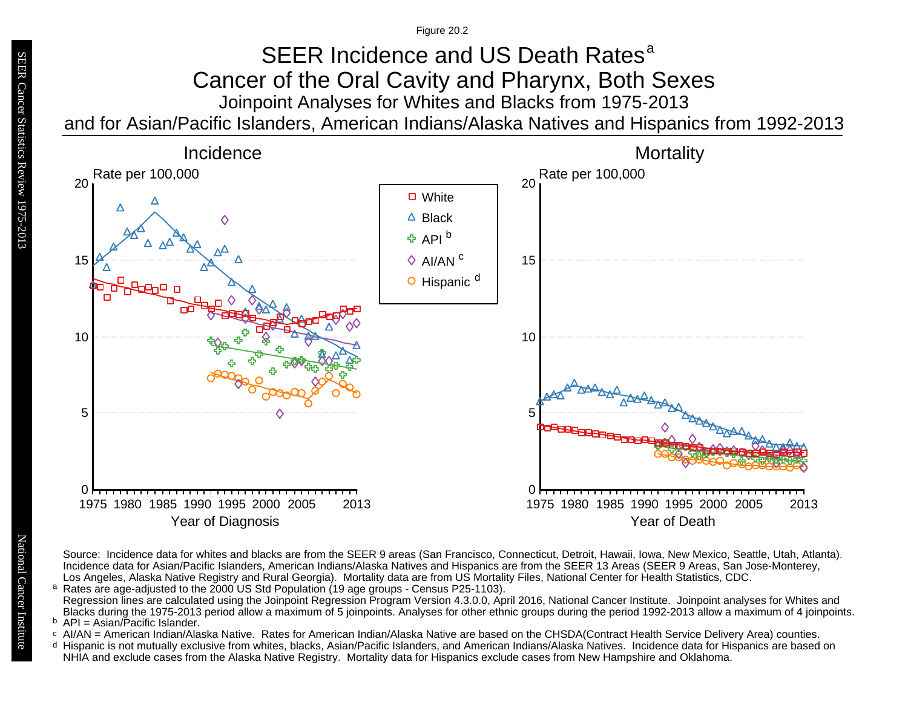Figure 20.2

# SEER Incidence and US Death Rates[a]

## Cancer of the Oral Cavity and Pharynx, Both Sexes

### Joinpoint Analyses for Whites and Blacks from 1975-2013 and for Asian/Pacific Islanders, American Indians/Alaska Natives and Hispanics from 1992-2013

Incidence

Rate per 100,000

20
15
10
5
0

1975 1980 1985 1990 1995 2000 2005 2013

Year of Diagnosis

White
Black
API[b]
AI/AN[c]
Hispanic[d]

Mortality

Rate per 100,000

20
15
10
5
0

1975 1980 1985 1990 1995 2000 2005 2013

Year of Death

Source: Incidence data for whites and blacks are from the SEER 9 areas (San Francisco, Connecticut, Detroit, Hawaii, Iowa, New Mexico, Seattle, Utah, Atlanta). Incidence data for Asian/Pacific Islanders, American Indians/Alaska Natives and Hispanics are from the SEER 13 Areas (SEER 9 Areas, San Jose-Monterey, Los Angeles, Alaska Native Registry and Rural Georgia). Mortality data are from US Mortality Files, National Center for Health Statistics, CDC.

[a] Rates are age-adjusted to the 2000 US Std Population (19 age groups - Census P25-1103).
Regression lines are calculated using the Joinpoint Regression Program Version 4.3.0.0, April 2016, National Cancer Institute. Joinpoint analyses for Whites and Blacks during the 1975-2013 period allow a maximum of 5 joinpoints. Analyses for other ethnic groups during the period 1992-2013 allow a maximum of 4 joinpoints.

[b] API = Asian/Pacific Islander.

[c] AI/AN = American Indian/Alaska Native. Rates for American Indian/Alaska Native are based on the CHSDA(Contract Health Service Delivery Area) counties.

[d] Hispanic is not mutually exclusive from whites, blacks, Asian/Pacific Islanders, and American Indians/Alaska Natives. Incidence data for Hispanics are based on NHIA and exclude cases from the Alaska Native Registry. Mortality data for Hispanics exclude cases from New Hampshire and Oklahoma.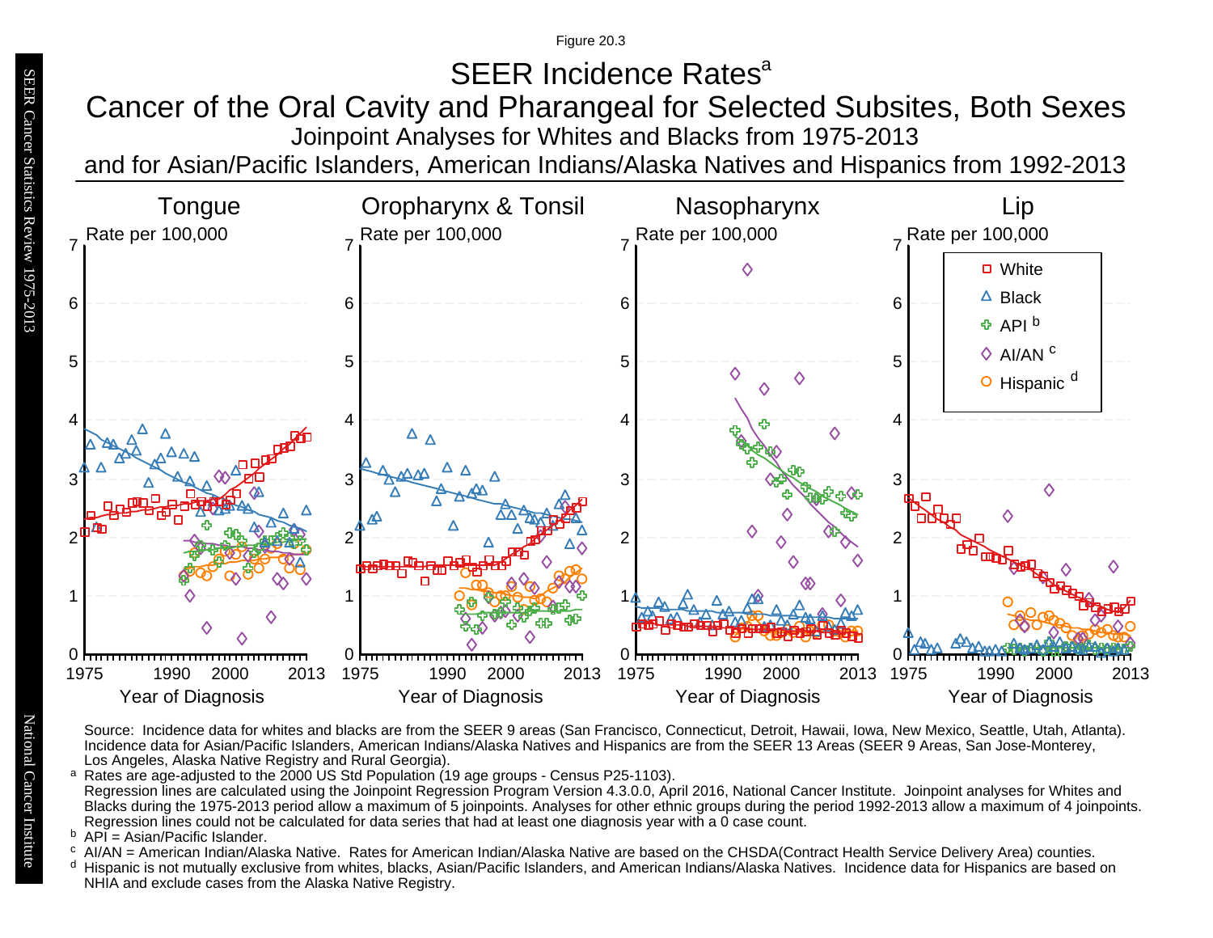Figure 20.3

# SEER Incidence Rates[a]

## Cancer of the Oral Cavity and Pharangeal for Selected Subsites, Both Sexes

### Joinpoint Analyses for Whites and Blacks from 1975-2013
### and for Asian/Pacific Islanders, American Indians/Alaska Natives and Hispanics from 1992-2013

Tongue

Rate per 100,000

7
6
5
4
3
2
1
0

1975 1990 2000 2013

Year of Diagnosis

Oropharynx & Tonsil

Rate per 100,000

7
6
5
4
3
2
1
0

1975 1990 2000 2013

Year of Diagnosis

Nasopharynx

Rate per 100,000

7
6
5
4
3
2
1
0

1975 1990 2000 2013

Year of Diagnosis

Lip

Rate per 100,000

7
6
5
4
3
2
1
0

1975 1990 2000 2013

Year of Diagnosis

White
Black
API [b]
AI/AN [c]
Hispanic [d]

Source: Incidence data for whites and blacks are from the SEER 9 areas (San Francisco, Connecticut, Detroit, Hawaii, Iowa, New Mexico, Seattle, Utah, Atlanta). Incidence data for Asian/Pacific Islanders, American Indians/Alaska Natives and Hispanics are from the SEER 13 Areas (SEER 9 Areas, San Jose-Monterey, Los Angeles, Alaska Native Registry and Rural Georgia).

[a] Rates are age-adjusted to the 2000 US Std Population (19 age groups - Census P25-1103).
Regression lines are calculated using the Joinpoint Regression Program Version 4.3.0.0, April 2016, National Cancer Institute. Joinpoint analyses for Whites and Blacks during the 1975-2013 period allow a maximum of 5 joinpoints. Analyses for other ethnic groups during the period 1992-2013 allow a maximum of 4 joinpoints. Regression lines could not be calculated for data series that had at least one diagnosis year with a 0 case count.

[b] API = Asian/Pacific Islander.

[c] AI/AN = American Indian/Alaska Native. Rates for American Indian/Alaska Native are based on the CHSDA(Contract Health Service Delivery Area) counties.

[d] Hispanic is not mutually exclusive from whites, blacks, Asian/Pacific Islanders, and American Indians/Alaska Natives. Incidence data for Hispanics are based on NHIA and exclude cases from the Alaska Native Registry.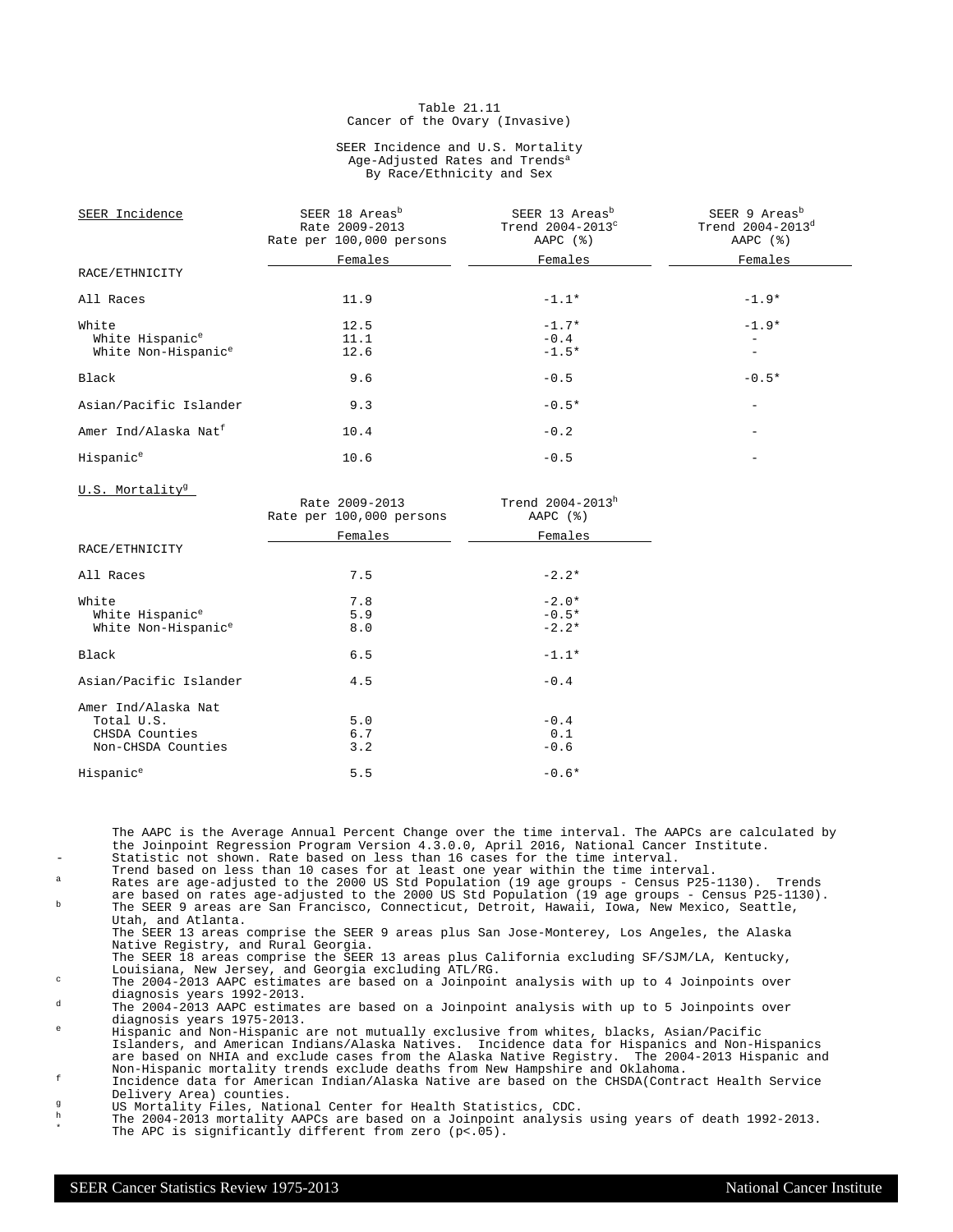Table 21.11
Cancer of the Ovary (Invasive)

SEER Incidence and U.S. Mortality
Age-Adjusted Rates and Trends[a]
By Race/Ethnicity and Sex

| SEER Incidence | SEER 18 Areas[b] Rate 2009-2013 Rate per 100,000 persons | SEER 13 Areas[b] Trend 2004-2013[c] AAPC (%) | SEER 9 Areas[b] Trend 2004-2013[d] AAPC (%) |
|---|---|---|---|
| | Females | Females | Females |
| RACE/ETHNICITY | | | |
| All Races | 11.9 | -1.1* | -1.9* |
| White | 12.5 | -1.7* | -1.9* |
| White Hispanic[e] | 11.1 | -0.4 | - |
| White Non-Hispanic[e] | 12.6 | -1.5* | - |
| Black | 9.6 | -0.5 | -0.5* |
| Asian/Pacific Islander | 9.3 | -0.5* | - |
| Amer Ind/Alaska Nat[f] | 10.4 | -0.2 | - |
| Hispanic[e] | 10.6 | -0.5 | - |

| U.S. Mortality[g] | Rate 2009-2013 Rate per 100,000 persons | Trend 2004-2013[h] AAPC (%) |
|---|---|---|
| | Females | Females |
| RACE/ETHNICITY | | |
| All Races | 7.5 | -2.2* |
| White | 7.8 | -2.0* |
| White Hispanic[e] | 5.9 | -0.5* |
| White Non-Hispanic[e] | 8.0 | -2.2* |
| Black | 6.5 | -1.1* |
| Asian/Pacific Islander | 4.5 | -0.4 |
| Amer Ind/Alaska Nat | | |
| Total U.S. | 5.0 | -0.4 |
| CHSDA Counties | 6.7 | 0.1 |
| Non-CHSDA Counties | 3.2 | -0.6 |
| Hispanic[e] | 5.5 | -0.6* |

The AAPC is the Average Annual Percent Change over the time interval. The AAPCs are calculated by the Joinpoint Regression Program Version 4.3.0.0, April 2016, National Cancer Institute.

- Statistic not shown. Rate based on less than 16 cases for the time interval. Trend based on less than 10 cases for at least one year within the time interval.

[a] Rates are age-adjusted to the 2000 US Std Population (19 age groups - Census P25-1130). Trends are based on rates age-adjusted to the 2000 US Std Population (19 age groups - Census P25-1130).

[b] The SEER 9 areas are San Francisco, Connecticut, Detroit, Hawaii, Iowa, New Mexico, Seattle, Utah, and Atlanta. The SEER 13 areas comprise the SEER 9 areas plus San Jose-Monterey, Los Angeles, the Alaska Native Registry, and Rural Georgia. The SEER 18 areas comprise the SEER 13 areas plus California excluding SF/SJM/LA, Kentucky, Louisiana, New Jersey, and Georgia excluding ATL/RG.

[c] The 2004-2013 AAPC estimates are based on a Joinpoint analysis with up to 4 Joinpoints over diagnosis years 1992-2013.

[d] The 2004-2013 AAPC estimates are based on a Joinpoint analysis with up to 5 Joinpoints over diagnosis years 1975-2013.

[e] Hispanic and Non-Hispanic are not mutually exclusive from whites, blacks, Asian/Pacific Islanders, and American Indians/Alaska Natives. Incidence data for Hispanics and Non-Hispanics are based on NHIA and exclude cases from the Alaska Native Registry. The 2004-2013 Hispanic and Non-Hispanic mortality trends exclude deaths from New Hampshire and Oklahoma.

[f] Incidence data for American Indian/Alaska Native are based on the CHSDA(Contract Health Service Delivery Area) counties.

[g] US Mortality Files, National Center for Health Statistics, CDC.

[h] The 2004-2013 mortality AAPCs are based on a Joinpoint analysis using years of death 1992-2013.

* The APC is significantly different from zero (p<.05).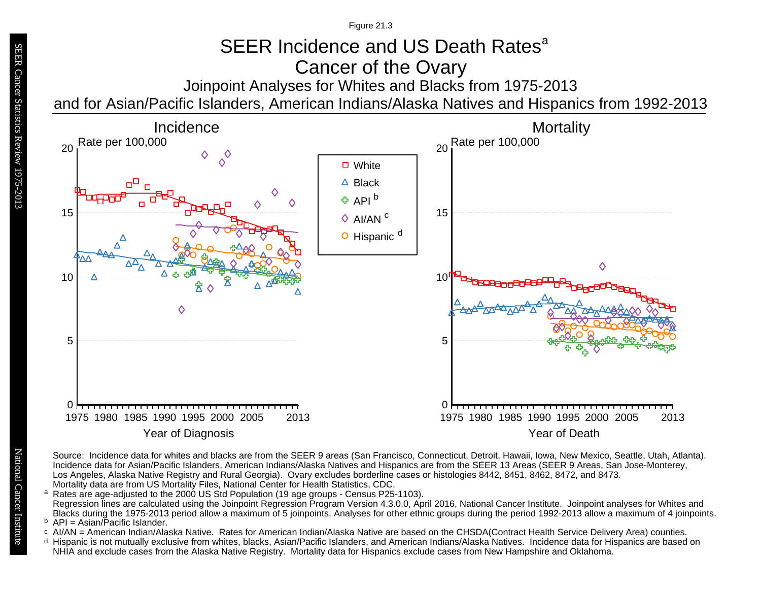Figure 21.3

# SEER Incidence and US Death Rates[a]

# Cancer of the Ovary

## Joinpoint Analyses for Whites and Blacks from 1975-2013 and for Asian/Pacific Islanders, American Indians/Alaska Natives and Hispanics from 1992-2013

Incidence

Rate per 100,000

20
15
10
5
0

1975 1980 1985 1990 1995 2000 2005 2013

Year of Diagnosis

White
Black
API [b]
AI/AN [c]
Hispanic [d]

Mortality

Rate per 100,000

20
15
10
5
0

1975 1980 1985 1990 1995 2000 2005 2013

Year of Death

Source: Incidence data for whites and blacks are from the SEER 9 areas (San Francisco, Connecticut, Detroit, Hawaii, Iowa, New Mexico, Seattle, Utah, Atlanta). Incidence data for Asian/Pacific Islanders, American Indians/Alaska Natives and Hispanics are from the SEER 13 Areas (SEER 9 Areas, San Jose-Monterey, Los Angeles, Alaska Native Registry and Rural Georgia). Ovary excludes borderline cases or histologies 8442, 8451, 8462, 8472, and 8473. Mortality data are from US Mortality Files, National Center for Health Statistics, CDC.

[a] Rates are age-adjusted to the 2000 US Std Population (19 age groups - Census P25-1103). Regression lines are calculated using the Joinpoint Regression Program Version 4.3.0.0, April 2016, National Cancer Institute. Joinpoint analyses for Whites and Blacks during the 1975-2013 period allow a maximum of 5 joinpoints. Analyses for other ethnic groups during the period 1992-2013 allow a maximum of 4 joinpoints.

[b] API = Asian/Pacific Islander.

[c] AI/AN = American Indian/Alaska Native. Rates for American Indian/Alaska Native are based on the CHSDA(Contract Health Service Delivery Area) counties.

[d] Hispanic is not mutually exclusive from whites, blacks, Asian/Pacific Islanders, and American Indians/Alaska Natives. Incidence data for Hispanics are based on NHIA and exclude cases from the Alaska Native Registry. Mortality data for Hispanics exclude cases from New Hampshire and Oklahoma.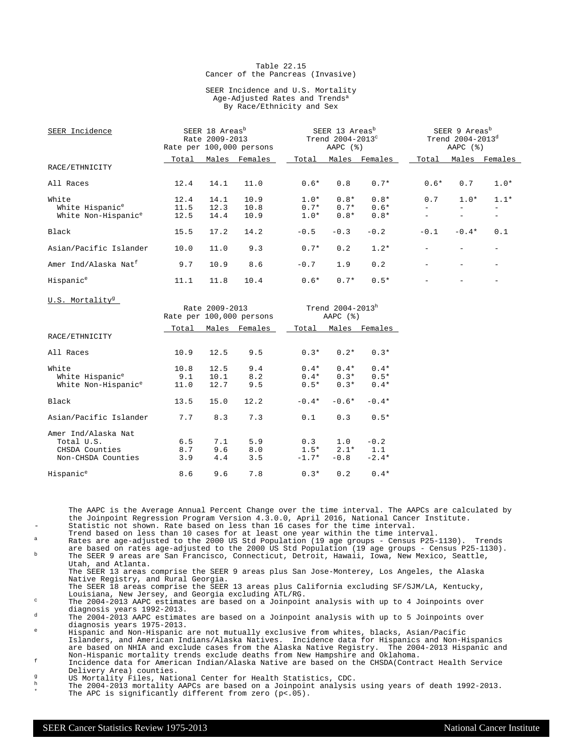Table 22.15
Cancer of the Pancreas (Invasive)

SEER Incidence and U.S. Mortality
Age-Adjusted Rates and Trends[a]
By Race/Ethnicity and Sex

| SEER Incidence | SEER 18 Areas[b] Rate 2009-2013 Rate per 100,000 persons | | | SEER 13 Areas[b] Trend 2004-2013[c] AAPC (%) | | | SEER 9 Areas[b] Trend 2004-2013[d] AAPC (%) | | |
|---|---|---|---|---|---|---|---|---|---|
| RACE/ETHNICITY | Total | Males | Females | Total | Males | Females | Total | Males | Females |
| All Races | 12.4 | 14.1 | 11.0 | 0.6* | 0.8 | 0.7* | 0.6* | 0.7 | 1.0* |
| White | 12.4 | 14.1 | 10.9 | 1.0* | 0.8* | 0.8* | 0.7 | 1.0* | 1.1* |
| White Hispanic[e] | 11.5 | 12.3 | 10.8 | 0.7* | 0.7* | 0.6* | - | - | - |
| White Non-Hispanic[e] | 12.5 | 14.4 | 10.9 | 1.0* | 0.8* | 0.8* | - | - | - |
| Black | 15.5 | 17.2 | 14.2 | -0.5 | -0.3 | -0.2 | -0.1 | -0.4* | 0.1 |
| Asian/Pacific Islander | 10.0 | 11.0 | 9.3 | 0.7* | 0.2 | 1.2* | - | - | - |
| Amer Ind/Alaska Nat[f] | 9.7 | 10.9 | 8.6 | -0.7 | 1.9 | 0.2 | - | - | - |
| Hispanic[e] | 11.1 | 11.8 | 10.4 | 0.6* | 0.7* | 0.5* | - | - | - |

| U.S. Mortality[g] | Rate 2009-2013 Rate per 100,000 persons | | | Trend 2004-2013[h] AAPC (%) | | |
|---|---|---|---|---|---|---|
| RACE/ETHNICITY | Total | Males | Females | Total | Males | Females |
| All Races | 10.9 | 12.5 | 9.5 | 0.3* | 0.2* | 0.3* |
| White | 10.8 | 12.5 | 9.4 | 0.4* | 0.4* | 0.4* |
| White Hispanic[e] | 9.1 | 10.1 | 8.2 | 0.4* | 0.3* | 0.5* |
| White Non-Hispanic[e] | 11.0 | 12.7 | 9.5 | 0.5* | 0.3* | 0.4* |
| Black | 13.5 | 15.0 | 12.2 | -0.4* | -0.6* | -0.4* |
| Asian/Pacific Islander | 7.7 | 8.3 | 7.3 | 0.1 | 0.3 | 0.5* |
| Amer Ind/Alaska Nat | | | | | | |
| Total U.S. | 6.5 | 7.1 | 5.9 | 0.3 | 1.0 | -0.2 |
| CHSDA Counties | 8.7 | 9.6 | 8.0 | 1.5* | 2.1* | 1.1 |
| Non-CHSDA Counties | 3.9 | 4.4 | 3.5 | -1.7* | -0.8 | -2.4* |
| Hispanic[e] | 8.6 | 9.6 | 7.8 | 0.3* | 0.2 | 0.4* |

The AAPC is the Average Annual Percent Change over the time interval. The AAPCs are calculated by the Joinpoint Regression Program Version 4.3.0.0, April 2016, National Cancer Institute.

- Statistic not shown. Rate based on less than 16 cases for the time interval. Trend based on less than 10 cases for at least one year within the time interval.

[a] Rates are age-adjusted to the 2000 US Std Population (19 age groups - Census P25-1130). Trends are based on rates age-adjusted to the 2000 US Std Population (19 age groups - Census P25-1130).

[b] The SEER 9 areas are San Francisco, Connecticut, Detroit, Hawaii, Iowa, New Mexico, Seattle, Utah, and Atlanta. The SEER 13 areas comprise the SEER 9 areas plus San Jose-Monterey, Los Angeles, the Alaska Native Registry, and Rural Georgia. The SEER 18 areas comprise the SEER 13 areas plus California excluding SF/SJM/LA, Kentucky, Louisiana, New Jersey, and Georgia excluding ATL/RG.

[c] The 2004-2013 AAPC estimates are based on a Joinpoint analysis with up to 4 Joinpoints over diagnosis years 1992-2013.

[d] The 2004-2013 AAPC estimates are based on a Joinpoint analysis with up to 5 Joinpoints over diagnosis years 1975-2013.

[e] Hispanic and Non-Hispanic are not mutually exclusive from whites, blacks, Asian/Pacific Islanders, and American Indians/Alaska Natives. Incidence data for Hispanics and Non-Hispanics are based on NHIA and exclude cases from the Alaska Native Registry. The 2004-2013 Hispanic and Non-Hispanic mortality trends exclude deaths from New Hampshire and Oklahoma.

[f] Incidence data for American Indian/Alaska Native are based on the CHSDA(Contract Health Service Delivery Area) counties.

[g] US Mortality Files, National Center for Health Statistics, CDC.

[h] The 2004-2013 mortality AAPCs are based on a Joinpoint analysis using years of death 1992-2013.

\* The APC is significantly different from zero (p<.05).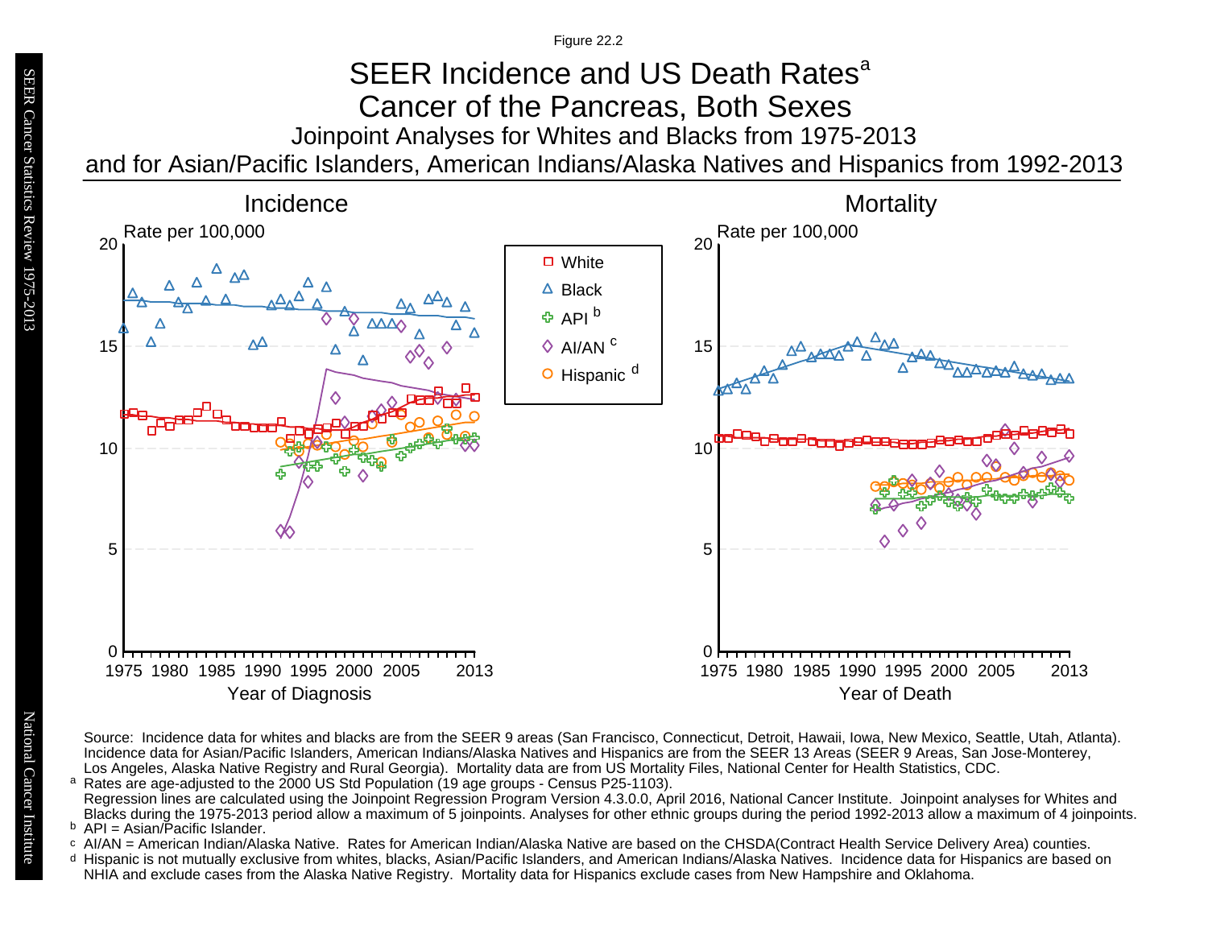Figure 22.2

# SEER Incidence and US Death Rates[a]

## Cancer of the Pancreas, Both Sexes

### Joinpoint Analyses for Whites and Blacks from 1975-2013 and for Asian/Pacific Islanders, American Indians/Alaska Natives and Hispanics from 1992-2013

Incidence

Rate per 100,000

20
15
10
5
0

1975 1980 1985 1990 1995 2000 2005 2013

Year of Diagnosis

Mortality

Rate per 100,000

20
15
10
5
0

1975 1980 1985 1990 1995 2000 2005 2013

Year of Death

White
Black
API [b]
AI/AN [c]
Hispanic [d]

Source: Incidence data for whites and blacks are from the SEER 9 areas (San Francisco, Connecticut, Detroit, Hawaii, Iowa, New Mexico, Seattle, Utah, Atlanta). Incidence data for Asian/Pacific Islanders, American Indians/Alaska Natives and Hispanics are from the SEER 13 Areas (SEER 9 Areas, San Jose-Monterey, Los Angeles, Alaska Native Registry and Rural Georgia). Mortality data are from US Mortality Files, National Center for Health Statistics, CDC.

[a] Rates are age-adjusted to the 2000 US Std Population (19 age groups - Census P25-1103).
Regression lines are calculated using the Joinpoint Regression Program Version 4.3.0.0, April 2016, National Cancer Institute. Joinpoint analyses for Whites and Blacks during the 1975-2013 period allow a maximum of 5 joinpoints. Analyses for other ethnic groups during the period 1992-2013 allow a maximum of 4 joinpoints.

[b] API = Asian/Pacific Islander.

[c] AI/AN = American Indian/Alaska Native. Rates for American Indian/Alaska Native are based on the CHSDA(Contract Health Service Delivery Area) counties.

[d] Hispanic is not mutually exclusive from whites, blacks, Asian/Pacific Islanders, and American Indians/Alaska Natives. Incidence data for Hispanics are based on NHIA and exclude cases from the Alaska Native Registry. Mortality data for Hispanics exclude cases from New Hampshire and Oklahoma.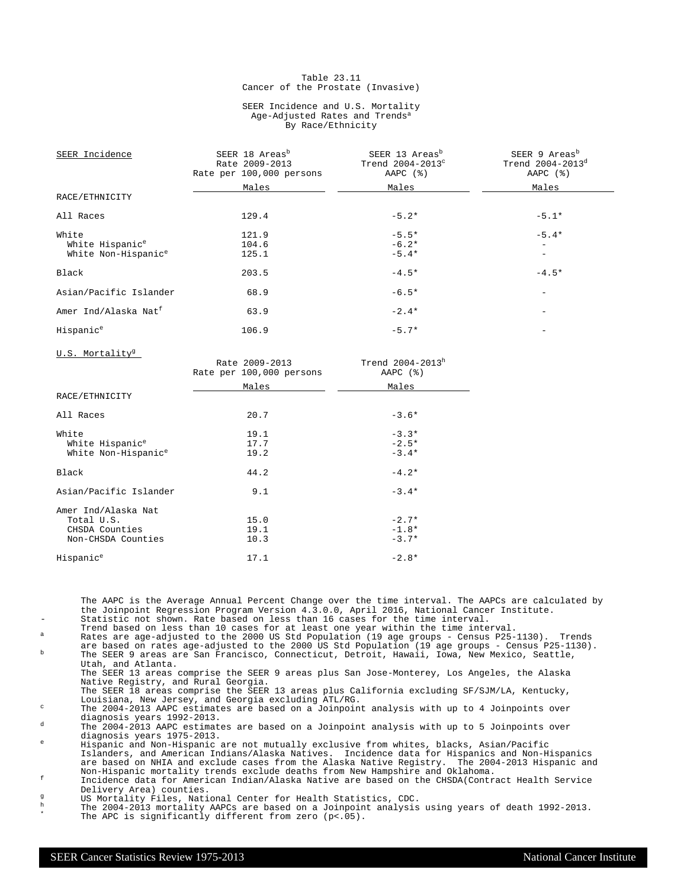Table 23.11
Cancer of the Prostate (Invasive)

SEER Incidence and U.S. Mortality
Age-Adjusted Rates and Trends[a]
By Race/Ethnicity

| SEER Incidence | SEER 18 Areas[b] Rate 2009-2013 Rate per 100,000 persons | SEER 13 Areas[b] Trend 2004-2013[c] AAPC (%) | SEER 9 Areas[b] Trend 2004-2013[d] AAPC (%) |
|---|---|---|---|
| RACE/ETHNICITY | Males | Males | Males |
| All Races | 129.4 | -5.2* | -5.1* |
| White | 121.9 | -5.5* | -5.4* |
| White Hispanic[e] | 104.6 | -6.2* | - |
| White Non-Hispanic[e] | 125.1 | -5.4* | - |
| Black | 203.5 | -4.5* | -4.5* |
| Asian/Pacific Islander | 68.9 | -6.5* | - |
| Amer Ind/Alaska Nat[f] | 63.9 | -2.4* | - |
| Hispanic[e] | 106.9 | -5.7* | - |

| U.S. Mortality[g] | Rate 2009-2013 Rate per 100,000 persons | Trend 2004-2013[h] AAPC (%) |
|---|---|---|
| RACE/ETHNICITY | Males | Males |
| All Races | 20.7 | -3.6* |
| White | 19.1 | -3.3* |
| White Hispanic[e] | 17.7 | -2.5* |
| White Non-Hispanic[e] | 19.2 | -3.4* |
| Black | 44.2 | -4.2* |
| Asian/Pacific Islander | 9.1 | -3.4* |
| Amer Ind/Alaska Nat | | |
| Total U.S. | 15.0 | -2.7* |
| CHSDA Counties | 19.1 | -1.8* |
| Non-CHSDA Counties | 10.3 | -3.7* |
| Hispanic[e] | 17.1 | -2.8* |

The AAPC is the Average Annual Percent Change over the time interval. The AAPCs are calculated by the Joinpoint Regression Program Version 4.3.0.0, April 2016, National Cancer Institute.

- \- Statistic not shown. Rate based on less than 16 cases for the time interval. Trend based on less than 10 cases for at least one year within the time interval.
- [a] Rates are age-adjusted to the 2000 US Std Population (19 age groups - Census P25-1130). Trends are based on rates age-adjusted to the 2000 US Std Population (19 age groups - Census P25-1130).
- [b] The SEER 9 areas are San Francisco, Connecticut, Detroit, Hawaii, Iowa, New Mexico, Seattle, Utah, and Atlanta. The SEER 13 areas comprise the SEER 9 areas plus San Jose-Monterey, Los Angeles, the Alaska Native Registry, and Rural Georgia. The SEER 18 areas comprise the SEER 13 areas plus California excluding SF/SJM/LA, Kentucky, Louisiana, New Jersey, and Georgia excluding ATL/RG.
- [c] The 2004-2013 AAPC estimates are based on a Joinpoint analysis with up to 4 Joinpoints over diagnosis years 1992-2013.
- [d] The 2004-2013 AAPC estimates are based on a Joinpoint analysis with up to 5 Joinpoints over diagnosis years 1975-2013.
- [e] Hispanic and Non-Hispanic are not mutually exclusive from whites, blacks, Asian/Pacific Islanders, and American Indians/Alaska Natives. Incidence data for Hispanics and Non-Hispanics are based on NHIA and exclude cases from the Alaska Native Registry. The 2004-2013 Hispanic and Non-Hispanic mortality trends exclude deaths from New Hampshire and Oklahoma.
- [f] Incidence data for American Indian/Alaska Native are based on the CHSDA(Contract Health Service Delivery Area) counties.
- [g] US Mortality Files, National Center for Health Statistics, CDC.
- [h] The 2004-2013 mortality AAPCs are based on a Joinpoint analysis using years of death 1992-2013.
- \* The APC is significantly different from zero (p<.05).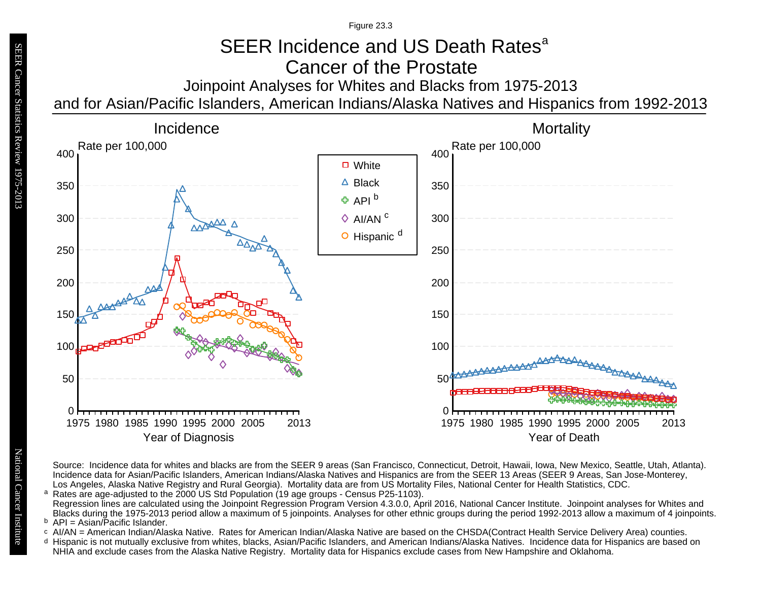Figure 23.3

# SEER Incidence and US Death Rates[a]

## Cancer of the Prostate

### Joinpoint Analyses for Whites and Blacks from 1975-2013 and for Asian/Pacific Islanders, American Indians/Alaska Natives and Hispanics from 1992-2013

Incidence

Rate per 100,000

400
350
300
250
200
150
100
50
0

1975 1980 1985 1990 1995 2000 2005 2013

Year of Diagnosis

White
Black
API [b]
AI/AN [c]
Hispanic [d]

Mortality

Rate per 100,000

400
350
300
250
200
150
100
50
0

1975 1980 1985 1990 1995 2000 2005 2013

Year of Death

Source: Incidence data for whites and blacks are from the SEER 9 areas (San Francisco, Connecticut, Detroit, Hawaii, Iowa, New Mexico, Seattle, Utah, Atlanta). Incidence data for Asian/Pacific Islanders, American Indians/Alaska Natives and Hispanics are from the SEER 13 Areas (SEER 9 Areas, San Jose-Monterey, Los Angeles, Alaska Native Registry and Rural Georgia). Mortality data are from US Mortality Files, National Center for Health Statistics, CDC.

[a] Rates are age-adjusted to the 2000 US Std Population (19 age groups - Census P25-1103).
Regression lines are calculated using the Joinpoint Regression Program Version 4.3.0.0, April 2016, National Cancer Institute. Joinpoint analyses for Whites and Blacks during the 1975-2013 period allow a maximum of 5 joinpoints. Analyses for other ethnic groups during the period 1992-2013 allow a maximum of 4 joinpoints.

[b] API = Asian/Pacific Islander.

[c] AI/AN = American Indian/Alaska Native. Rates for American Indian/Alaska Native are based on the CHSDA(Contract Health Service Delivery Area) counties.

[d] Hispanic is not mutually exclusive from whites, blacks, Asian/Pacific Islanders, and American Indians/Alaska Natives. Incidence data for Hispanics are based on NHIA and exclude cases from the Alaska Native Registry. Mortality data for Hispanics exclude cases from New Hampshire and Oklahoma.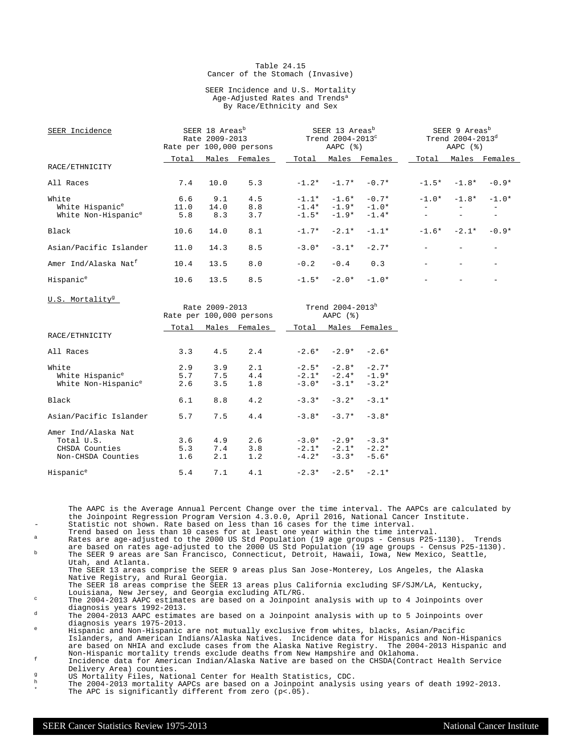Table 24.15
Cancer of the Stomach (Invasive)

SEER Incidence and U.S. Mortality
Age-Adjusted Rates and Trends[a]
By Race/Ethnicity and Sex

| SEER Incidence | SEER 18 Areas[b] Rate 2009-2013 Rate per 100,000 persons | | | SEER 13 Areas[b] Trend 2004-2013[c] AAPC (%) | | | SEER 9 Areas[b] Trend 2004-2013[d] AAPC (%) | | |
|---|---|---|---|---|---|---|---|---|---|
| RACE/ETHNICITY | Total | Males | Females | Total | Males | Females | Total | Males | Females |
| All Races | 7.4 | 10.0 | 5.3 | -1.2* | -1.7* | -0.7* | -1.5* | -1.8* | -0.9* |
| White | 6.6 | 9.1 | 4.5 | -1.1* | -1.6* | -0.7* | -1.0* | -1.8* | -1.0* |
| White Hispanic[e] | 11.0 | 14.0 | 8.8 | -1.4* | -1.9* | -1.0* | - | - | - |
| White Non-Hispanic[e] | 5.8 | 8.3 | 3.7 | -1.5* | -1.9* | -1.4* | - | - | - |
| Black | 10.6 | 14.0 | 8.1 | -1.7* | -2.1* | -1.1* | -1.6* | -2.1* | -0.9* |
| Asian/Pacific Islander | 11.0 | 14.3 | 8.5 | -3.0* | -3.1* | -2.7* | - | - | - |
| Amer Ind/Alaska Nat[f] | 10.4 | 13.5 | 8.0 | -0.2 | -0.4 | 0.3 | - | - | - |
| Hispanic[e] | 10.6 | 13.5 | 8.5 | -1.5* | -2.0* | -1.0* | - | - | - |

| U.S. Mortality[g] | Rate 2009-2013 Rate per 100,000 persons | | | Trend 2004-2013[h] AAPC (%) | | |
|---|---|---|---|---|---|---|
| RACE/ETHNICITY | Total | Males | Females | Total | Males | Females |
| All Races | 3.3 | 4.5 | 2.4 | -2.6* | -2.9* | -2.6* |
| White | 2.9 | 3.9 | 2.1 | -2.5* | -2.8* | -2.7* |
| White Hispanic[e] | 5.7 | 7.5 | 4.4 | -2.1* | -2.4* | -1.9* |
| White Non-Hispanic[e] | 2.6 | 3.5 | 1.8 | -3.0* | -3.1* | -3.2* |
| Black | 6.1 | 8.8 | 4.2 | -3.3* | -3.2* | -3.1* |
| Asian/Pacific Islander | 5.7 | 7.5 | 4.4 | -3.8* | -3.7* | -3.8* |
| Amer Ind/Alaska Nat | | | | | | |
| Total U.S. | 3.6 | 4.9 | 2.6 | -3.0* | -2.9* | -3.3* |
| CHSDA Counties | 5.3 | 7.4 | 3.8 | -2.1* | -2.1* | -2.2* |
| Non-CHSDA Counties | 1.6 | 2.1 | 1.2 | -4.2* | -3.3* | -5.6* |
| Hispanic[e] | 5.4 | 7.1 | 4.1 | -2.3* | -2.5* | -2.1* |

The AAPC is the Average Annual Percent Change over the time interval. The AAPCs are calculated by the Joinpoint Regression Program Version 4.3.0.0, April 2016, National Cancer Institute.

- Statistic not shown. Rate based on less than 16 cases for the time interval. Trend based on less than 10 cases for at least one year within the time interval.

[a] Rates are age-adjusted to the 2000 US Std Population (19 age groups - Census P25-1130). Trends are based on rates age-adjusted to the 2000 US Std Population (19 age groups - Census P25-1130).

[b] The SEER 9 areas are San Francisco, Connecticut, Detroit, Hawaii, Iowa, New Mexico, Seattle, Utah, and Atlanta. The SEER 13 areas comprise the SEER 9 areas plus San Jose-Monterey, Los Angeles, the Alaska Native Registry, and Rural Georgia. The SEER 18 areas comprise the SEER 13 areas plus California excluding SF/SJM/LA, Kentucky, Louisiana, New Jersey, and Georgia excluding ATL/RG.

[c] The 2004-2013 AAPC estimates are based on a Joinpoint analysis with up to 4 Joinpoints over diagnosis years 1992-2013.

[d] The 2004-2013 AAPC estimates are based on a Joinpoint analysis with up to 5 Joinpoints over diagnosis years 1975-2013.

[e] Hispanic and Non-Hispanic are not mutually exclusive from whites, blacks, Asian/Pacific Islanders, and American Indians/Alaska Natives. Incidence data for Hispanics and Non-Hispanics are based on NHIA and exclude cases from the Alaska Native Registry. The 2004-2013 Hispanic and Non-Hispanic mortality trends exclude deaths from New Hampshire and Oklahoma.

[f] Incidence data for American Indian/Alaska Native are based on the CHSDA(Contract Health Service Delivery Area) counties.

[g] US Mortality Files, National Center for Health Statistics, CDC.

[h] The 2004-2013 mortality AAPCs are based on a Joinpoint analysis using years of death 1992-2013.

* The APC is significantly different from zero (p<.05).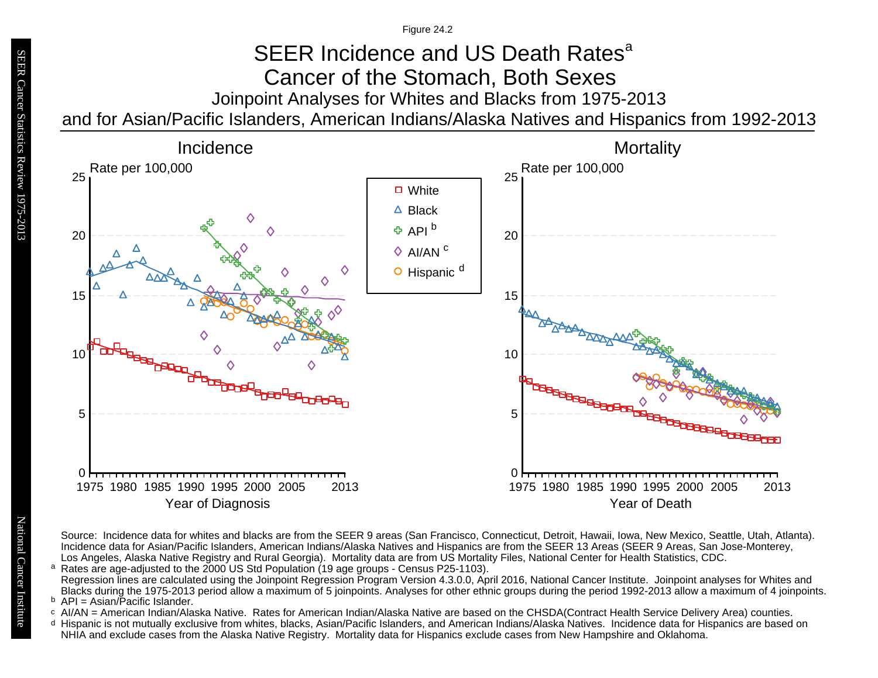Figure 24.2

# SEER Incidence and US Death Rates[a]

## Cancer of the Stomach, Both Sexes

### Joinpoint Analyses for Whites and Blacks from 1975-2013 and for Asian/Pacific Islanders, American Indians/Alaska Natives and Hispanics from 1992-2013

Incidence

Rate per 100,000

25
20
15
10
5
0

1975 1980 1985 1990 1995 2000 2005 2013

Year of Diagnosis

White
Black
API [b]
AI/AN [c]
Hispanic [d]

Mortality

Rate per 100,000

25
20
15
10
5
0

1975 1980 1985 1990 1995 2000 2005 2013

Year of Death

Source: Incidence data for whites and blacks are from the SEER 9 areas (San Francisco, Connecticut, Detroit, Hawaii, Iowa, New Mexico, Seattle, Utah, Atlanta). Incidence data for Asian/Pacific Islanders, American Indians/Alaska Natives and Hispanics are from the SEER 13 Areas (SEER 9 Areas, San Jose-Monterey, Los Angeles, Alaska Native Registry and Rural Georgia). Mortality data are from US Mortality Files, National Center for Health Statistics, CDC.

[a] Rates are age-adjusted to the 2000 US Std Population (19 age groups - Census P25-1103).
Regression lines are calculated using the Joinpoint Regression Program Version 4.3.0.0, April 2016, National Cancer Institute. Joinpoint analyses for Whites and Blacks during the 1975-2013 period allow a maximum of 5 joinpoints. Analyses for other ethnic groups during the period 1992-2013 allow a maximum of 4 joinpoints.

[b] API = Asian/Pacific Islander.

[c] AI/AN = American Indian/Alaska Native. Rates for American Indian/Alaska Native are based on the CHSDA(Contract Health Service Delivery Area) counties.

[d] Hispanic is not mutually exclusive from whites, blacks, Asian/Pacific Islanders, and American Indians/Alaska Natives. Incidence data for Hispanics are based on NHIA and exclude cases from the Alaska Native Registry. Mortality data for Hispanics exclude cases from New Hampshire and Oklahoma.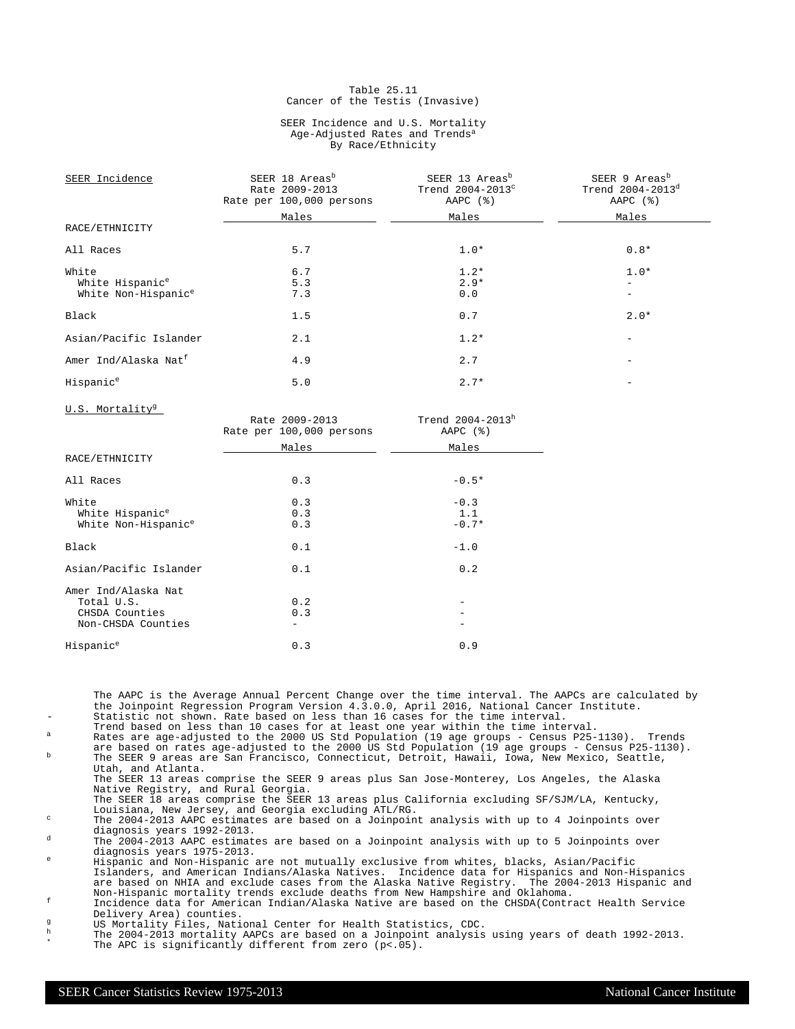Table 25.11
Cancer of the Testis (Invasive)

SEER Incidence and U.S. Mortality
Age-Adjusted Rates and Trends[a]
By Race/Ethnicity

| SEER Incidence | SEER 18 Areas[b] Rate 2009-2013 Rate per 100,000 persons | SEER 13 Areas[b] Trend 2004-2013[c] AAPC (%) | SEER 9 Areas[b] Trend 2004-2013[d] AAPC (%) |
|---|---|---|---|
| RACE/ETHNICITY | Males | Males | Males |
| All Races | 5.7 | 1.0* | 0.8* |
| White | 6.7 | 1.2* | 1.0* |
| White Hispanic[e] | 5.3 | 2.9* | - |
| White Non-Hispanic[e] | 7.3 | 0.0 | - |
| Black | 1.5 | 0.7 | 2.0* |
| Asian/Pacific Islander | 2.1 | 1.2* | - |
| Amer Ind/Alaska Nat[f] | 4.9 | 2.7 | - |
| Hispanic[e] | 5.0 | 2.7* | - |

| U.S. Mortality[g] | Rate 2009-2013 Rate per 100,000 persons | Trend 2004-2013[h] AAPC (%) |
|---|---|---|
| RACE/ETHNICITY | Males | Males |
| All Races | 0.3 | -0.5* |
| White | 0.3 | -0.3 |
| White Hispanic[e] | 0.3 | 1.1 |
| White Non-Hispanic[e] | 0.3 | -0.7* |
| Black | 0.1 | -1.0 |
| Asian/Pacific Islander | 0.1 | 0.2 |
| Amer Ind/Alaska Nat | | |
| Total U.S. | 0.2 | - |
| CHSDA Counties | 0.3 | - |
| Non-CHSDA Counties | - | - |
| Hispanic[e] | 0.3 | 0.9 |

The AAPC is the Average Annual Percent Change over the time interval. The AAPCs are calculated by the Joinpoint Regression Program Version 4.3.0.0, April 2016, National Cancer Institute.

- \- Statistic not shown. Rate based on less than 16 cases for the time interval. Trend based on less than 10 cases for at least one year within the time interval.
- [a] Rates are age-adjusted to the 2000 US Std Population (19 age groups - Census P25-1130). Trends are based on rates age-adjusted to the 2000 US Std Population (19 age groups - Census P25-1130).
- [b] The SEER 9 areas are San Francisco, Connecticut, Detroit, Hawaii, Iowa, New Mexico, Seattle, Utah, and Atlanta. The SEER 13 areas comprise the SEER 9 areas plus San Jose-Monterey, Los Angeles, the Alaska Native Registry, and Rural Georgia. The SEER 18 areas comprise the SEER 13 areas plus California excluding SF/SJM/LA, Kentucky, Louisiana, New Jersey, and Georgia excluding ATL/RG.
- [c] The 2004-2013 AAPC estimates are based on a Joinpoint analysis with up to 4 Joinpoints over diagnosis years 1992-2013.
- [d] The 2004-2013 AAPC estimates are based on a Joinpoint analysis with up to 5 Joinpoints over diagnosis years 1975-2013.
- [e] Hispanic and Non-Hispanic are not mutually exclusive from whites, blacks, Asian/Pacific Islanders, and American Indians/Alaska Natives. Incidence data for Hispanics and Non-Hispanics are based on NHIA and exclude cases from the Alaska Native Registry. The 2004-2013 Hispanic and Non-Hispanic mortality trends exclude deaths from New Hampshire and Oklahoma.
- [f] Incidence data for American Indian/Alaska Native are based on the CHSDA(Contract Health Service Delivery Area) counties.
- [g] US Mortality Files, National Center for Health Statistics, CDC.
- [h] The 2004-2013 mortality AAPCs are based on a Joinpoint analysis using years of death 1992-2013.
- \* The APC is significantly different from zero (p<.05).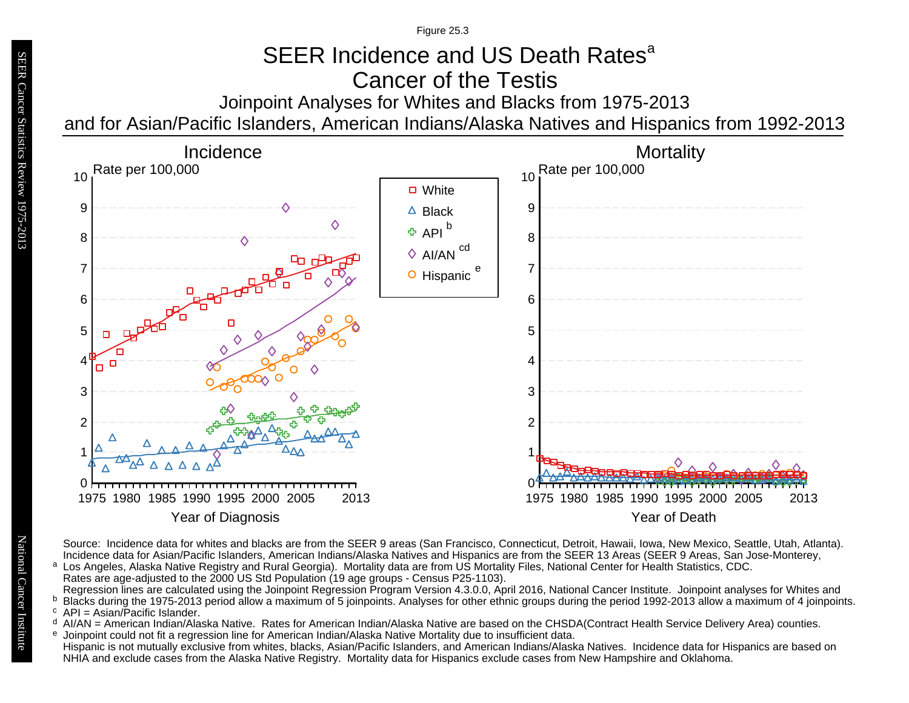Figure 25.3

# SEER Incidence and US Death Rates[a]

## Cancer of the Testis

### Joinpoint Analyses for Whites and Blacks from 1975-2013 and for Asian/Pacific Islanders, American Indians/Alaska Natives and Hispanics from 1992-2013

Incidence

Rate per 100,000

10
9
8
7
6
5
4
3
2
1
0

1975 1980 1985 1990 1995 2000 2005 2013

Year of Diagnosis

White

Black

API [b]

AI/AN [cd]

Hispanic [e]

Mortality

Rate per 100,000

10
9
8
7
6
5
4
3
2
1
0

1975 1980 1985 1990 1995 2000 2005 2013

Year of Death

Source: Incidence data for whites and blacks are from the SEER 9 areas (San Francisco, Connecticut, Detroit, Hawaii, Iowa, New Mexico, Seattle, Utah, Atlanta). Incidence data for Asian/Pacific Islanders, American Indians/Alaska Natives and Hispanics are from the SEER 13 Areas (SEER 9 Areas, San Jose-Monterey, Los Angeles, Alaska Native Registry and Rural Georgia). Mortality data are from US Mortality Files, National Center for Health Statistics, CDC.

[a] Rates are age-adjusted to the 2000 US Std Population (19 age groups - Census P25-1103).
Regression lines are calculated using the Joinpoint Regression Program Version 4.3.0.0, April 2016, National Cancer Institute. Joinpoint analyses for Whites and Blacks during the 1975-2013 period allow a maximum of 5 joinpoints. Analyses for other ethnic groups during the period 1992-2013 allow a maximum of 4 joinpoints.

[b] API = Asian/Pacific Islander.

[c] AI/AN = American Indian/Alaska Native. Rates for American Indian/Alaska Native are based on the CHSDA(Contract Health Service Delivery Area) counties.

[d] Joinpoint could not fit a regression line for American Indian/Alaska Native Mortality due to insufficient data.

[e] Hispanic is not mutually exclusive from whites, blacks, Asian/Pacific Islanders, and American Indians/Alaska Natives. Incidence data for Hispanics are based on NHIA and exclude cases from the Alaska Native Registry. Mortality data for Hispanics exclude cases from New Hampshire and Oklahoma.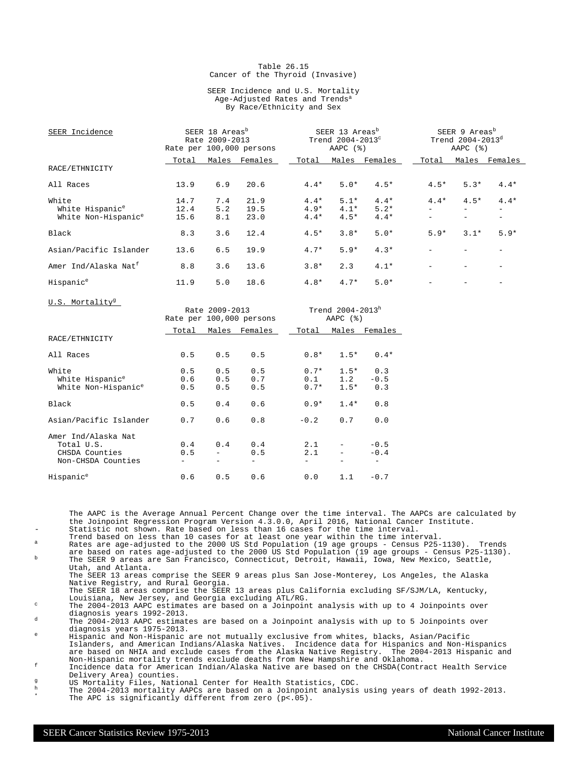Table 26.15
Cancer of the Thyroid (Invasive)

SEER Incidence and U.S. Mortality
Age-Adjusted Rates and Trends[a]
By Race/Ethnicity and Sex

| SEER Incidence | SEER 18 Areas[b] Rate 2009-2013 Rate per 100,000 persons | | | SEER 13 Areas[b] Trend 2004-2013[c] AAPC (%) | | | SEER 9 Areas[b] Trend 2004-2013[d] AAPC (%) | | |
|---|---|---|---|---|---|---|---|---|---|
| RACE/ETHNICITY | Total | Males | Females | Total | Males | Females | Total | Males | Females |
| All Races | 13.9 | 6.9 | 20.6 | 4.4* | 5.0* | 4.5* | 4.5* | 5.3* | 4.4* |
| White | 14.7 | 7.4 | 21.9 | 4.4* | 5.1* | 4.4* | 4.4* | 4.5* | 4.4* |
| White Hispanic[e] | 12.4 | 5.2 | 19.5 | 4.9* | 4.1* | 5.2* | - | - | - |
| White Non-Hispanic[e] | 15.6 | 8.1 | 23.0 | 4.4* | 4.5* | 4.4* | - | - | - |
| Black | 8.3 | 3.6 | 12.4 | 4.5* | 3.8* | 5.0* | 5.9* | 3.1* | 5.9* |
| Asian/Pacific Islander | 13.6 | 6.5 | 19.9 | 4.7* | 5.9* | 4.3* | - | - | - |
| Amer Ind/Alaska Nat[f] | 8.8 | 3.6 | 13.6 | 3.8* | 2.3 | 4.1* | - | - | - |
| Hispanic[e] | 11.9 | 5.0 | 18.6 | 4.8* | 4.7* | 5.0* | - | - | - |

| U.S. Mortality[g] | Rate 2009-2013 Rate per 100,000 persons | | | Trend 2004-2013[h] AAPC (%) | | |
|---|---|---|---|---|---|---|
| RACE/ETHNICITY | Total | Males | Females | Total | Males | Females |
| All Races | 0.5 | 0.5 | 0.5 | 0.8* | 1.5* | 0.4* |
| White | 0.5 | 0.5 | 0.5 | 0.7* | 1.5* | 0.3 |
| White Hispanic[e] | 0.6 | 0.5 | 0.7 | 0.1 | 1.2 | -0.5 |
| White Non-Hispanic[e] | 0.5 | 0.5 | 0.5 | 0.7* | 1.5* | 0.3 |
| Black | 0.5 | 0.4 | 0.6 | 0.9* | 1.4* | 0.8 |
| Asian/Pacific Islander | 0.7 | 0.6 | 0.8 | -0.2 | 0.7 | 0.0 |
| Amer Ind/Alaska Nat | | | | | | |
| Total U.S. | 0.4 | 0.4 | 0.4 | 2.1 | - | -0.5 |
| CHSDA Counties | 0.5 | - | 0.5 | 2.1 | - | -0.4 |
| Non-CHSDA Counties | - | - | - | - | - | - |
| Hispanic[e] | 0.6 | 0.5 | 0.6 | 0.0 | 1.1 | -0.7 |

The AAPC is the Average Annual Percent Change over the time interval. The AAPCs are calculated by the Joinpoint Regression Program Version 4.3.0.0, April 2016, National Cancer Institute.

- \- Statistic not shown. Rate based on less than 16 cases for the time interval. Trend based on less than 10 cases for at least one year within the time interval.
- [a] Rates are age-adjusted to the 2000 US Std Population (19 age groups - Census P25-1130). Trends are based on rates age-adjusted to the 2000 US Std Population (19 age groups - Census P25-1130).
- [b] The SEER 9 areas are San Francisco, Connecticut, Detroit, Hawaii, Iowa, New Mexico, Seattle, Utah, and Atlanta. The SEER 13 areas comprise the SEER 9 areas plus San Jose-Monterey, Los Angeles, the Alaska Native Registry, and Rural Georgia. The SEER 18 areas comprise the SEER 13 areas plus California excluding SF/SJM/LA, Kentucky, Louisiana, New Jersey, and Georgia excluding ATL/RG.
- [c] The 2004-2013 AAPC estimates are based on a Joinpoint analysis with up to 4 Joinpoints over diagnosis years 1992-2013.
- [d] The 2004-2013 AAPC estimates are based on a Joinpoint analysis with up to 5 Joinpoints over diagnosis years 1975-2013.
- [e] Hispanic and Non-Hispanic are not mutually exclusive from whites, blacks, Asian/Pacific Islanders, and American Indians/Alaska Natives. Incidence data for Hispanics and Non-Hispanics are based on NHIA and exclude cases from the Alaska Native Registry. The 2004-2013 Hispanic and Non-Hispanic mortality trends exclude deaths from New Hampshire and Oklahoma.
- [f] Incidence data for American Indian/Alaska Native are based on the CHSDA(Contract Health Service Delivery Area) counties.
- [g] US Mortality Files, National Center for Health Statistics, CDC.
- [h] The 2004-2013 mortality AAPCs are based on a Joinpoint analysis using years of death 1992-2013.
- \* The APC is significantly different from zero (p<.05).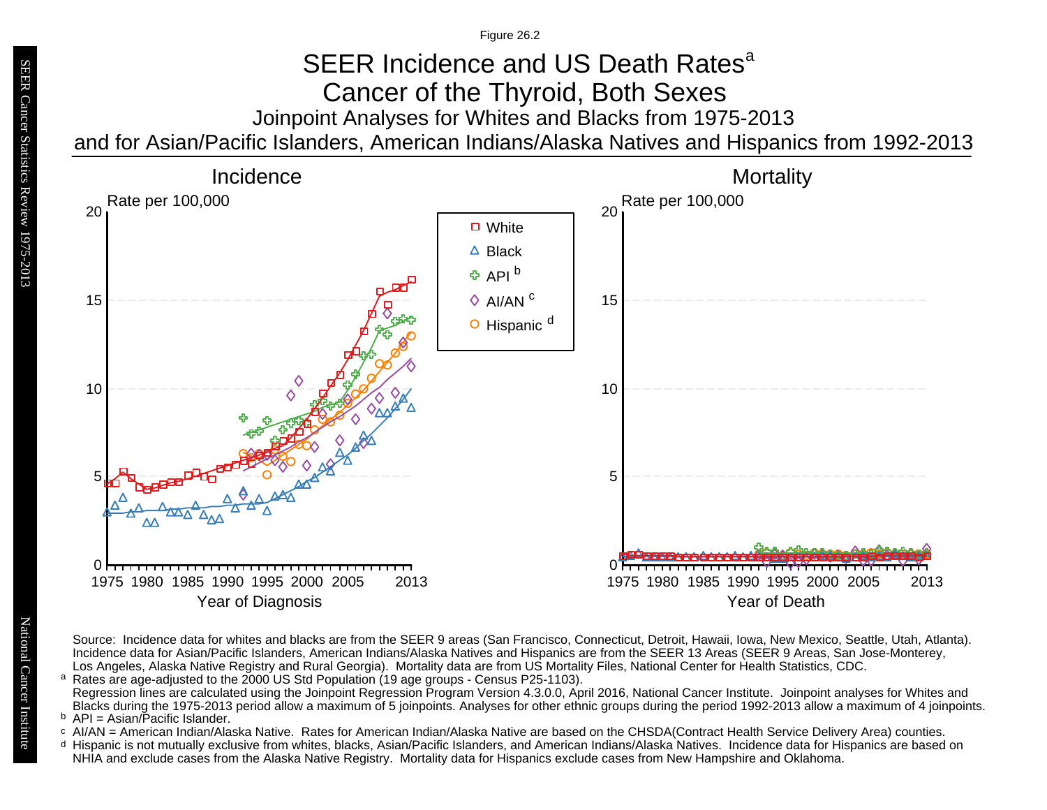Figure 26.2

# SEER Incidence and US Death Rates[a]

## Cancer of the Thyroid, Both Sexes

### Joinpoint Analyses for Whites and Blacks from 1975-2013 and for Asian/Pacific Islanders, American Indians/Alaska Natives and Hispanics from 1992-2013

Incidence

Rate per 100,000

20
15
10
5
0

1975 1980 1985 1990 1995 2000 2005 2013

Year of Diagnosis

White
Black
API [b]
AI/AN [c]
Hispanic [d]

Mortality

Rate per 100,000

20
15
10
5
0

1975 1980 1985 1990 1995 2000 2005 2013

Year of Death

Source: Incidence data for whites and blacks are from the SEER 9 areas (San Francisco, Connecticut, Detroit, Hawaii, Iowa, New Mexico, Seattle, Utah, Atlanta). Incidence data for Asian/Pacific Islanders, American Indians/Alaska Natives and Hispanics are from the SEER 13 Areas (SEER 9 Areas, San Jose-Monterey, Los Angeles, Alaska Native Registry and Rural Georgia). Mortality data are from US Mortality Files, National Center for Health Statistics, CDC.

[a] Rates are age-adjusted to the 2000 US Std Population (19 age groups - Census P25-1103). Regression lines are calculated using the Joinpoint Regression Program Version 4.3.0.0, April 2016, National Cancer Institute. Joinpoint analyses for Whites and Blacks during the 1975-2013 period allow a maximum of 5 joinpoints. Analyses for other ethnic groups during the period 1992-2013 allow a maximum of 4 joinpoints.

[b] API = Asian/Pacific Islander.

[c] AI/AN = American Indian/Alaska Native. Rates for American Indian/Alaska Native are based on the CHSDA(Contract Health Service Delivery Area) counties.

[d] Hispanic is not mutually exclusive from whites, blacks, Asian/Pacific Islanders, and American Indians/Alaska Natives. Incidence data for Hispanics are based on NHIA and exclude cases from the Alaska Native Registry. Mortality data for Hispanics exclude cases from New Hampshire and Oklahoma.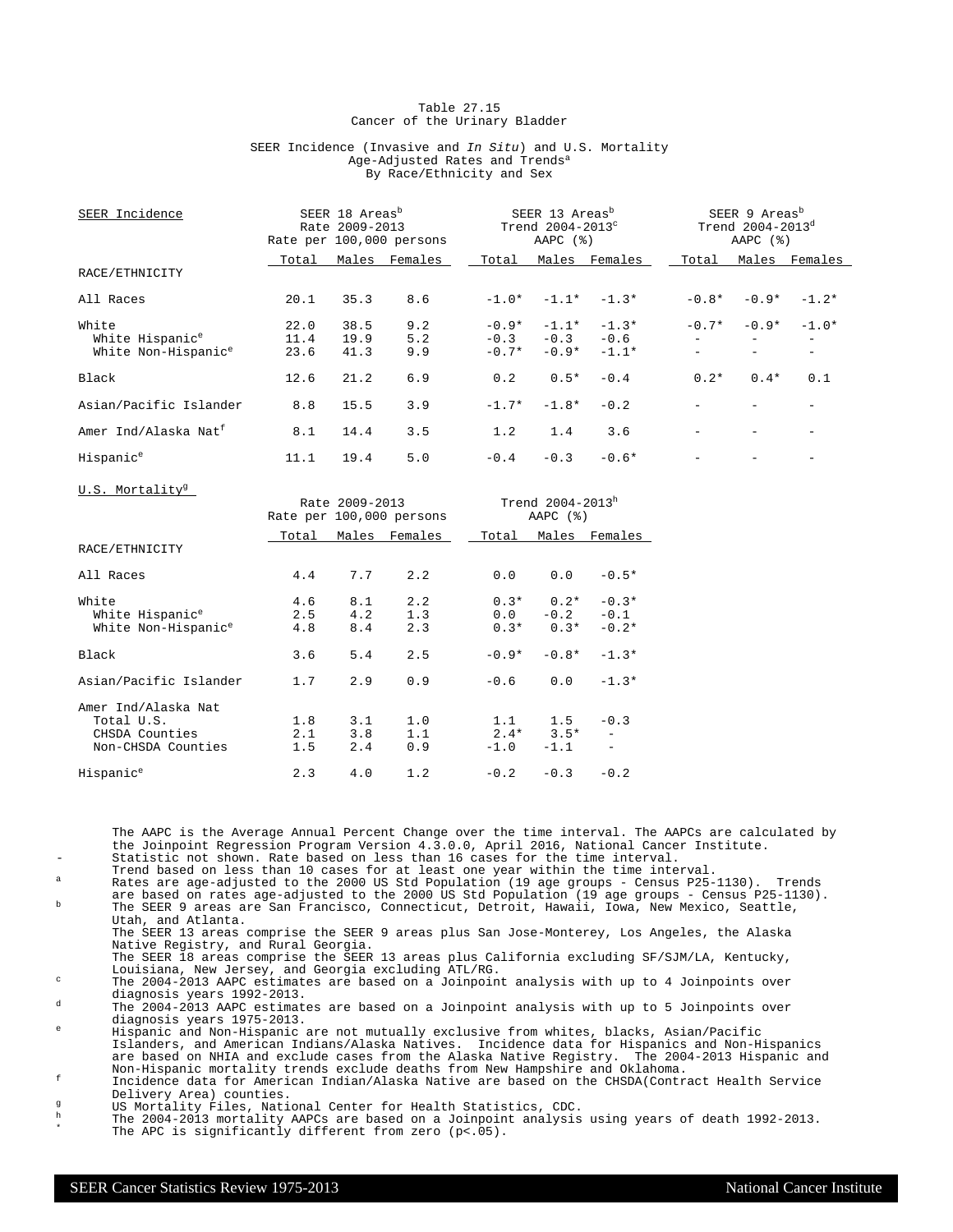Table 27.15
Cancer of the Urinary Bladder

SEER Incidence (Invasive and *In Situ*) and U.S. Mortality
Age-Adjusted Rates and Trends[a]
By Race/Ethnicity and Sex

| SEER Incidence | SEER 18 Areas[b] Rate 2009-2013 Rate per 100,000 persons | | | SEER 13 Areas[b] Trend 2004-2013[c] AAPC (%) | | | SEER 9 Areas[b] Trend 2004-2013[d] AAPC (%) | | |
|---|---|---|---|---|---|---|---|---|---|
| RACE/ETHNICITY | Total | Males | Females | Total | Males | Females | Total | Males | Females |
| All Races | 20.1 | 35.3 | 8.6 | -1.0* | -1.1* | -1.3* | -0.8* | -0.9* | -1.2* |
| White | 22.0 | 38.5 | 9.2 | -0.9* | -1.1* | -1.3* | -0.7* | -0.9* | -1.0* |
| White Hispanic[e] | 11.4 | 19.9 | 5.2 | -0.3 | -0.3 | -0.6 | - | - | - |
| White Non-Hispanic[e] | 23.6 | 41.3 | 9.9 | -0.7* | -0.9* | -1.1* | - | - | - |
| Black | 12.6 | 21.2 | 6.9 | 0.2 | 0.5* | -0.4 | 0.2* | 0.4* | 0.1 |
| Asian/Pacific Islander | 8.8 | 15.5 | 3.9 | -1.7* | -1.8* | -0.2 | - | - | - |
| Amer Ind/Alaska Nat[f] | 8.1 | 14.4 | 3.5 | 1.2 | 1.4 | 3.6 | - | - | - |
| Hispanic[e] | 11.1 | 19.4 | 5.0 | -0.4 | -0.3 | -0.6* | - | - | - |

| U.S. Mortality[g] | Rate 2009-2013 Rate per 100,000 persons | | | Trend 2004-2013[h] AAPC (%) | | |
|---|---|---|---|---|---|---|
| RACE/ETHNICITY | Total | Males | Females | Total | Males | Females |
| All Races | 4.4 | 7.7 | 2.2 | 0.0 | 0.0 | -0.5* |
| White | 4.6 | 8.1 | 2.2 | 0.3* | 0.2* | -0.3* |
| White Hispanic[e] | 2.5 | 4.2 | 1.3 | 0.0 | -0.2 | -0.1 |
| White Non-Hispanic[e] | 4.8 | 8.4 | 2.3 | 0.3* | 0.3* | -0.2* |
| Black | 3.6 | 5.4 | 2.5 | -0.9* | -0.8* | -1.3* |
| Asian/Pacific Islander | 1.7 | 2.9 | 0.9 | -0.6 | 0.0 | -1.3* |
| Amer Ind/Alaska Nat | | | | | | |
| Total U.S. | 1.8 | 3.1 | 1.0 | 1.1 | 1.5 | -0.3 |
| CHSDA Counties | 2.1 | 3.8 | 1.1 | 2.4* | 3.5* | - |
| Non-CHSDA Counties | 1.5 | 2.4 | 0.9 | -1.0 | -1.1 | - |
| Hispanic[e] | 2.3 | 4.0 | 1.2 | -0.2 | -0.3 | -0.2 |

The AAPC is the Average Annual Percent Change over the time interval. The AAPCs are calculated by the Joinpoint Regression Program Version 4.3.0.0, April 2016, National Cancer Institute.

- \- Statistic not shown. Rate based on less than 16 cases for the time interval. Trend based on less than 10 cases for at least one year within the time interval.
- [a] Rates are age-adjusted to the 2000 US Std Population (19 age groups - Census P25-1130). Trends are based on rates age-adjusted to the 2000 US Std Population (19 age groups - Census P25-1130).
- [b] The SEER 9 areas are San Francisco, Connecticut, Detroit, Hawaii, Iowa, New Mexico, Seattle, Utah, and Atlanta. The SEER 13 areas comprise the SEER 9 areas plus San Jose-Monterey, Los Angeles, the Alaska Native Registry, and Rural Georgia. The SEER 18 areas comprise the SEER 13 areas plus California excluding SF/SJM/LA, Kentucky, Louisiana, New Jersey, and Georgia excluding ATL/RG.
- [c] The 2004-2013 AAPC estimates are based on a Joinpoint analysis with up to 4 Joinpoints over diagnosis years 1992-2013.
- [d] The 2004-2013 AAPC estimates are based on a Joinpoint analysis with up to 5 Joinpoints over diagnosis years 1975-2013.
- [e] Hispanic and Non-Hispanic are not mutually exclusive from whites, blacks, Asian/Pacific Islanders, and American Indians/Alaska Natives. Incidence data for Hispanics and Non-Hispanics are based on NHIA and exclude cases from the Alaska Native Registry. The 2004-2013 Hispanic and Non-Hispanic mortality trends exclude deaths from New Hampshire and Oklahoma.
- [f] Incidence data for American Indian/Alaska Native are based on the CHSDA(Contract Health Service Delivery Area) counties.
- [g] US Mortality Files, National Center for Health Statistics, CDC.
- [h] The 2004-2013 mortality AAPCs are based on a Joinpoint analysis using years of death 1992-2013.
- \* The APC is significantly different from zero ($p<.05$).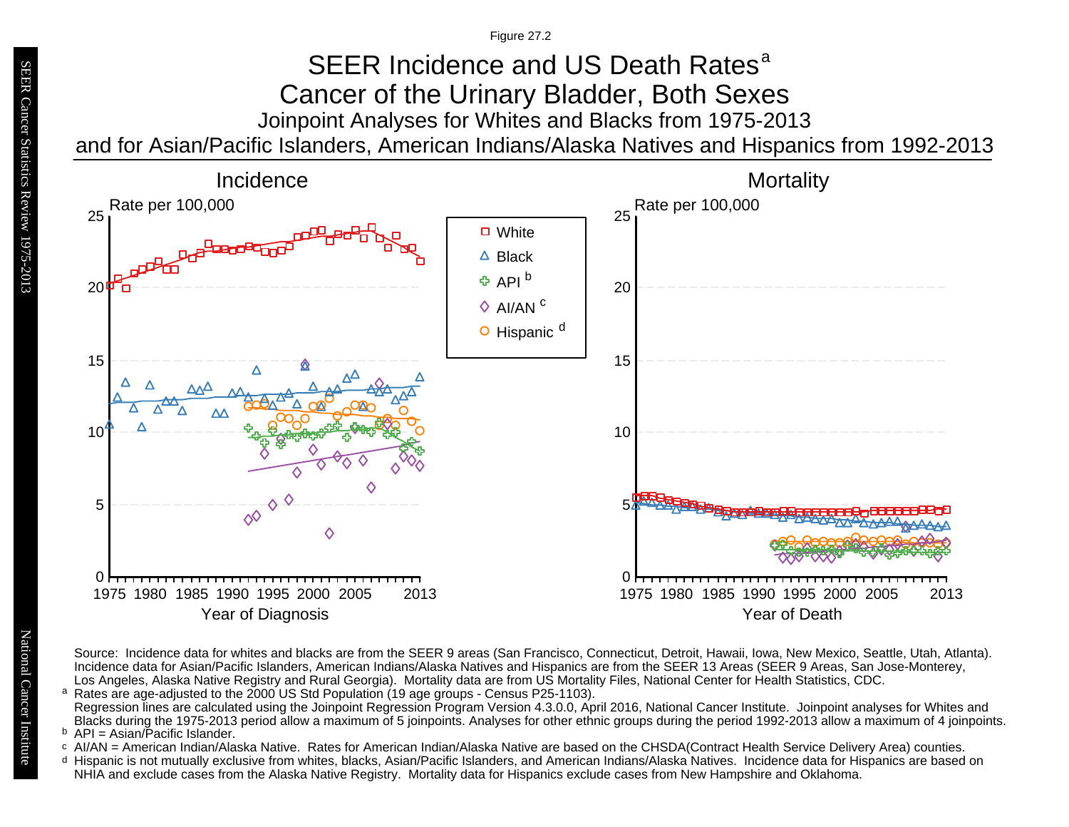Figure 27.2

# SEER Incidence and US Death Rates[a]

## Cancer of the Urinary Bladder, Both Sexes

### Joinpoint Analyses for Whites and Blacks from 1975-2013 and for Asian/Pacific Islanders, American Indians/Alaska Natives and Hispanics from 1992-2013

Incidence

Rate per 100,000

25
20
15
10
5
0

1975 1980 1985 1990 1995 2000 2005 2013

Year of Diagnosis

White
Black
API [b]
AI/AN [c]
Hispanic [d]

Mortality

Rate per 100,000

25
20
15
10
5
0

1975 1980 1985 1990 1995 2000 2005 2013

Year of Death

Source: Incidence data for whites and blacks are from the SEER 9 areas (San Francisco, Connecticut, Detroit, Hawaii, Iowa, New Mexico, Seattle, Utah, Atlanta). Incidence data for Asian/Pacific Islanders, American Indians/Alaska Natives and Hispanics are from the SEER 13 Areas (SEER 9 Areas, San Jose-Monterey, Los Angeles, Alaska Native Registry and Rural Georgia). Mortality data are from US Mortality Files, National Center for Health Statistics, CDC.

[a] Rates are age-adjusted to the 2000 US Std Population (19 age groups - Census P25-1103). Regression lines are calculated using the Joinpoint Regression Program Version 4.3.0.0, April 2016, National Cancer Institute. Joinpoint analyses for Whites and Blacks during the 1975-2013 period allow a maximum of 5 joinpoints. Analyses for other ethnic groups during the period 1992-2013 allow a maximum of 4 joinpoints.

[b] API = Asian/Pacific Islander.

[c] AI/AN = American Indian/Alaska Native. Rates for American Indian/Alaska Native are based on the CHSDA(Contract Health Service Delivery Area) counties.

[d] Hispanic is not mutually exclusive from whites, blacks, Asian/Pacific Islanders, and American Indians/Alaska Natives. Incidence data for Hispanics are based on NHIA and exclude cases from the Alaska Native Registry. Mortality data for Hispanics exclude cases from New Hampshire and Oklahoma.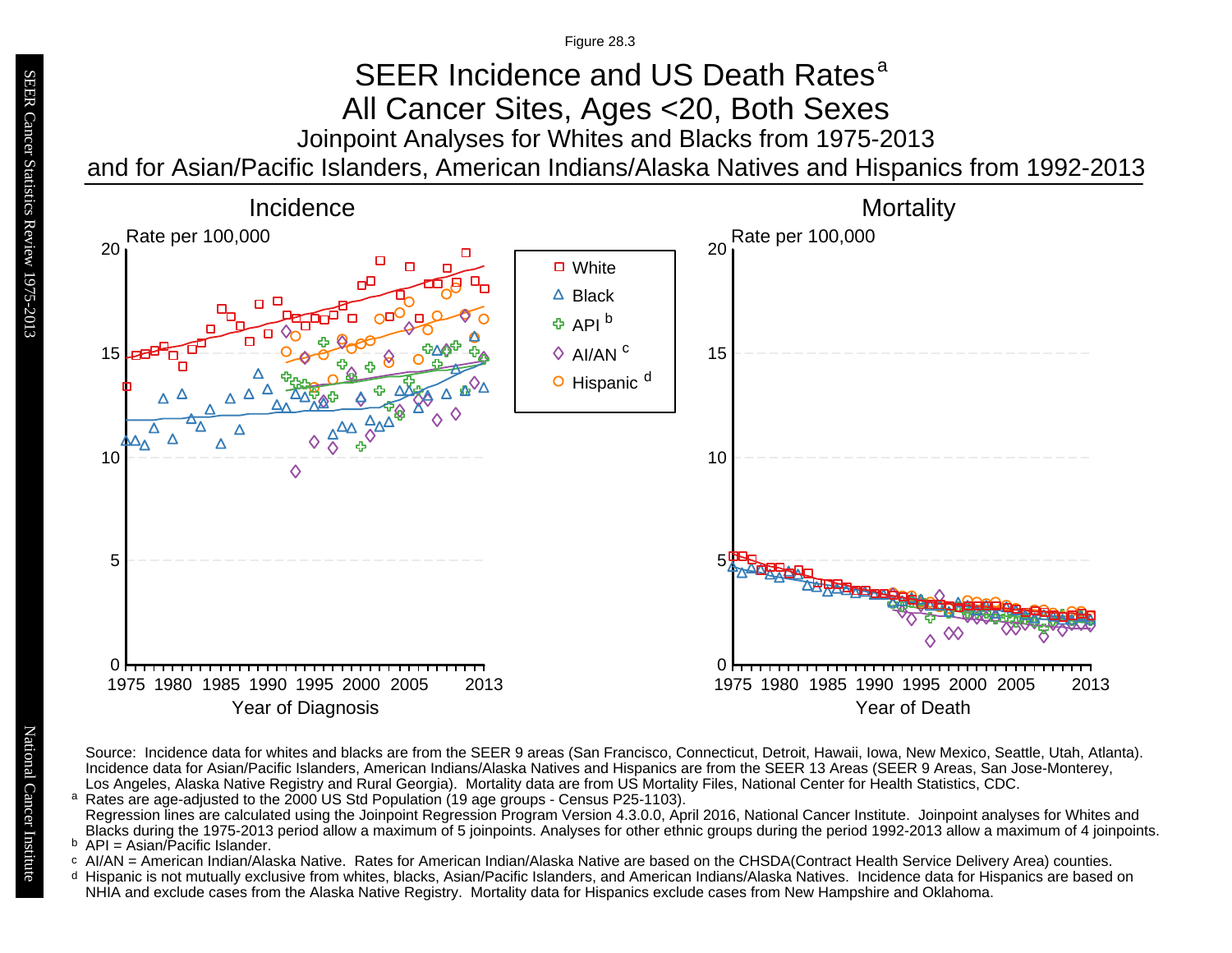Figure 28.3

# SEER Incidence and US Death Rates[a]

## All Cancer Sites, Ages <20, Both Sexes

### Joinpoint Analyses for Whites and Blacks from 1975-2013 and for Asian/Pacific Islanders, American Indians/Alaska Natives and Hispanics from 1992-2013

Incidence

Rate per 100,000

20
15
10
5
0

1975 1980 1985 1990 1995 2000 2005 2013

Year of Diagnosis

White
Black
API [b]
AI/AN [c]
Hispanic [d]

Mortality

Rate per 100,000

20
15
10
5
0

1975 1980 1985 1990 1995 2000 2005 2013

Year of Death

Source: Incidence data for whites and blacks are from the SEER 9 areas (San Francisco, Connecticut, Detroit, Hawaii, Iowa, New Mexico, Seattle, Utah, Atlanta). Incidence data for Asian/Pacific Islanders, American Indians/Alaska Natives and Hispanics are from the SEER 13 Areas (SEER 9 Areas, San Jose-Monterey, Los Angeles, Alaska Native Registry and Rural Georgia). Mortality data are from US Mortality Files, National Center for Health Statistics, CDC.

[a] Rates are age-adjusted to the 2000 US Std Population (19 age groups - Census P25-1103).
Regression lines are calculated using the Joinpoint Regression Program Version 4.3.0.0, April 2016, National Cancer Institute. Joinpoint analyses for Whites and Blacks during the 1975-2013 period allow a maximum of 5 joinpoints. Analyses for other ethnic groups during the period 1992-2013 allow a maximum of 4 joinpoints.

[b] API = Asian/Pacific Islander.

[c] AI/AN = American Indian/Alaska Native. Rates for American Indian/Alaska Native are based on the CHSDA(Contract Health Service Delivery Area) counties.

[d] Hispanic is not mutually exclusive from whites, blacks, Asian/Pacific Islanders, and American Indians/Alaska Natives. Incidence data for Hispanics are based on NHIA and exclude cases from the Alaska Native Registry. Mortality data for Hispanics exclude cases from New Hampshire and Oklahoma.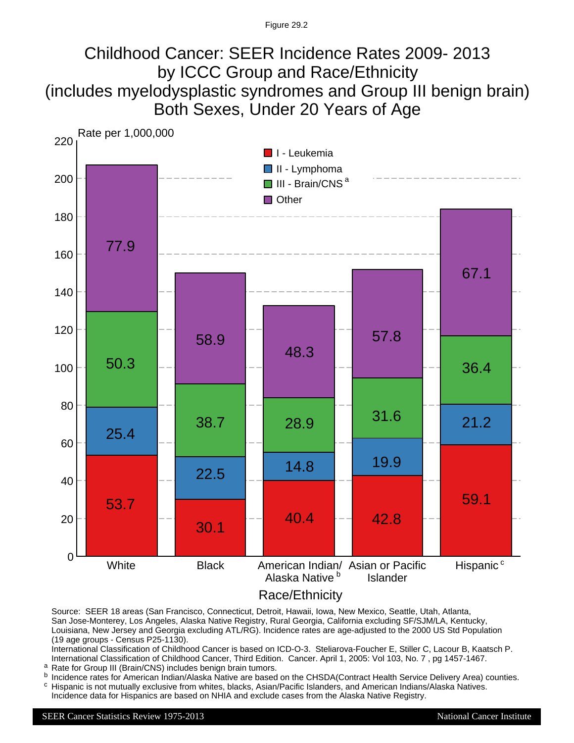Figure 29.2

# Childhood Cancer: SEER Incidence Rates 2009- 2013 by ICCC Group and Race/Ethnicity (includes myelodysplastic syndromes and Group III benign brain) Both Sexes, Under 20 Years of Age

Rate per 1,000,000

220
200
180
160
140
120
100
80
60
40
20
0

I - Leukemia
II - Lymphoma
III - Brain/CNS [a]
Other

White: 53.7, 25.4, 50.3, 77.9
Black: 30.1, 22.5, 38.7, 58.9
American Indian/ Alaska Native [b]: 40.4, 14.8, 28.9, 48.3
Asian or Pacific Islander: 42.8, 19.9, 31.6, 57.8
Hispanic [c]: 59.1, 21.2, 36.4, 67.1

Race/Ethnicity

Source: SEER 18 areas (San Francisco, Connecticut, Detroit, Hawaii, Iowa, New Mexico, Seattle, Utah, Atlanta, San Jose-Monterey, Los Angeles, Alaska Native Registry, Rural Georgia, California excluding SF/SJM/LA, Kentucky, Louisiana, New Jersey and Georgia excluding ATL/RG). Incidence rates are age-adjusted to the 2000 US Std Population (19 age groups - Census P25-1130).
International Classification of Childhood Cancer is based on ICD-O-3. Steliarova-Foucher E, Stiller C, Lacour B, Kaatsch P. International Classification of Childhood Cancer, Third Edition. Cancer. April 1, 2005: Vol 103, No. 7 , pg 1457-1467.

[a] Rate for Group III (Brain/CNS) includes benign brain tumors.
[b] Incidence rates for American Indian/Alaska Native are based on the CHSDA(Contract Health Service Delivery Area) counties.
[c] Hispanic is not mutually exclusive from whites, blacks, Asian/Pacific Islanders, and American Indians/Alaska Natives. Incidence data for Hispanics are based on NHIA and exclude cases from the Alaska Native Registry.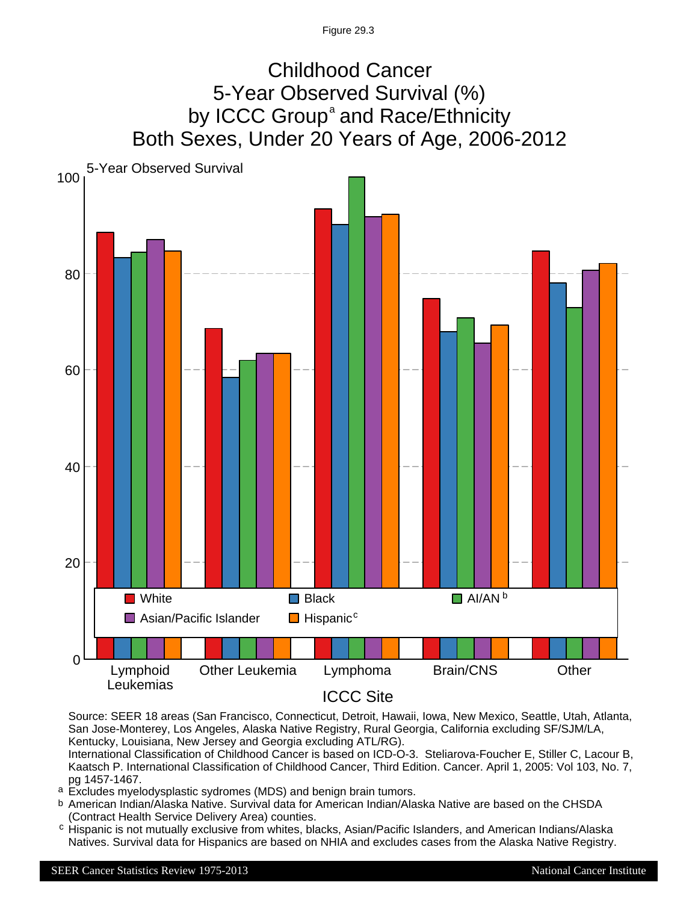Figure 29.3

# Childhood Cancer
# 5-Year Observed Survival (%)
# by ICCC Group[a] and Race/Ethnicity
# Both Sexes, Under 20 Years of Age, 2006-2012

5-Year Observed Survival

100
80
60
40
20
0

White
Black
AI/AN[b]
Asian/Pacific Islander
Hispanic[c]

Lymphoid Leukemias
Other Leukemia
Lymphoma
Brain/CNS
Other

ICCC Site

Source: SEER 18 areas (San Francisco, Connecticut, Detroit, Hawaii, Iowa, New Mexico, Seattle, Utah, Atlanta, San Jose-Monterey, Los Angeles, Alaska Native Registry, Rural Georgia, California excluding SF/SJM/LA, Kentucky, Louisiana, New Jersey and Georgia excluding ATL/RG).
International Classification of Childhood Cancer is based on ICD-O-3. Steliarova-Foucher E, Stiller C, Lacour B, Kaatsch P. International Classification of Childhood Cancer, Third Edition. Cancer. April 1, 2005: Vol 103, No. 7, pg 1457-1467.

[a] Excludes myelodysplastic sydromes (MDS) and benign brain tumors.

[b] American Indian/Alaska Native. Survival data for American Indian/Alaska Native are based on the CHSDA (Contract Health Service Delivery Area) counties.

[c] Hispanic is not mutually exclusive from whites, blacks, Asian/Pacific Islanders, and American Indians/Alaska Natives. Survival data for Hispanics are based on NHIA and excludes cases from the Alaska Native Registry.